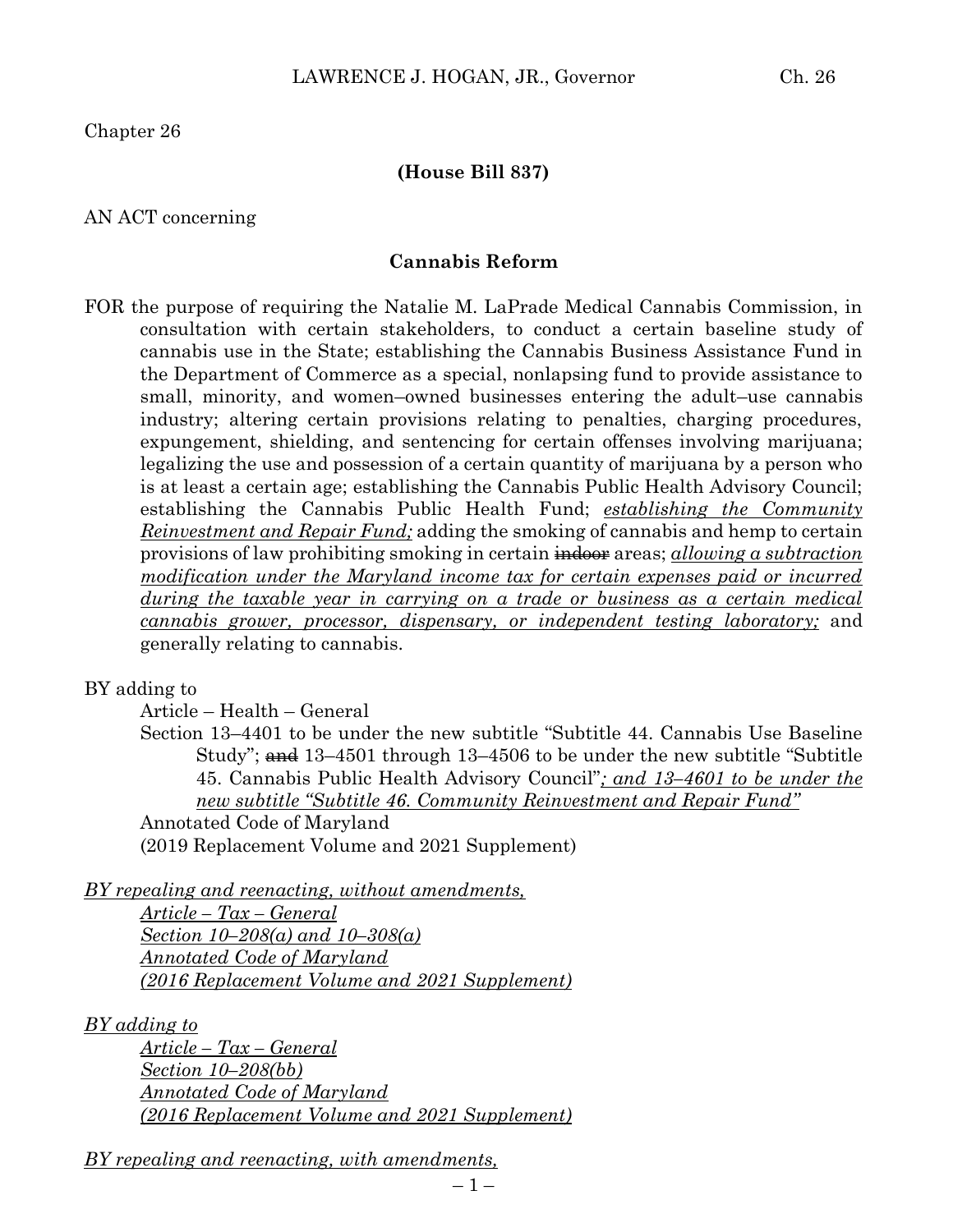Chapter 26

**(House Bill 837)**

AN ACT concerning

**Cannabis Reform**

FOR the purpose of requiring the Natalie M. LaPrade Medical Cannabis Commission, in consultation with certain stakeholders, to conduct a certain baseline study of cannabis use in the State; establishing the Cannabis Business Assistance Fund in the Department of Commerce as a special, nonlapsing fund to provide assistance to small, minority, and women–owned businesses entering the adult–use cannabis industry; altering certain provisions relating to penalties, charging procedures, expungement, shielding, and sentencing for certain offenses involving marijuana; legalizing the use and possession of a certain quantity of marijuana by a person who is at least a certain age; establishing the Cannabis Public Health Advisory Council; establishing the Cannabis Public Health Fund; *establishing the Community Reinvestment and Repair Fund;* adding the smoking of cannabis and hemp to certain provisions of law prohibiting smoking in certain ~~indoor~~ areas; *allowing a subtraction modification under the Maryland income tax for certain expenses paid or incurred during the taxable year in carrying on a trade or business as a certain medical cannabis grower, processor, dispensary, or independent testing laboratory;* and generally relating to cannabis.

BY adding to
Article – Health – General
Section 13–4401 to be under the new subtitle "Subtitle 44. Cannabis Use Baseline Study"; ~~and~~ 13–4501 through 13–4506 to be under the new subtitle "Subtitle 45. Cannabis Public Health Advisory Council"*; and 13–4601 to be under the new subtitle "Subtitle 46. Community Reinvestment and Repair Fund"*
Annotated Code of Maryland
(2019 Replacement Volume and 2021 Supplement)

*BY repealing and reenacting, without amendments,*
*Article – Tax – General*
*Section 10–208(a) and 10–308(a)*
*Annotated Code of Maryland*
*(2016 Replacement Volume and 2021 Supplement)*

*BY adding to*
*Article – Tax – General*
*Section 10–208(bb)*
*Annotated Code of Maryland*
*(2016 Replacement Volume and 2021 Supplement)*

*BY repealing and reenacting, with amendments,*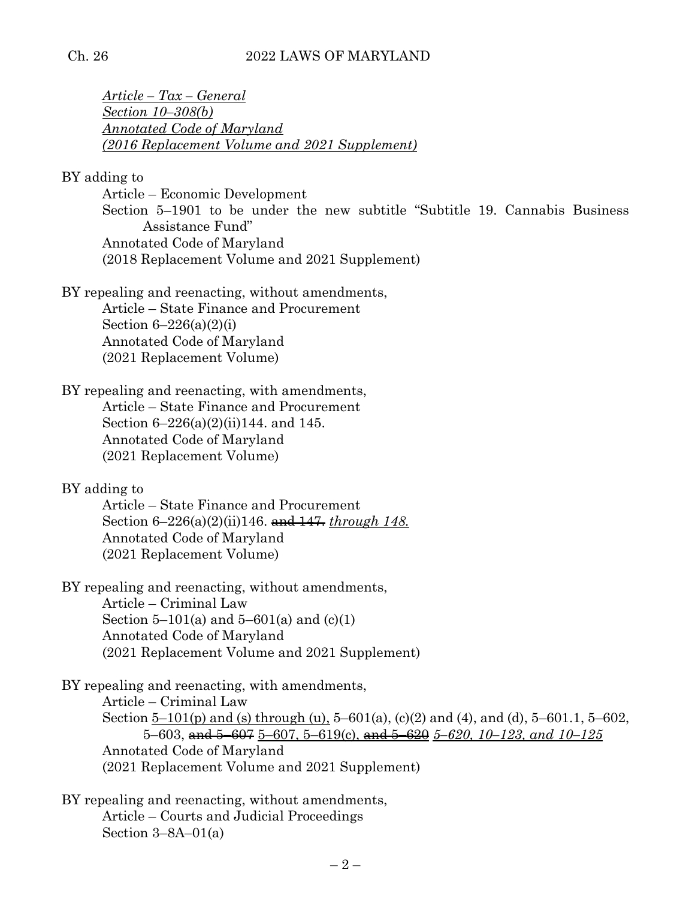<u>*Article – Tax – General*</u>
<u>*Section 10–308(b)*</u>
<u>*Annotated Code of Maryland*</u>
<u>*(2016 Replacement Volume and 2021 Supplement)*</u>

BY adding to
Article – Economic Development
Section 5–1901 to be under the new subtitle "Subtitle 19. Cannabis Business Assistance Fund"
Annotated Code of Maryland
(2018 Replacement Volume and 2021 Supplement)

BY repealing and reenacting, without amendments,
Article – State Finance and Procurement
Section 6–226(a)(2)(i)
Annotated Code of Maryland
(2021 Replacement Volume)

BY repealing and reenacting, with amendments,
Article – State Finance and Procurement
Section 6–226(a)(2)(ii)144. and 145.
Annotated Code of Maryland
(2021 Replacement Volume)

BY adding to
Article – State Finance and Procurement
Section 6–226(a)(2)(ii)146. ~~and 147.~~ <u>*through 148.*</u>
Annotated Code of Maryland
(2021 Replacement Volume)

BY repealing and reenacting, without amendments,
Article – Criminal Law
Section 5–101(a) and 5–601(a) and (c)(1)
Annotated Code of Maryland
(2021 Replacement Volume and 2021 Supplement)

BY repealing and reenacting, with amendments,
Article – Criminal Law
Section <u>5–101(p) and (s) through (u),</u> 5–601(a), (c)(2) and (4), and (d), 5–601.1, 5–602, 5–603, ~~and 5–607~~ <u>5–607, 5–619(c),</u> ~~and 5–620~~ <u>*5–620, 10–123, and 10–125*</u>
Annotated Code of Maryland
(2021 Replacement Volume and 2021 Supplement)

BY repealing and reenacting, without amendments,
Article – Courts and Judicial Proceedings
Section 3–8A–01(a)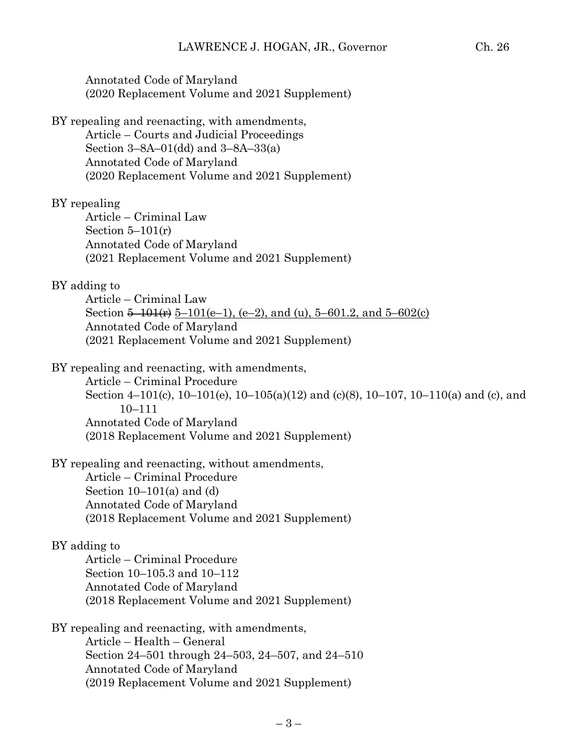Annotated Code of Maryland
(2020 Replacement Volume and 2021 Supplement)

BY repealing and reenacting, with amendments,
Article – Courts and Judicial Proceedings
Section 3–8A–01(dd) and 3–8A–33(a)
Annotated Code of Maryland
(2020 Replacement Volume and 2021 Supplement)

BY repealing
Article – Criminal Law
Section 5–101(r)
Annotated Code of Maryland
(2021 Replacement Volume and 2021 Supplement)

BY adding to
Article – Criminal Law
Section ~~5–101(r)~~ <u>5–101(e–1), (e–2), and (u), 5–601.2, and 5–602(c)</u>
Annotated Code of Maryland
(2021 Replacement Volume and 2021 Supplement)

BY repealing and reenacting, with amendments,
Article – Criminal Procedure
Section 4–101(c), 10–101(e), 10–105(a)(12) and (c)(8), 10–107, 10–110(a) and (c), and 10–111
Annotated Code of Maryland
(2018 Replacement Volume and 2021 Supplement)

BY repealing and reenacting, without amendments,
Article – Criminal Procedure
Section 10–101(a) and (d)
Annotated Code of Maryland
(2018 Replacement Volume and 2021 Supplement)

BY adding to
Article – Criminal Procedure
Section 10–105.3 and 10–112
Annotated Code of Maryland
(2018 Replacement Volume and 2021 Supplement)

BY repealing and reenacting, with amendments,
Article – Health – General
Section 24–501 through 24–503, 24–507, and 24–510
Annotated Code of Maryland
(2019 Replacement Volume and 2021 Supplement)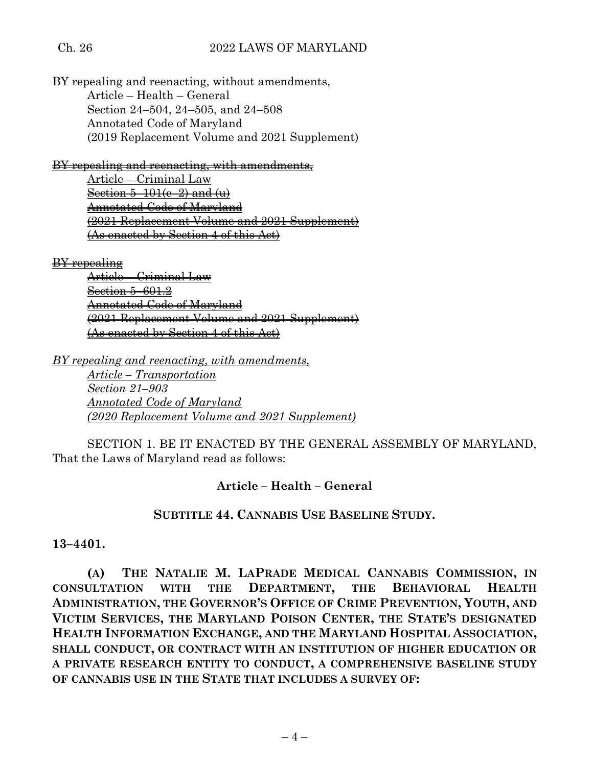BY repealing and reenacting, without amendments,

Article – Health – General

Section 24–504, 24–505, and 24–508

Annotated Code of Maryland

(2019 Replacement Volume and 2021 Supplement)

~~BY repealing and reenacting, with amendments,~~

~~Article – Criminal Law~~

~~Section 5–101(c–2) and (u)~~

~~Annotated Code of Maryland~~

~~(2021 Replacement Volume and 2021 Supplement)~~

~~(As enacted by Section 4 of this Act)~~

~~BY repealing~~

~~Article – Criminal Law~~

~~Section 5–601.2~~

~~Annotated Code of Maryland~~

~~(2021 Replacement Volume and 2021 Supplement)~~

~~(As enacted by Section 4 of this Act)~~

*BY repealing and reenacting, with amendments,*

*Article – Transportation*

*Section 21–903*

*Annotated Code of Maryland*

*(2020 Replacement Volume and 2021 Supplement)*

SECTION 1. BE IT ENACTED BY THE GENERAL ASSEMBLY OF MARYLAND, That the Laws of Maryland read as follows:

**Article – Health – General**

**SUBTITLE 44. CANNABIS USE BASELINE STUDY.**

**13–4401.**

**(A) THE NATALIE M. LAPRADE MEDICAL CANNABIS COMMISSION, IN CONSULTATION WITH THE DEPARTMENT, THE BEHAVIORAL HEALTH ADMINISTRATION, THE GOVERNOR'S OFFICE OF CRIME PREVENTION, YOUTH, AND VICTIM SERVICES, THE MARYLAND POISON CENTER, THE STATE'S DESIGNATED HEALTH INFORMATION EXCHANGE, AND THE MARYLAND HOSPITAL ASSOCIATION, SHALL CONDUCT, OR CONTRACT WITH AN INSTITUTION OF HIGHER EDUCATION OR A PRIVATE RESEARCH ENTITY TO CONDUCT, A COMPREHENSIVE BASELINE STUDY OF CANNABIS USE IN THE STATE THAT INCLUDES A SURVEY OF:**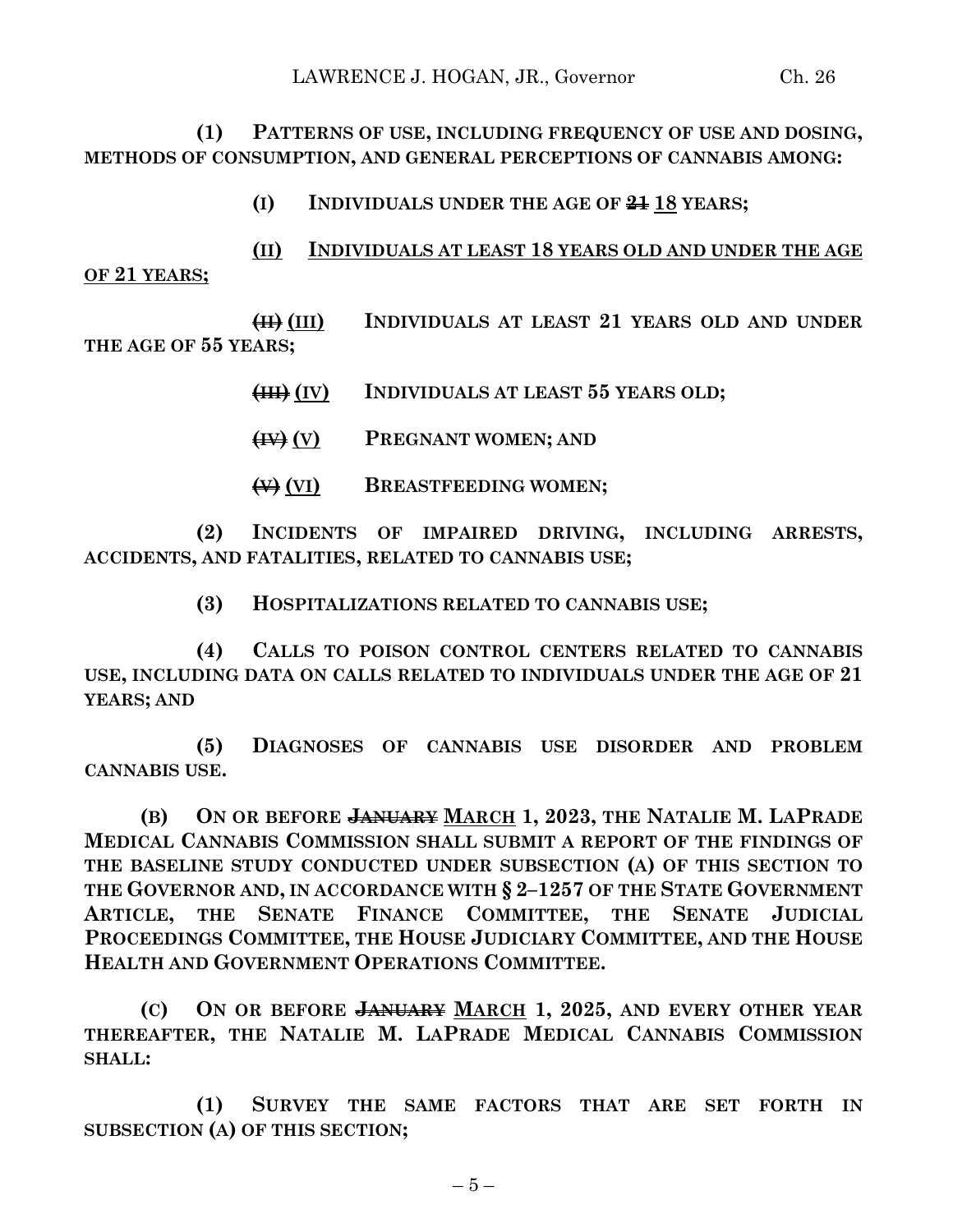**(1) PATTERNS OF USE, INCLUDING FREQUENCY OF USE AND DOSING, METHODS OF CONSUMPTION, AND GENERAL PERCEPTIONS OF CANNABIS AMONG:**

**(I) INDIVIDUALS UNDER THE AGE OF ~~21~~** 18 **YEARS;**

(II) INDIVIDUALS AT LEAST 18 YEARS OLD AND UNDER THE AGE OF 21 YEARS;

**~~(II)~~** (III) **INDIVIDUALS AT LEAST 21 YEARS OLD AND UNDER THE AGE OF 55 YEARS;**

**~~(III)~~** (IV) **INDIVIDUALS AT LEAST 55 YEARS OLD;**

**~~(IV)~~** (V) **PREGNANT WOMEN; AND**

**~~(V)~~** (VI) **BREASTFEEDING WOMEN;**

**(2) INCIDENTS OF IMPAIRED DRIVING, INCLUDING ARRESTS, ACCIDENTS, AND FATALITIES, RELATED TO CANNABIS USE;**

**(3) HOSPITALIZATIONS RELATED TO CANNABIS USE;**

**(4) CALLS TO POISON CONTROL CENTERS RELATED TO CANNABIS USE, INCLUDING DATA ON CALLS RELATED TO INDIVIDUALS UNDER THE AGE OF 21 YEARS; AND**

**(5) DIAGNOSES OF CANNABIS USE DISORDER AND PROBLEM CANNABIS USE.**

**(B) ON OR BEFORE ~~JANUARY~~** MARCH **1, 2023, THE NATALIE M. LAPRADE MEDICAL CANNABIS COMMISSION SHALL SUBMIT A REPORT OF THE FINDINGS OF THE BASELINE STUDY CONDUCTED UNDER SUBSECTION (A) OF THIS SECTION TO THE GOVERNOR AND, IN ACCORDANCE WITH § 2–1257 OF THE STATE GOVERNMENT ARTICLE, THE SENATE FINANCE COMMITTEE, THE SENATE JUDICIAL PROCEEDINGS COMMITTEE, THE HOUSE JUDICIARY COMMITTEE, AND THE HOUSE HEALTH AND GOVERNMENT OPERATIONS COMMITTEE.**

**(C) ON OR BEFORE ~~JANUARY~~** MARCH **1, 2025, AND EVERY OTHER YEAR THEREAFTER, THE NATALIE M. LAPRADE MEDICAL CANNABIS COMMISSION SHALL:**

**(1) SURVEY THE SAME FACTORS THAT ARE SET FORTH IN SUBSECTION (A) OF THIS SECTION;**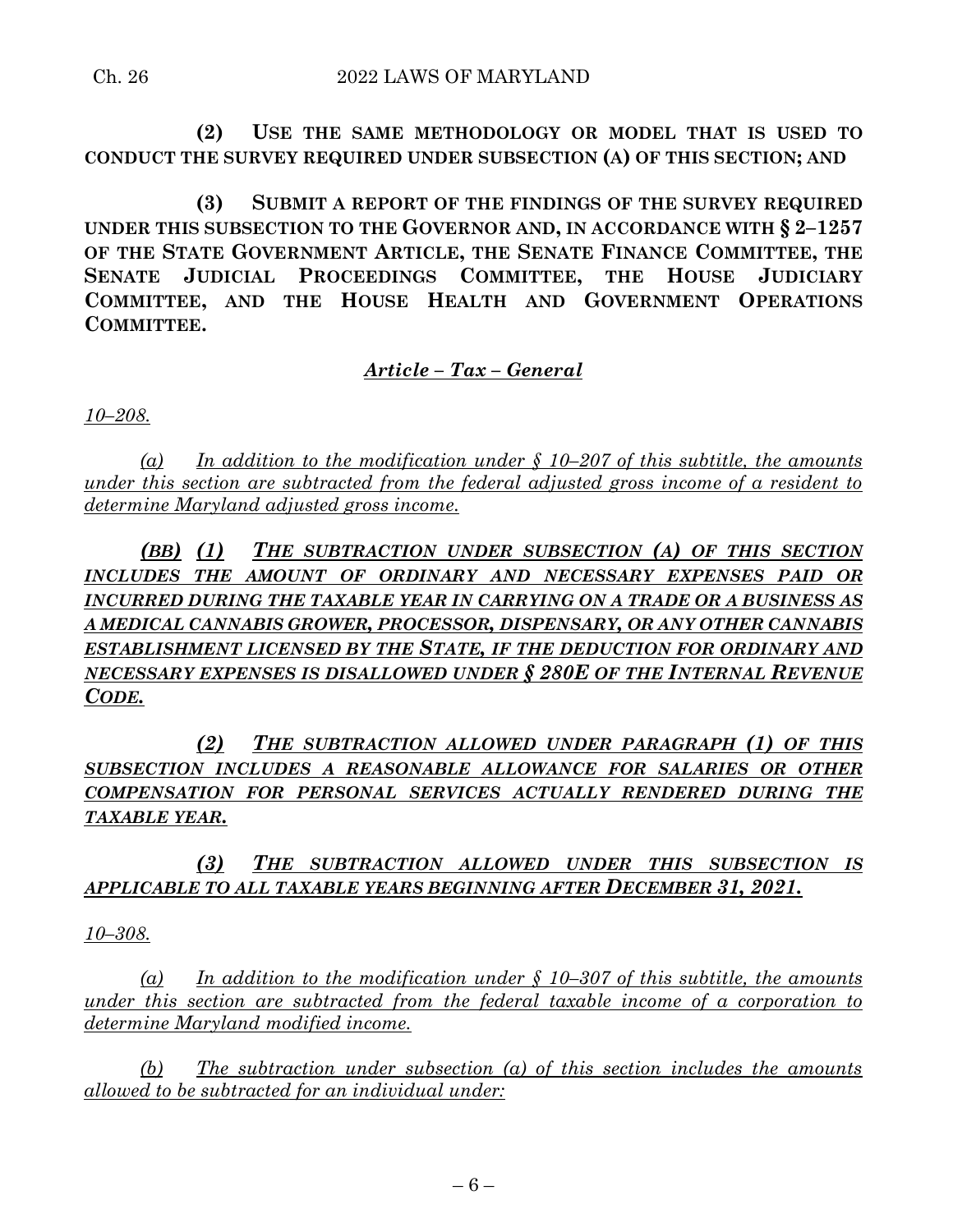**(2) USE THE SAME METHODOLOGY OR MODEL THAT IS USED TO CONDUCT THE SURVEY REQUIRED UNDER SUBSECTION (A) OF THIS SECTION; AND**

**(3) SUBMIT A REPORT OF THE FINDINGS OF THE SURVEY REQUIRED UNDER THIS SUBSECTION TO THE GOVERNOR AND, IN ACCORDANCE WITH § 2–1257 OF THE STATE GOVERNMENT ARTICLE, THE SENATE FINANCE COMMITTEE, THE SENATE JUDICIAL PROCEEDINGS COMMITTEE, THE HOUSE JUDICIARY COMMITTEE, AND THE HOUSE HEALTH AND GOVERNMENT OPERATIONS COMMITTEE.**

***Article – Tax – General***

*10–208.*

*(a) In addition to the modification under § 10–207 of this subtitle, the amounts under this section are subtracted from the federal adjusted gross income of a resident to determine Maryland adjusted gross income.*

***(BB) (1) THE SUBTRACTION UNDER SUBSECTION (A) OF THIS SECTION INCLUDES THE AMOUNT OF ORDINARY AND NECESSARY EXPENSES PAID OR INCURRED DURING THE TAXABLE YEAR IN CARRYING ON A TRADE OR A BUSINESS AS A MEDICAL CANNABIS GROWER, PROCESSOR, DISPENSARY, OR ANY OTHER CANNABIS ESTABLISHMENT LICENSED BY THE STATE, IF THE DEDUCTION FOR ORDINARY AND NECESSARY EXPENSES IS DISALLOWED UNDER § 280E OF THE INTERNAL REVENUE CODE.***

***(2) THE SUBTRACTION ALLOWED UNDER PARAGRAPH (1) OF THIS SUBSECTION INCLUDES A REASONABLE ALLOWANCE FOR SALARIES OR OTHER COMPENSATION FOR PERSONAL SERVICES ACTUALLY RENDERED DURING THE TAXABLE YEAR.***

***(3) THE SUBTRACTION ALLOWED UNDER THIS SUBSECTION IS APPLICABLE TO ALL TAXABLE YEARS BEGINNING AFTER DECEMBER 31, 2021.***

*10–308.*

*(a) In addition to the modification under § 10–307 of this subtitle, the amounts under this section are subtracted from the federal taxable income of a corporation to determine Maryland modified income.*

*(b) The subtraction under subsection (a) of this section includes the amounts allowed to be subtracted for an individual under:*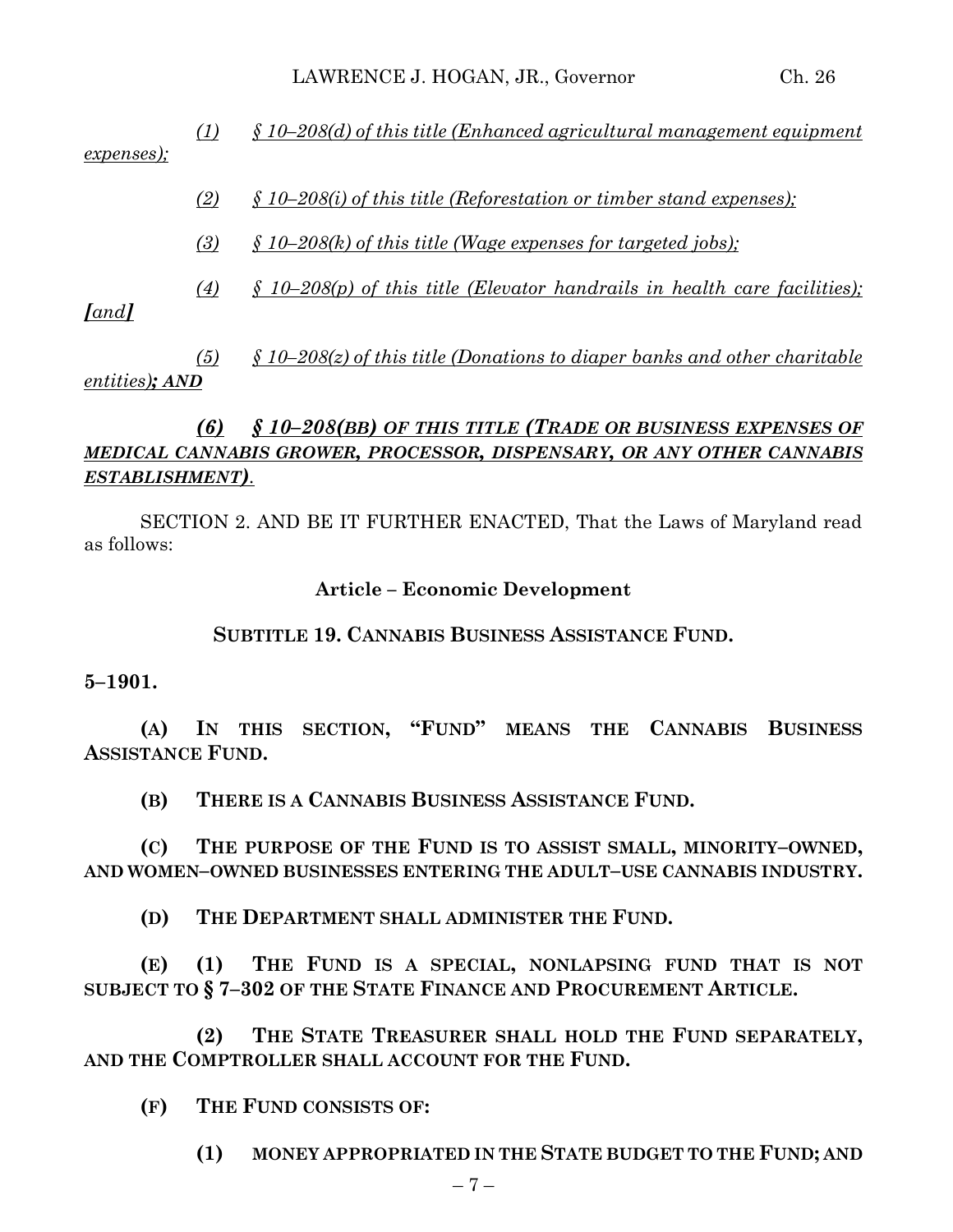*(1) § 10–208(d) of this title (Enhanced agricultural management equipment expenses);*

*(2) § 10–208(i) of this title (Reforestation or timber stand expenses);*

*(3) § 10–208(k) of this title (Wage expenses for targeted jobs);*

*(4) § 10–208(p) of this title (Elevator handrails in health care facilities);* ***[and]***

*(5) § 10–208(z) of this title (Donations to diaper banks and other charitable entities)****; AND***

***(6) § 10–208(BB) OF THIS TITLE (TRADE OR BUSINESS EXPENSES OF MEDICAL CANNABIS GROWER, PROCESSOR, DISPENSARY, OR ANY OTHER CANNABIS ESTABLISHMENT)****.*

SECTION 2. AND BE IT FURTHER ENACTED, That the Laws of Maryland read as follows:

**Article – Economic Development**

**SUBTITLE 19. CANNABIS BUSINESS ASSISTANCE FUND.**

**5–1901.**

**(A) IN THIS SECTION, "FUND" MEANS THE CANNABIS BUSINESS ASSISTANCE FUND.**

**(B) THERE IS A CANNABIS BUSINESS ASSISTANCE FUND.**

**(C) THE PURPOSE OF THE FUND IS TO ASSIST SMALL, MINORITY–OWNED, AND WOMEN–OWNED BUSINESSES ENTERING THE ADULT–USE CANNABIS INDUSTRY.**

**(D) THE DEPARTMENT SHALL ADMINISTER THE FUND.**

**(E) (1) THE FUND IS A SPECIAL, NONLAPSING FUND THAT IS NOT SUBJECT TO § 7–302 OF THE STATE FINANCE AND PROCUREMENT ARTICLE.**

**(2) THE STATE TREASURER SHALL HOLD THE FUND SEPARATELY, AND THE COMPTROLLER SHALL ACCOUNT FOR THE FUND.**

**(F) THE FUND CONSISTS OF:**

**(1) MONEY APPROPRIATED IN THE STATE BUDGET TO THE FUND; AND**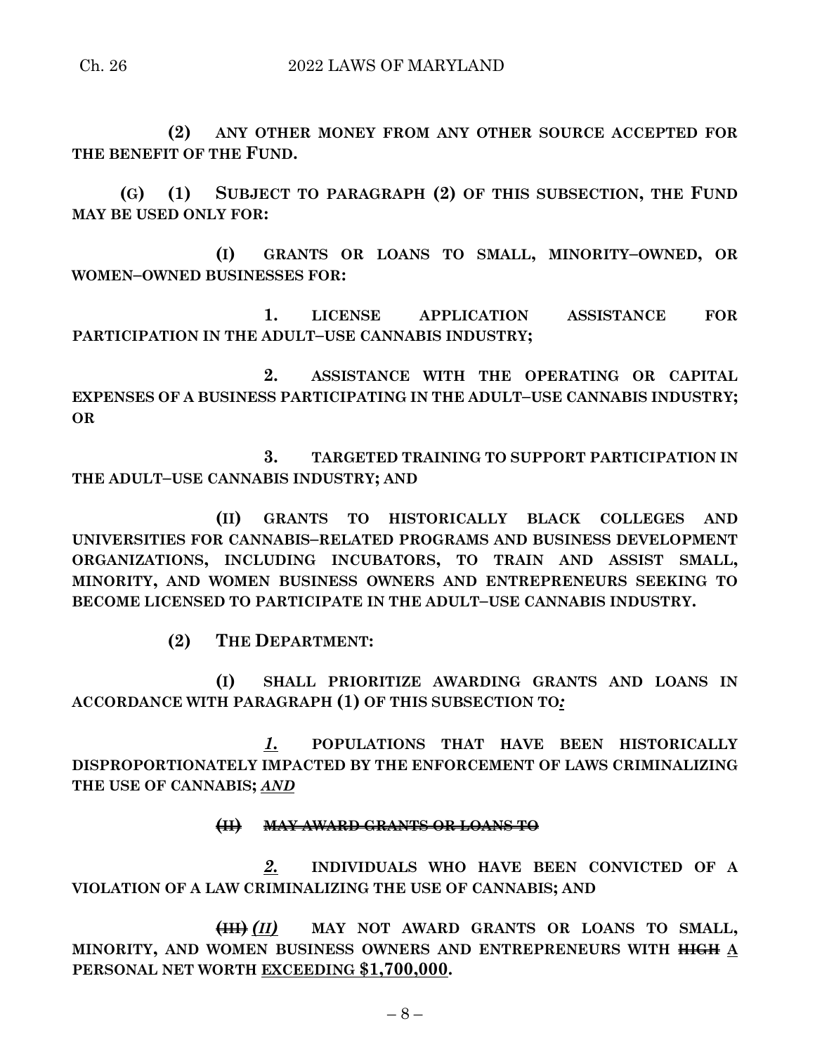**(2) ANY OTHER MONEY FROM ANY OTHER SOURCE ACCEPTED FOR THE BENEFIT OF THE FUND.**

**(G) (1) SUBJECT TO PARAGRAPH (2) OF THIS SUBSECTION, THE FUND MAY BE USED ONLY FOR:**

**(I) GRANTS OR LOANS TO SMALL, MINORITY–OWNED, OR WOMEN–OWNED BUSINESSES FOR:**

**1. LICENSE APPLICATION ASSISTANCE FOR PARTICIPATION IN THE ADULT–USE CANNABIS INDUSTRY;**

**2. ASSISTANCE WITH THE OPERATING OR CAPITAL EXPENSES OF A BUSINESS PARTICIPATING IN THE ADULT–USE CANNABIS INDUSTRY; OR**

**3. TARGETED TRAINING TO SUPPORT PARTICIPATION IN THE ADULT–USE CANNABIS INDUSTRY; AND**

**(II) GRANTS TO HISTORICALLY BLACK COLLEGES AND UNIVERSITIES FOR CANNABIS–RELATED PROGRAMS AND BUSINESS DEVELOPMENT ORGANIZATIONS, INCLUDING INCUBATORS, TO TRAIN AND ASSIST SMALL, MINORITY, AND WOMEN BUSINESS OWNERS AND ENTREPRENEURS SEEKING TO BECOME LICENSED TO PARTICIPATE IN THE ADULT–USE CANNABIS INDUSTRY.**

**(2) THE DEPARTMENT:**

**(I) SHALL PRIORITIZE AWARDING GRANTS AND LOANS IN ACCORDANCE WITH PARAGRAPH (1) OF THIS SUBSECTION TO*:***

***1.* POPULATIONS THAT HAVE BEEN HISTORICALLY DISPROPORTIONATELY IMPACTED BY THE ENFORCEMENT OF LAWS CRIMINALIZING THE USE OF CANNABIS; *AND***

~~**(II) MAY AWARD GRANTS OR LOANS TO**~~

***2.* INDIVIDUALS WHO HAVE BEEN CONVICTED OF A VIOLATION OF A LAW CRIMINALIZING THE USE OF CANNABIS; AND**

~~**(III)**~~ ***(II)*** **MAY NOT AWARD GRANTS OR LOANS TO SMALL, MINORITY, AND WOMEN BUSINESS OWNERS AND ENTREPRENEURS WITH ~~HIGH~~ A PERSONAL NET WORTH EXCEEDING $1,700,000.**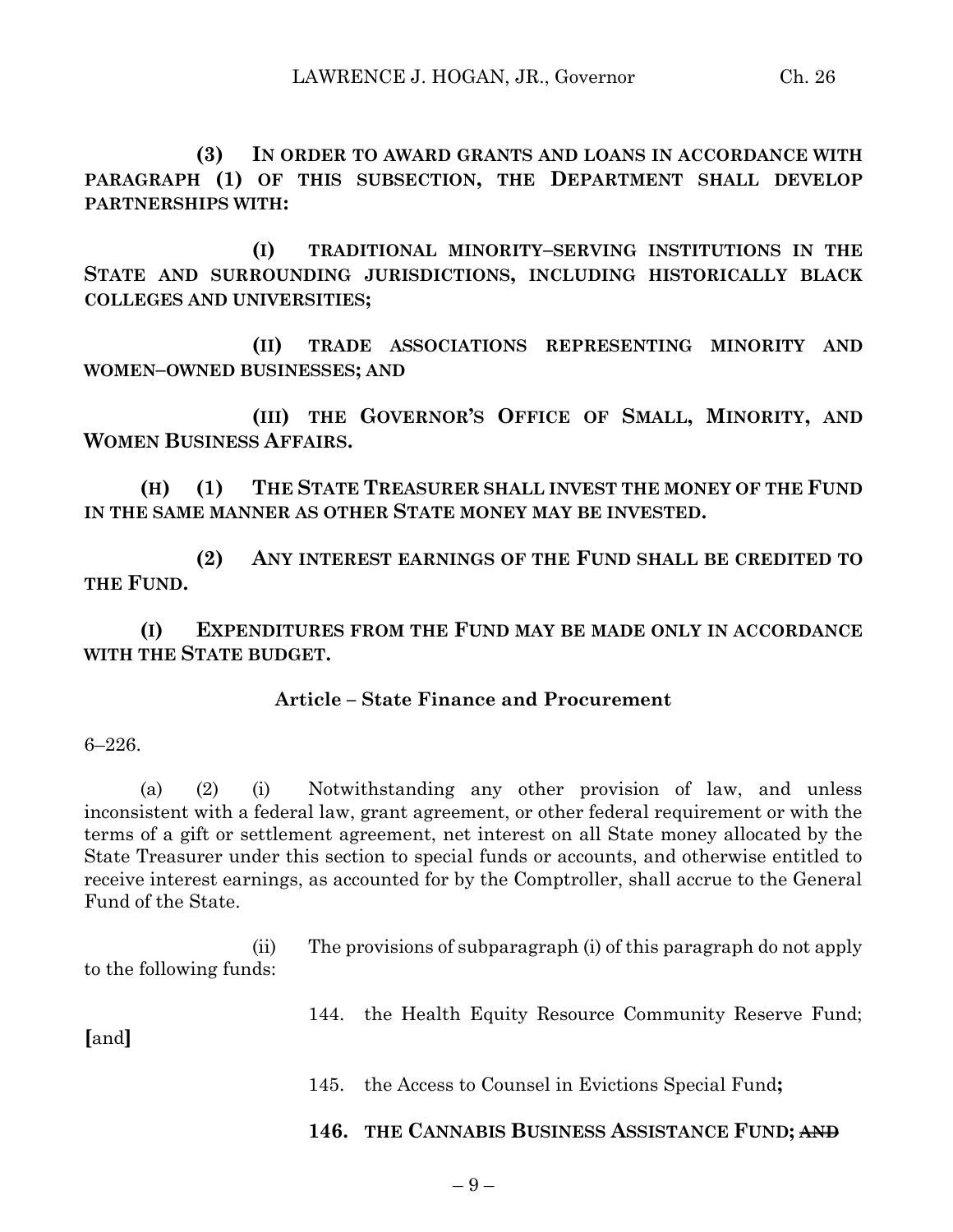**(3) IN ORDER TO AWARD GRANTS AND LOANS IN ACCORDANCE WITH PARAGRAPH (1) OF THIS SUBSECTION, THE DEPARTMENT SHALL DEVELOP PARTNERSHIPS WITH:**

**(I) TRADITIONAL MINORITY–SERVING INSTITUTIONS IN THE STATE AND SURROUNDING JURISDICTIONS, INCLUDING HISTORICALLY BLACK COLLEGES AND UNIVERSITIES;**

**(II) TRADE ASSOCIATIONS REPRESENTING MINORITY AND WOMEN–OWNED BUSINESSES; AND**

**(III) THE GOVERNOR'S OFFICE OF SMALL, MINORITY, AND WOMEN BUSINESS AFFAIRS.**

**(H) (1) THE STATE TREASURER SHALL INVEST THE MONEY OF THE FUND IN THE SAME MANNER AS OTHER STATE MONEY MAY BE INVESTED.**

**(2) ANY INTEREST EARNINGS OF THE FUND SHALL BE CREDITED TO THE FUND.**

**(I) EXPENDITURES FROM THE FUND MAY BE MADE ONLY IN ACCORDANCE WITH THE STATE BUDGET.**

**Article – State Finance and Procurement**

6–226.

(a) (2) (i) Notwithstanding any other provision of law, and unless inconsistent with a federal law, grant agreement, or other federal requirement or with the terms of a gift or settlement agreement, net interest on all State money allocated by the State Treasurer under this section to special funds or accounts, and otherwise entitled to receive interest earnings, as accounted for by the Comptroller, shall accrue to the General Fund of the State.

(ii) The provisions of subparagraph (i) of this paragraph do not apply to the following funds:

144. the Health Equity Resource Community Reserve Fund; **[**and**]**

145. the Access to Counsel in Evictions Special Fund**;**

**146. THE CANNABIS BUSINESS ASSISTANCE FUND;** ~~**AND**~~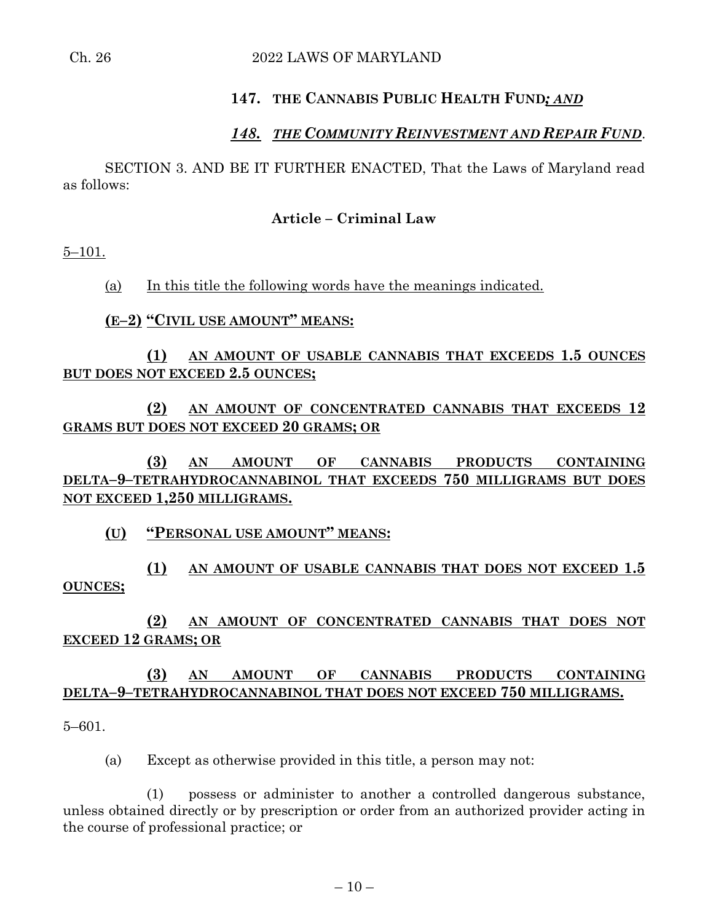**147. THE CANNABIS PUBLIC HEALTH FUND*; AND***

***148. THE COMMUNITY REINVESTMENT AND REPAIR FUND.***

SECTION 3. AND BE IT FURTHER ENACTED, That the Laws of Maryland read as follows:

**Article – Criminal Law**

5–101.

(a) In this title the following words have the meanings indicated.

**(E–2) "CIVIL USE AMOUNT" MEANS:**

**(1) AN AMOUNT OF USABLE CANNABIS THAT EXCEEDS 1.5 OUNCES BUT DOES NOT EXCEED 2.5 OUNCES;**

**(2) AN AMOUNT OF CONCENTRATED CANNABIS THAT EXCEEDS 12 GRAMS BUT DOES NOT EXCEED 20 GRAMS; OR**

**(3) AN AMOUNT OF CANNABIS PRODUCTS CONTAINING DELTA–9–TETRAHYDROCANNABINOL THAT EXCEEDS 750 MILLIGRAMS BUT DOES NOT EXCEED 1,250 MILLIGRAMS.**

**(U) "PERSONAL USE AMOUNT" MEANS:**

**(1) AN AMOUNT OF USABLE CANNABIS THAT DOES NOT EXCEED 1.5 OUNCES;**

**(2) AN AMOUNT OF CONCENTRATED CANNABIS THAT DOES NOT EXCEED 12 GRAMS; OR**

**(3) AN AMOUNT OF CANNABIS PRODUCTS CONTAINING DELTA–9–TETRAHYDROCANNABINOL THAT DOES NOT EXCEED 750 MILLIGRAMS.**

5–601.

(a) Except as otherwise provided in this title, a person may not:

(1) possess or administer to another a controlled dangerous substance, unless obtained directly or by prescription or order from an authorized provider acting in the course of professional practice; or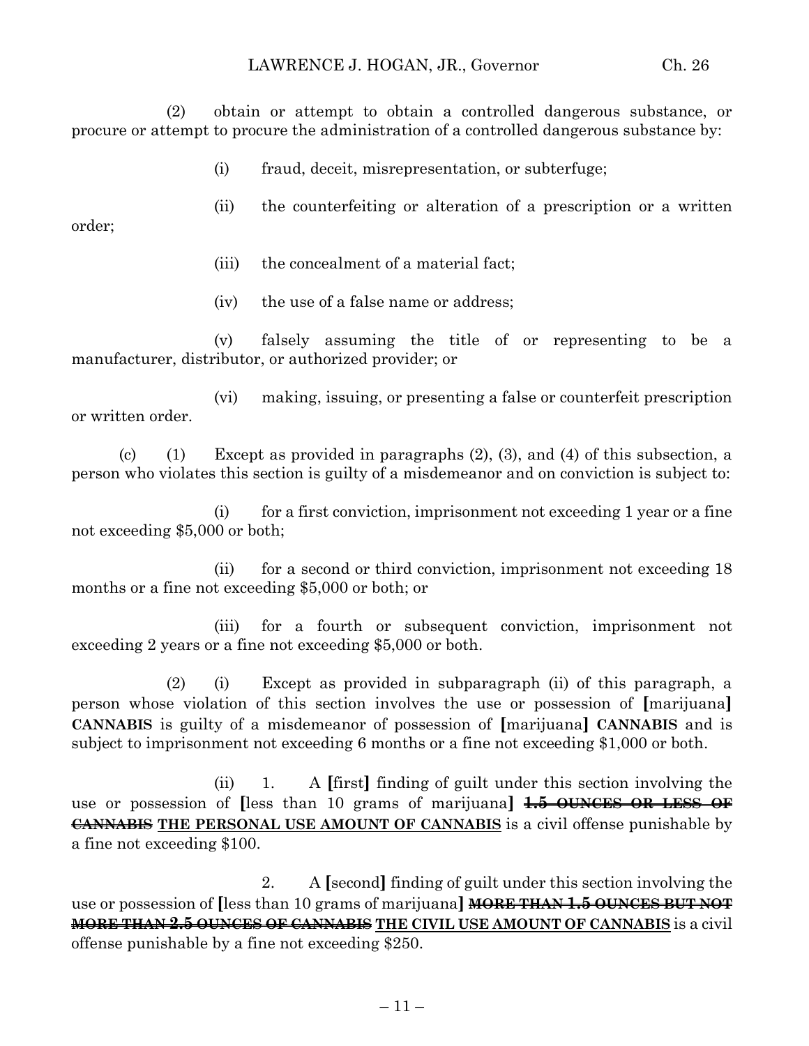(2) obtain or attempt to obtain a controlled dangerous substance, or procure or attempt to procure the administration of a controlled dangerous substance by:

(i) fraud, deceit, misrepresentation, or subterfuge;

(ii) the counterfeiting or alteration of a prescription or a written order;

(iii) the concealment of a material fact;

(iv) the use of a false name or address;

(v) falsely assuming the title of or representing to be a manufacturer, distributor, or authorized provider; or

(vi) making, issuing, or presenting a false or counterfeit prescription or written order.

(c) (1) Except as provided in paragraphs (2), (3), and (4) of this subsection, a person who violates this section is guilty of a misdemeanor and on conviction is subject to:

(i) for a first conviction, imprisonment not exceeding 1 year or a fine not exceeding $5,000 or both;

(ii) for a second or third conviction, imprisonment not exceeding 18 months or a fine not exceeding $5,000 or both; or

(iii) for a fourth or subsequent conviction, imprisonment not exceeding 2 years or a fine not exceeding $5,000 or both.

(2) (i) Except as provided in subparagraph (ii) of this paragraph, a person whose violation of this section involves the use or possession of **[**marijuana**]** **CANNABIS** is guilty of a misdemeanor of possession of **[**marijuana**]** **CANNABIS** and is subject to imprisonment not exceeding 6 months or a fine not exceeding $1,000 or both.

(ii) 1. A **[**first**]** finding of guilt under this section involving the use or possession of **[**less than 10 grams of marijuana**]** ~~**1.5 OUNCES OR LESS OF CANNABIS**~~ <u>**THE PERSONAL USE AMOUNT OF CANNABIS**</u> is a civil offense punishable by a fine not exceeding $100.

2. A **[**second**]** finding of guilt under this section involving the use or possession of **[**less than 10 grams of marijuana**]** ~~**MORE THAN 1.5 OUNCES BUT NOT MORE THAN 2.5 OUNCES OF CANNABIS**~~ <u>**THE CIVIL USE AMOUNT OF CANNABIS**</u> is a civil offense punishable by a fine not exceeding $250.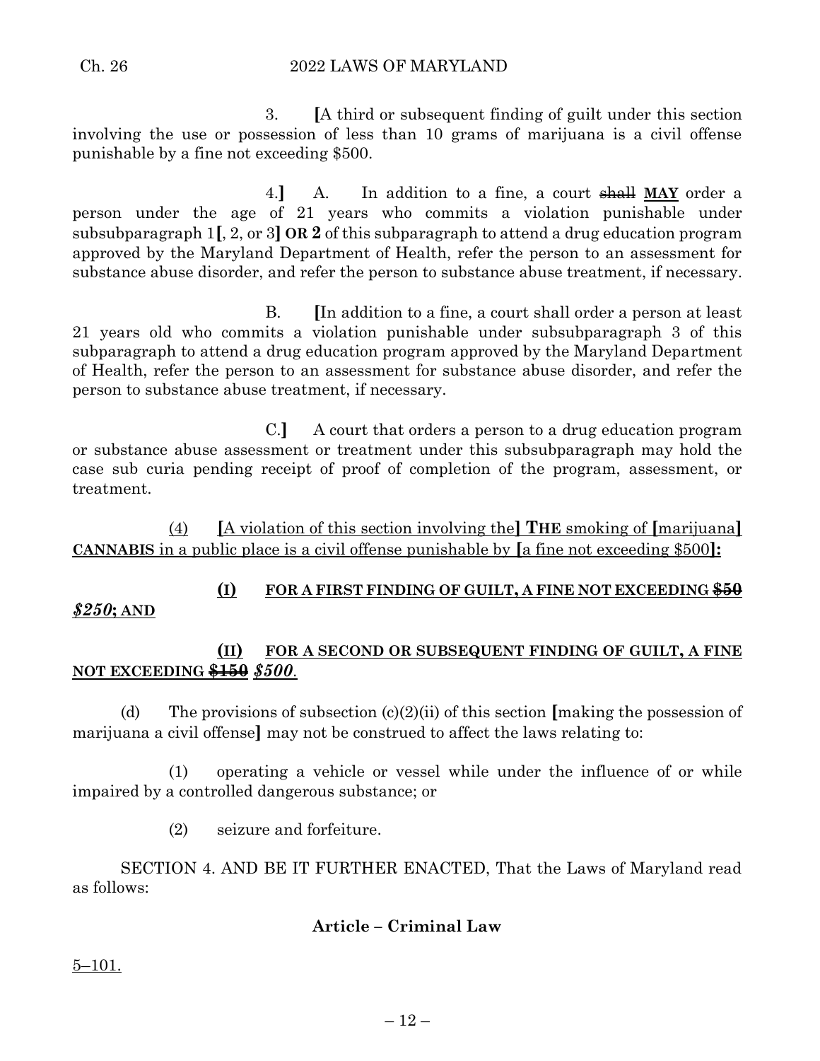3. **[**A third or subsequent finding of guilt under this section involving the use or possession of less than 10 grams of marijuana is a civil offense punishable by a fine not exceeding $500.

4.**]** A. In addition to a fine, a court ~~shall~~ **MAY** order a person under the age of 21 years who commits a violation punishable under subsubparagraph 1**[**, 2, or 3**] OR 2** of this subparagraph to attend a drug education program approved by the Maryland Department of Health, refer the person to an assessment for substance abuse disorder, and refer the person to substance abuse treatment, if necessary.

B. **[**In addition to a fine, a court shall order a person at least 21 years old who commits a violation punishable under subsubparagraph 3 of this subparagraph to attend a drug education program approved by the Maryland Department of Health, refer the person to an assessment for substance abuse disorder, and refer the person to substance abuse treatment, if necessary.

C.**]** A court that orders a person to a drug education program or substance abuse assessment or treatment under this subsubparagraph may hold the case sub curia pending receipt of proof of completion of the program, assessment, or treatment.

(4) **[**A violation of this section involving the**] THE** smoking of **[**marijuana**] CANNABIS** in a public place is a civil offense punishable by **[**a fine not exceeding $500**]:**

**(I) FOR A FIRST FINDING OF GUILT, A FINE NOT EXCEEDING ~~$50~~** ***$250*; AND**

**(II) FOR A SECOND OR SUBSEQUENT FINDING OF GUILT, A FINE NOT EXCEEDING ~~$150~~** ***$500*.**

(d) The provisions of subsection (c)(2)(ii) of this section **[**making the possession of marijuana a civil offense**]** may not be construed to affect the laws relating to:

(1) operating a vehicle or vessel while under the influence of or while impaired by a controlled dangerous substance; or

(2) seizure and forfeiture.

SECTION 4. AND BE IT FURTHER ENACTED, That the Laws of Maryland read as follows:

**Article – Criminal Law**

5–101.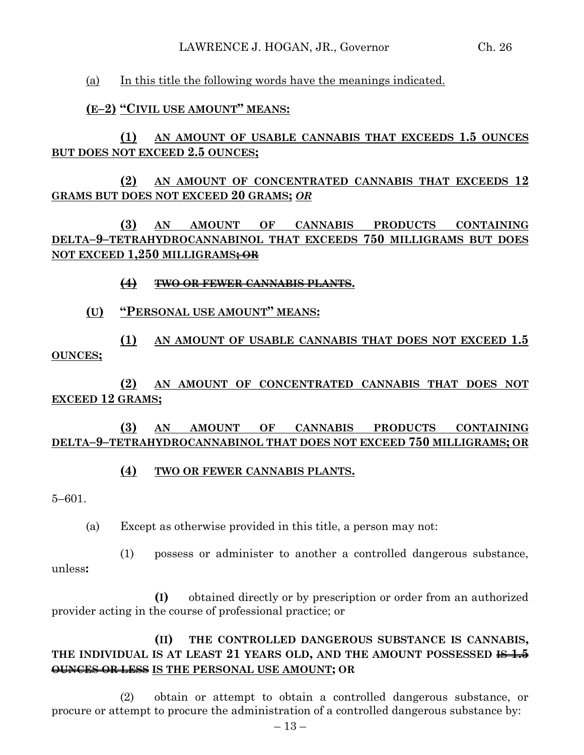(a) In this title the following words have the meanings indicated.

**(E–2) "CIVIL USE AMOUNT" MEANS:**

**(1) AN AMOUNT OF USABLE CANNABIS THAT EXCEEDS 1.5 OUNCES BUT DOES NOT EXCEED 2.5 OUNCES;**

**(2) AN AMOUNT OF CONCENTRATED CANNABIS THAT EXCEEDS 12 GRAMS BUT DOES NOT EXCEED 20 GRAMS; *OR***

**(3) AN AMOUNT OF CANNABIS PRODUCTS CONTAINING DELTA–9–TETRAHYDROCANNABINOL THAT EXCEEDS 750 MILLIGRAMS BUT DOES NOT EXCEED 1,250 MILLIGRAMS~~; OR~~**

~~**(4) TWO OR FEWER CANNABIS PLANTS**~~**.**

**(U) "PERSONAL USE AMOUNT" MEANS:**

**(1) AN AMOUNT OF USABLE CANNABIS THAT DOES NOT EXCEED 1.5 OUNCES;**

**(2) AN AMOUNT OF CONCENTRATED CANNABIS THAT DOES NOT EXCEED 12 GRAMS;**

**(3) AN AMOUNT OF CANNABIS PRODUCTS CONTAINING DELTA–9–TETRAHYDROCANNABINOL THAT DOES NOT EXCEED 750 MILLIGRAMS; OR**

**(4) TWO OR FEWER CANNABIS PLANTS.**

5–601.

(a) Except as otherwise provided in this title, a person may not:

(1) possess or administer to another a controlled dangerous substance, unless**:**

**(I)** obtained directly or by prescription or order from an authorized provider acting in the course of professional practice; or

**(II) THE CONTROLLED DANGEROUS SUBSTANCE IS CANNABIS, THE INDIVIDUAL IS AT LEAST 21 YEARS OLD, AND THE AMOUNT POSSESSED ~~IS 1.5 OUNCES OR LESS~~ IS THE PERSONAL USE AMOUNT; OR**

(2) obtain or attempt to obtain a controlled dangerous substance, or procure or attempt to procure the administration of a controlled dangerous substance by: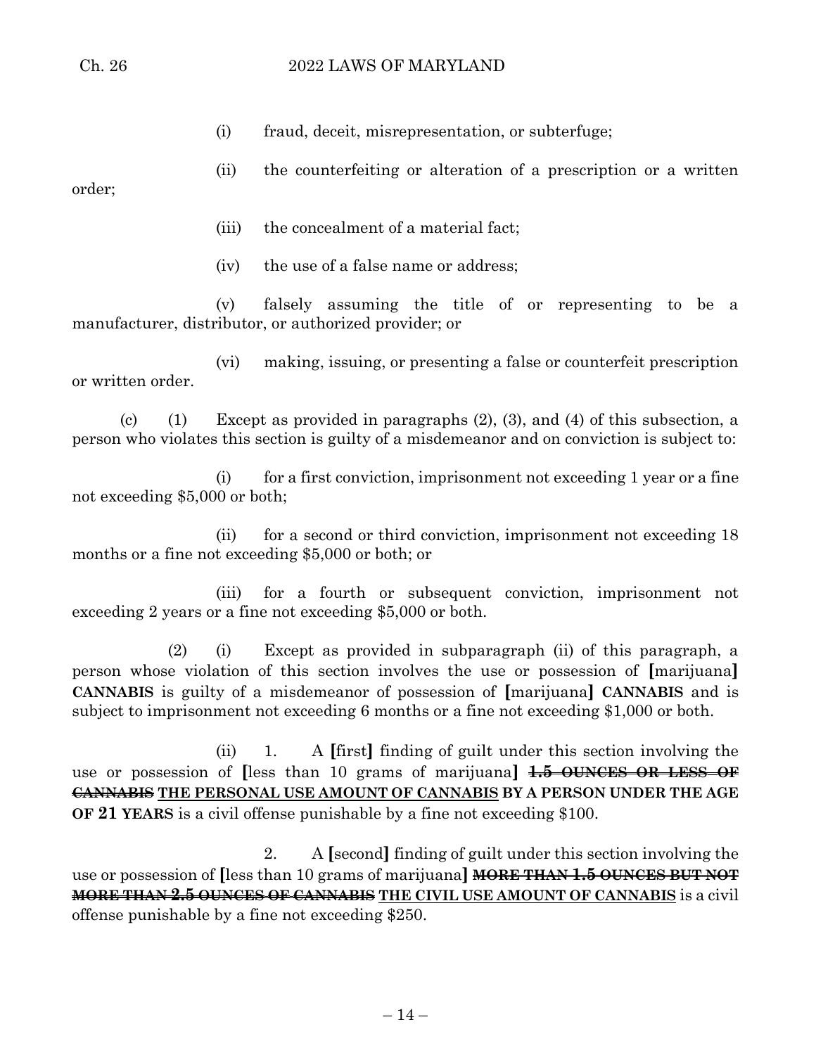(i) fraud, deceit, misrepresentation, or subterfuge;

(ii) the counterfeiting or alteration of a prescription or a written order;

(iii) the concealment of a material fact;

(iv) the use of a false name or address;

(v) falsely assuming the title of or representing to be a manufacturer, distributor, or authorized provider; or

(vi) making, issuing, or presenting a false or counterfeit prescription or written order.

(c) (1) Except as provided in paragraphs (2), (3), and (4) of this subsection, a person who violates this section is guilty of a misdemeanor and on conviction is subject to:

(i) for a first conviction, imprisonment not exceeding 1 year or a fine not exceeding $5,000 or both;

(ii) for a second or third conviction, imprisonment not exceeding 18 months or a fine not exceeding $5,000 or both; or

(iii) for a fourth or subsequent conviction, imprisonment not exceeding 2 years or a fine not exceeding $5,000 or both.

(2) (i) Except as provided in subparagraph (ii) of this paragraph, a person whose violation of this section involves the use or possession of **[**marijuana**]** **CANNABIS** is guilty of a misdemeanor of possession of **[**marijuana**]** **CANNABIS** and is subject to imprisonment not exceeding 6 months or a fine not exceeding $1,000 or both.

(ii) 1. A **[**first**]** finding of guilt under this section involving the use or possession of **[**less than 10 grams of marijuana**]** ~~**1.5 OUNCES OR LESS OF CANNABIS**~~ <u>**THE PERSONAL USE AMOUNT OF CANNABIS**</u> **BY A PERSON UNDER THE AGE OF 21 YEARS** is a civil offense punishable by a fine not exceeding $100.

2. A **[**second**]** finding of guilt under this section involving the use or possession of **[**less than 10 grams of marijuana**]** ~~**MORE THAN 1.5 OUNCES BUT NOT MORE THAN 2.5 OUNCES OF CANNABIS**~~ <u>**THE CIVIL USE AMOUNT OF CANNABIS**</u> is a civil offense punishable by a fine not exceeding $250.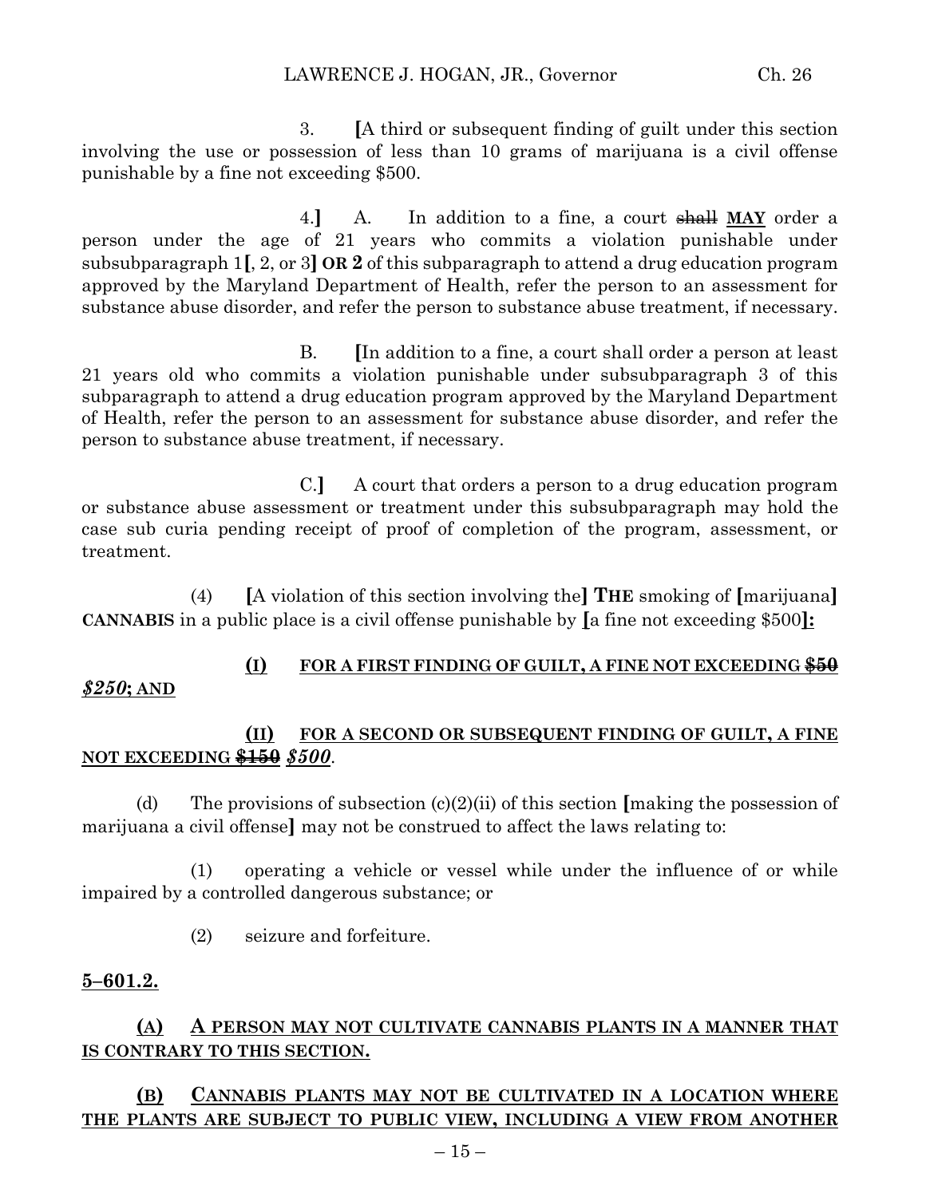3. **[**A third or subsequent finding of guilt under this section involving the use or possession of less than 10 grams of marijuana is a civil offense punishable by a fine not exceeding $500.

4.**]** A. In addition to a fine, a court ~~shall~~ **MAY** order a person under the age of 21 years who commits a violation punishable under subsubparagraph 1**[**, 2, or 3**]** **OR 2** of this subparagraph to attend a drug education program approved by the Maryland Department of Health, refer the person to an assessment for substance abuse disorder, and refer the person to substance abuse treatment, if necessary.

B. **[**In addition to a fine, a court shall order a person at least 21 years old who commits a violation punishable under subsubparagraph 3 of this subparagraph to attend a drug education program approved by the Maryland Department of Health, refer the person to an assessment for substance abuse disorder, and refer the person to substance abuse treatment, if necessary.

C.**]** A court that orders a person to a drug education program or substance abuse assessment or treatment under this subsubparagraph may hold the case sub curia pending receipt of proof of completion of the program, assessment, or treatment.

(4) **[**A violation of this section involving the**]** **THE** smoking of **[**marijuana**]** **CANNABIS** in a public place is a civil offense punishable by **[**a fine not exceeding $500**]:**

**(I) FOR A FIRST FINDING OF GUILT, A FINE NOT EXCEEDING ~~$50~~** ***$250*;** **AND**

**(II) FOR A SECOND OR SUBSEQUENT FINDING OF GUILT, A FINE NOT EXCEEDING ~~$150~~** ***$500***.

(d) The provisions of subsection (c)(2)(ii) of this section **[**making the possession of marijuana a civil offense**]** may not be construed to affect the laws relating to:

(1) operating a vehicle or vessel while under the influence of or while impaired by a controlled dangerous substance; or

(2) seizure and forfeiture.

**5–601.2.**

**(A) A PERSON MAY NOT CULTIVATE CANNABIS PLANTS IN A MANNER THAT IS CONTRARY TO THIS SECTION.**

**(B) CANNABIS PLANTS MAY NOT BE CULTIVATED IN A LOCATION WHERE THE PLANTS ARE SUBJECT TO PUBLIC VIEW, INCLUDING A VIEW FROM ANOTHER**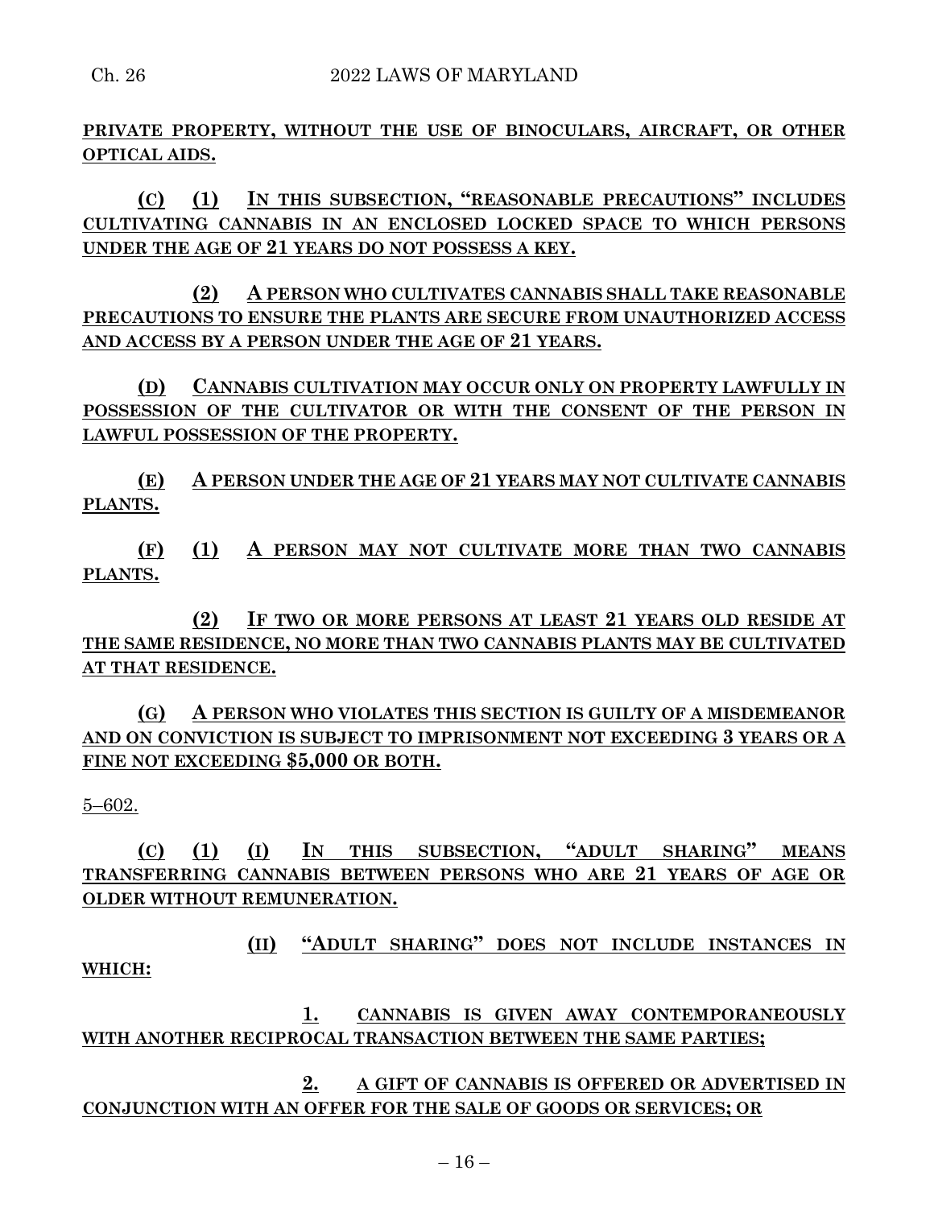**PRIVATE PROPERTY, WITHOUT THE USE OF BINOCULARS, AIRCRAFT, OR OTHER OPTICAL AIDS.**

**(C) (1) IN THIS SUBSECTION, "REASONABLE PRECAUTIONS" INCLUDES CULTIVATING CANNABIS IN AN ENCLOSED LOCKED SPACE TO WHICH PERSONS UNDER THE AGE OF 21 YEARS DO NOT POSSESS A KEY.**

**(2) A PERSON WHO CULTIVATES CANNABIS SHALL TAKE REASONABLE PRECAUTIONS TO ENSURE THE PLANTS ARE SECURE FROM UNAUTHORIZED ACCESS AND ACCESS BY A PERSON UNDER THE AGE OF 21 YEARS.**

**(D) CANNABIS CULTIVATION MAY OCCUR ONLY ON PROPERTY LAWFULLY IN POSSESSION OF THE CULTIVATOR OR WITH THE CONSENT OF THE PERSON IN LAWFUL POSSESSION OF THE PROPERTY.**

**(E) A PERSON UNDER THE AGE OF 21 YEARS MAY NOT CULTIVATE CANNABIS PLANTS.**

**(F) (1) A PERSON MAY NOT CULTIVATE MORE THAN TWO CANNABIS PLANTS.**

**(2) IF TWO OR MORE PERSONS AT LEAST 21 YEARS OLD RESIDE AT THE SAME RESIDENCE, NO MORE THAN TWO CANNABIS PLANTS MAY BE CULTIVATED AT THAT RESIDENCE.**

**(G) A PERSON WHO VIOLATES THIS SECTION IS GUILTY OF A MISDEMEANOR AND ON CONVICTION IS SUBJECT TO IMPRISONMENT NOT EXCEEDING 3 YEARS OR A FINE NOT EXCEEDING $5,000 OR BOTH.**

5–602.

**(C) (1) (I) IN THIS SUBSECTION, "ADULT SHARING" MEANS TRANSFERRING CANNABIS BETWEEN PERSONS WHO ARE 21 YEARS OF AGE OR OLDER WITHOUT REMUNERATION.**

**(II) "ADULT SHARING" DOES NOT INCLUDE INSTANCES IN WHICH:**

**1. CANNABIS IS GIVEN AWAY CONTEMPORANEOUSLY WITH ANOTHER RECIPROCAL TRANSACTION BETWEEN THE SAME PARTIES;**

**2. A GIFT OF CANNABIS IS OFFERED OR ADVERTISED IN CONJUNCTION WITH AN OFFER FOR THE SALE OF GOODS OR SERVICES; OR**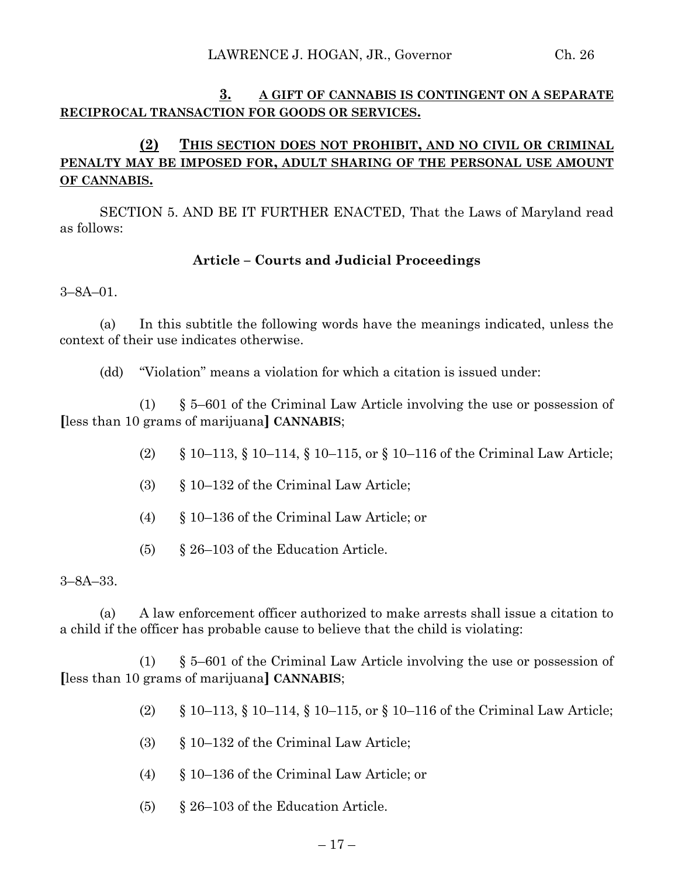**3. A GIFT OF CANNABIS IS CONTINGENT ON A SEPARATE RECIPROCAL TRANSACTION FOR GOODS OR SERVICES.**

**(2) THIS SECTION DOES NOT PROHIBIT, AND NO CIVIL OR CRIMINAL PENALTY MAY BE IMPOSED FOR, ADULT SHARING OF THE PERSONAL USE AMOUNT OF CANNABIS.**

SECTION 5. AND BE IT FURTHER ENACTED, That the Laws of Maryland read as follows:

**Article – Courts and Judicial Proceedings**

3–8A–01.

(a) In this subtitle the following words have the meanings indicated, unless the context of their use indicates otherwise.

(dd) "Violation" means a violation for which a citation is issued under:

(1) § 5–601 of the Criminal Law Article involving the use or possession of **[**less than 10 grams of marijuana**]** **CANNABIS**;

(2) § 10–113, § 10–114, § 10–115, or § 10–116 of the Criminal Law Article;

(3) § 10–132 of the Criminal Law Article;

(4) § 10–136 of the Criminal Law Article; or

(5) § 26–103 of the Education Article.

3–8A–33.

(a) A law enforcement officer authorized to make arrests shall issue a citation to a child if the officer has probable cause to believe that the child is violating:

(1) § 5–601 of the Criminal Law Article involving the use or possession of **[**less than 10 grams of marijuana**]** **CANNABIS**;

(2) § 10–113, § 10–114, § 10–115, or § 10–116 of the Criminal Law Article;

(3) § 10–132 of the Criminal Law Article;

(4) § 10–136 of the Criminal Law Article; or

(5) § 26–103 of the Education Article.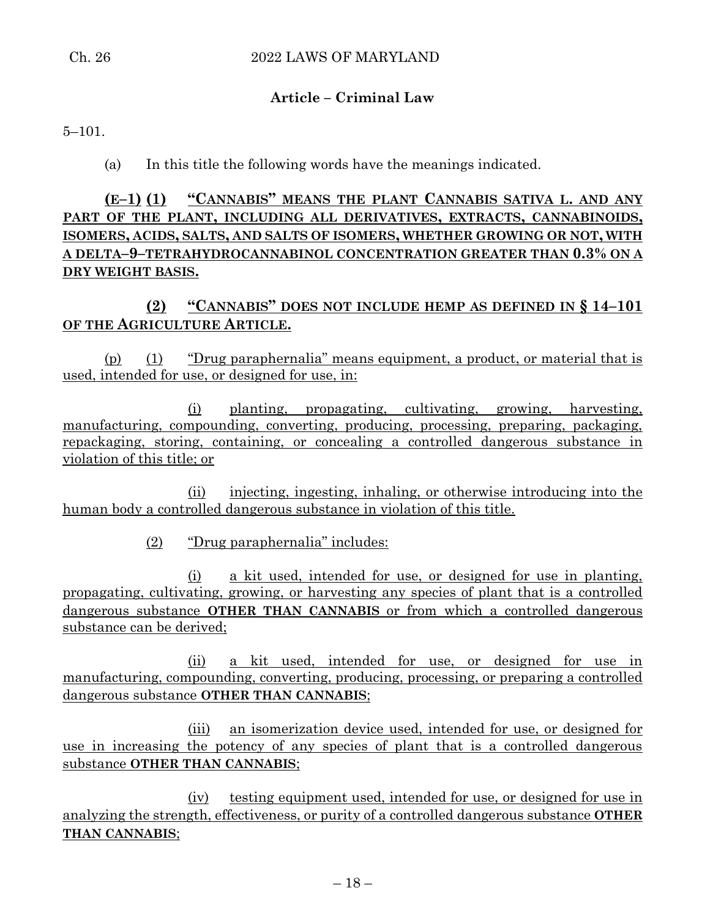## Article – Criminal Law

5–101.

(a) In this title the following words have the meanings indicated.

**(E–1) (1) "CANNABIS" MEANS THE PLANT CANNABIS SATIVA L. AND ANY PART OF THE PLANT, INCLUDING ALL DERIVATIVES, EXTRACTS, CANNABINOIDS, ISOMERS, ACIDS, SALTS, AND SALTS OF ISOMERS, WHETHER GROWING OR NOT, WITH A DELTA–9–TETRAHYDROCANNABINOL CONCENTRATION GREATER THAN 0.3% ON A DRY WEIGHT BASIS.**

**(2) "CANNABIS" DOES NOT INCLUDE HEMP AS DEFINED IN § 14–101 OF THE AGRICULTURE ARTICLE.**

(p) (1) "Drug paraphernalia" means equipment, a product, or material that is used, intended for use, or designed for use, in:

(i) planting, propagating, cultivating, growing, harvesting, manufacturing, compounding, converting, producing, processing, preparing, packaging, repackaging, storing, containing, or concealing a controlled dangerous substance in violation of this title; or

(ii) injecting, ingesting, inhaling, or otherwise introducing into the human body a controlled dangerous substance in violation of this title.

(2) "Drug paraphernalia" includes:

(i) a kit used, intended for use, or designed for use in planting, propagating, cultivating, growing, or harvesting any species of plant that is a controlled dangerous substance **OTHER THAN CANNABIS** or from which a controlled dangerous substance can be derived;

(ii) a kit used, intended for use, or designed for use in manufacturing, compounding, converting, producing, processing, or preparing a controlled dangerous substance **OTHER THAN CANNABIS**;

(iii) an isomerization device used, intended for use, or designed for use in increasing the potency of any species of plant that is a controlled dangerous substance **OTHER THAN CANNABIS**;

(iv) testing equipment used, intended for use, or designed for use in analyzing the strength, effectiveness, or purity of a controlled dangerous substance **OTHER THAN CANNABIS**;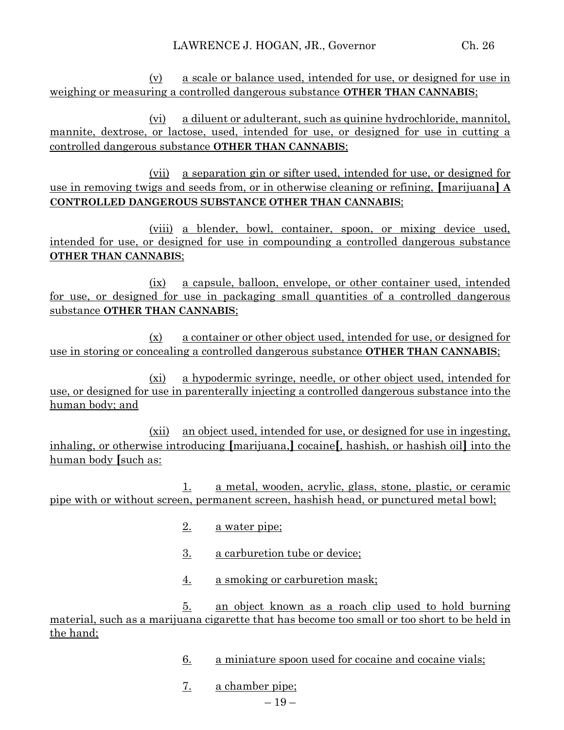(v) a scale or balance used, intended for use, or designed for use in weighing or measuring a controlled dangerous substance **OTHER THAN CANNABIS**;

(vi) a diluent or adulterant, such as quinine hydrochloride, mannitol, mannite, dextrose, or lactose, used, intended for use, or designed for use in cutting a controlled dangerous substance **OTHER THAN CANNABIS**;

(vii) a separation gin or sifter used, intended for use, or designed for use in removing twigs and seeds from, or in otherwise cleaning or refining, **[**marijuana**] A CONTROLLED DANGEROUS SUBSTANCE OTHER THAN CANNABIS**;

(viii) a blender, bowl, container, spoon, or mixing device used, intended for use, or designed for use in compounding a controlled dangerous substance **OTHER THAN CANNABIS**;

(ix) a capsule, balloon, envelope, or other container used, intended for use, or designed for use in packaging small quantities of a controlled dangerous substance **OTHER THAN CANNABIS**;

(x) a container or other object used, intended for use, or designed for use in storing or concealing a controlled dangerous substance **OTHER THAN CANNABIS**;

(xi) a hypodermic syringe, needle, or other object used, intended for use, or designed for use in parenterally injecting a controlled dangerous substance into the human body; and

(xii) an object used, intended for use, or designed for use in ingesting, inhaling, or otherwise introducing **[**marijuana,**]** cocaine**[**, hashish, or hashish oil**]** into the human body **[**such as:

1. a metal, wooden, acrylic, glass, stone, plastic, or ceramic pipe with or without screen, permanent screen, hashish head, or punctured metal bowl;

2. a water pipe;

3. a carburetion tube or device;

4. a smoking or carburetion mask;

5. an object known as a roach clip used to hold burning material, such as a marijuana cigarette that has become too small or too short to be held in the hand;

6. a miniature spoon used for cocaine and cocaine vials;

7. a chamber pipe;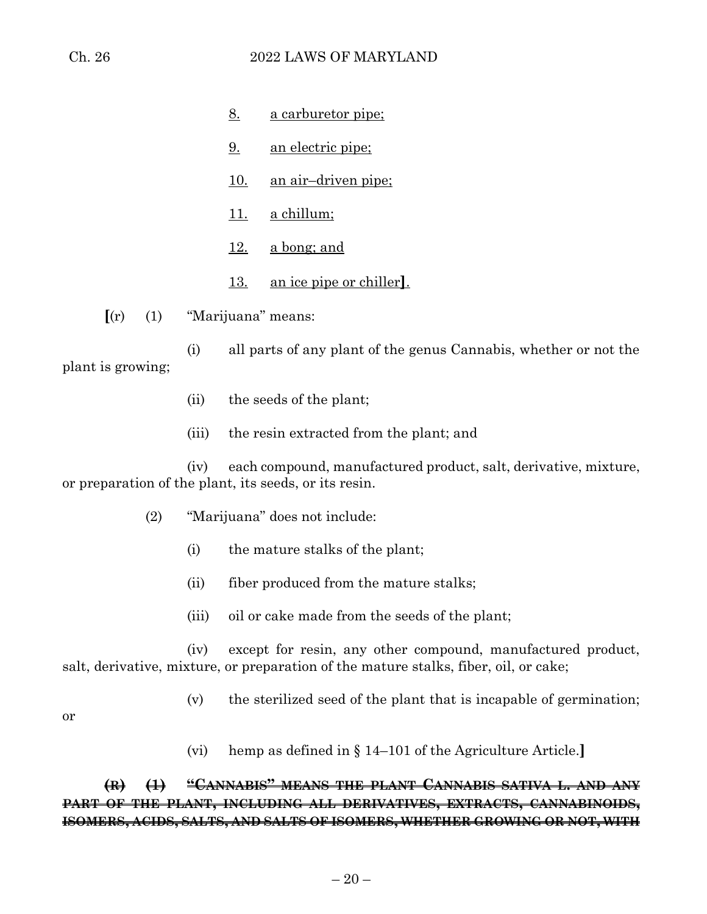8. a carburetor pipe;

9. an electric pipe;

10. an air–driven pipe;

11. a chillum;

12. a bong; and

13. an ice pipe or chiller].

[(r) (1) "Marijuana" means:

(i) all parts of any plant of the genus Cannabis, whether or not the plant is growing;

(ii) the seeds of the plant;

(iii) the resin extracted from the plant; and

(iv) each compound, manufactured product, salt, derivative, mixture, or preparation of the plant, its seeds, or its resin.

(2) "Marijuana" does not include:

(i) the mature stalks of the plant;

(ii) fiber produced from the mature stalks;

(iii) oil or cake made from the seeds of the plant;

(iv) except for resin, any other compound, manufactured product, salt, derivative, mixture, or preparation of the mature stalks, fiber, oil, or cake;

(v) the sterilized seed of the plant that is incapable of germination; or

(vi) hemp as defined in § 14–101 of the Agriculture Article.]

~~**(R) (1) "CANNABIS" MEANS THE PLANT CANNABIS SATIVA L. AND ANY PART OF THE PLANT, INCLUDING ALL DERIVATIVES, EXTRACTS, CANNABINOIDS, ISOMERS, ACIDS, SALTS, AND SALTS OF ISOMERS, WHETHER GROWING OR NOT, WITH**~~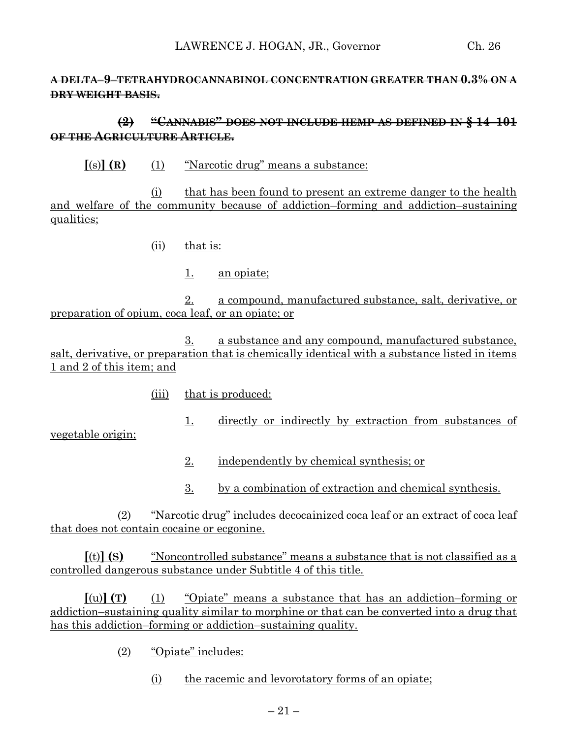A DELTA–9–TETRAHYDROCANNABINOL CONCENTRATION GREATER THAN 0.3% ON A DRY WEIGHT BASIS.

(2) "CANNABIS" DOES NOT INCLUDE HEMP AS DEFINED IN § 14–101 OF THE AGRICULTURE ARTICLE.

[(s)] **(R)** (1) "Narcotic drug" means a substance:

(i) that has been found to present an extreme danger to the health and welfare of the community because of addiction–forming and addiction–sustaining qualities;

(ii) that is:

1. an opiate;

2. a compound, manufactured substance, salt, derivative, or preparation of opium, coca leaf, or an opiate; or

3. a substance and any compound, manufactured substance, salt, derivative, or preparation that is chemically identical with a substance listed in items 1 and 2 of this item; and

(iii) that is produced:

1. directly or indirectly by extraction from substances of vegetable origin;

2. independently by chemical synthesis; or

3. by a combination of extraction and chemical synthesis.

(2) "Narcotic drug" includes decocainized coca leaf or an extract of coca leaf that does not contain cocaine or ecgonine.

[(t)] **(S)** "Noncontrolled substance" means a substance that is not classified as a controlled dangerous substance under Subtitle 4 of this title.

[(u)] **(T)** (1) "Opiate" means a substance that has an addiction–forming or addiction–sustaining quality similar to morphine or that can be converted into a drug that has this addiction–forming or addiction–sustaining quality.

(2) "Opiate" includes:

(i) the racemic and levorotatory forms of an opiate;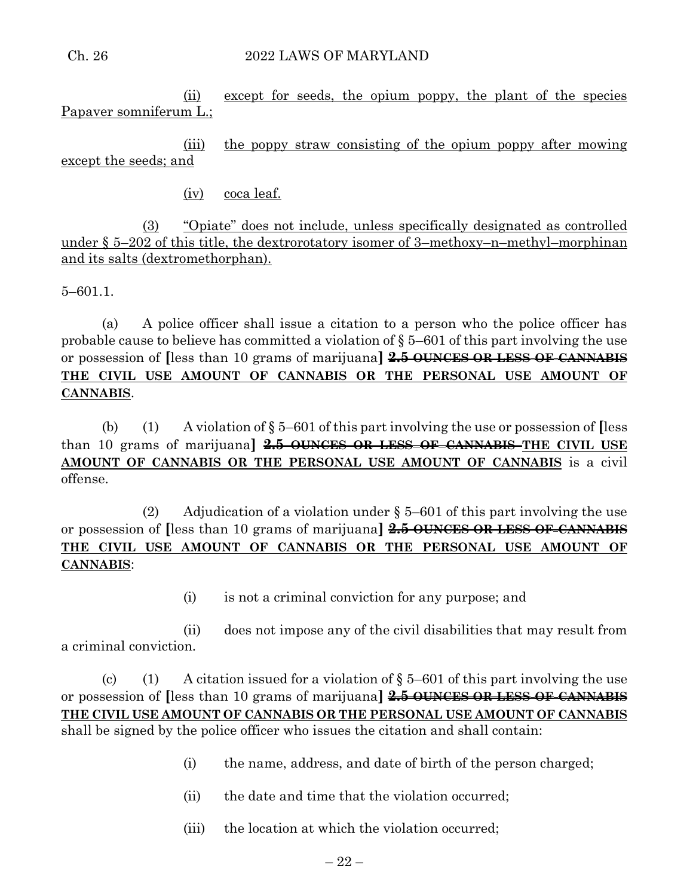(ii) except for seeds, the opium poppy, the plant of the species Papaver somniferum L.;

(iii) the poppy straw consisting of the opium poppy after mowing except the seeds; and

(iv) coca leaf.

(3) "Opiate" does not include, unless specifically designated as controlled under § 5–202 of this title, the dextrorotatory isomer of 3–methoxy–n–methyl–morphinan and its salts (dextromethorphan).

5–601.1.

(a) A police officer shall issue a citation to a person who the police officer has probable cause to believe has committed a violation of § 5–601 of this part involving the use or possession of [less than 10 grams of marijuana] ~~2.5 OUNCES OR LESS OF CANNABIS~~ **THE CIVIL USE AMOUNT OF CANNABIS OR THE PERSONAL USE AMOUNT OF CANNABIS**.

(b) (1) A violation of § 5–601 of this part involving the use or possession of [less than 10 grams of marijuana] ~~2.5 OUNCES OR LESS OF CANNABIS~~ **THE CIVIL USE AMOUNT OF CANNABIS OR THE PERSONAL USE AMOUNT OF CANNABIS** is a civil offense.

(2) Adjudication of a violation under § 5–601 of this part involving the use or possession of [less than 10 grams of marijuana] ~~2.5 OUNCES OR LESS OF CANNABIS~~ **THE CIVIL USE AMOUNT OF CANNABIS OR THE PERSONAL USE AMOUNT OF CANNABIS**:

(i) is not a criminal conviction for any purpose; and

(ii) does not impose any of the civil disabilities that may result from a criminal conviction.

(c) (1) A citation issued for a violation of § 5–601 of this part involving the use or possession of [less than 10 grams of marijuana] ~~2.5 OUNCES OR LESS OF CANNABIS~~ **THE CIVIL USE AMOUNT OF CANNABIS OR THE PERSONAL USE AMOUNT OF CANNABIS** shall be signed by the police officer who issues the citation and shall contain:

(i) the name, address, and date of birth of the person charged;

(ii) the date and time that the violation occurred;

(iii) the location at which the violation occurred;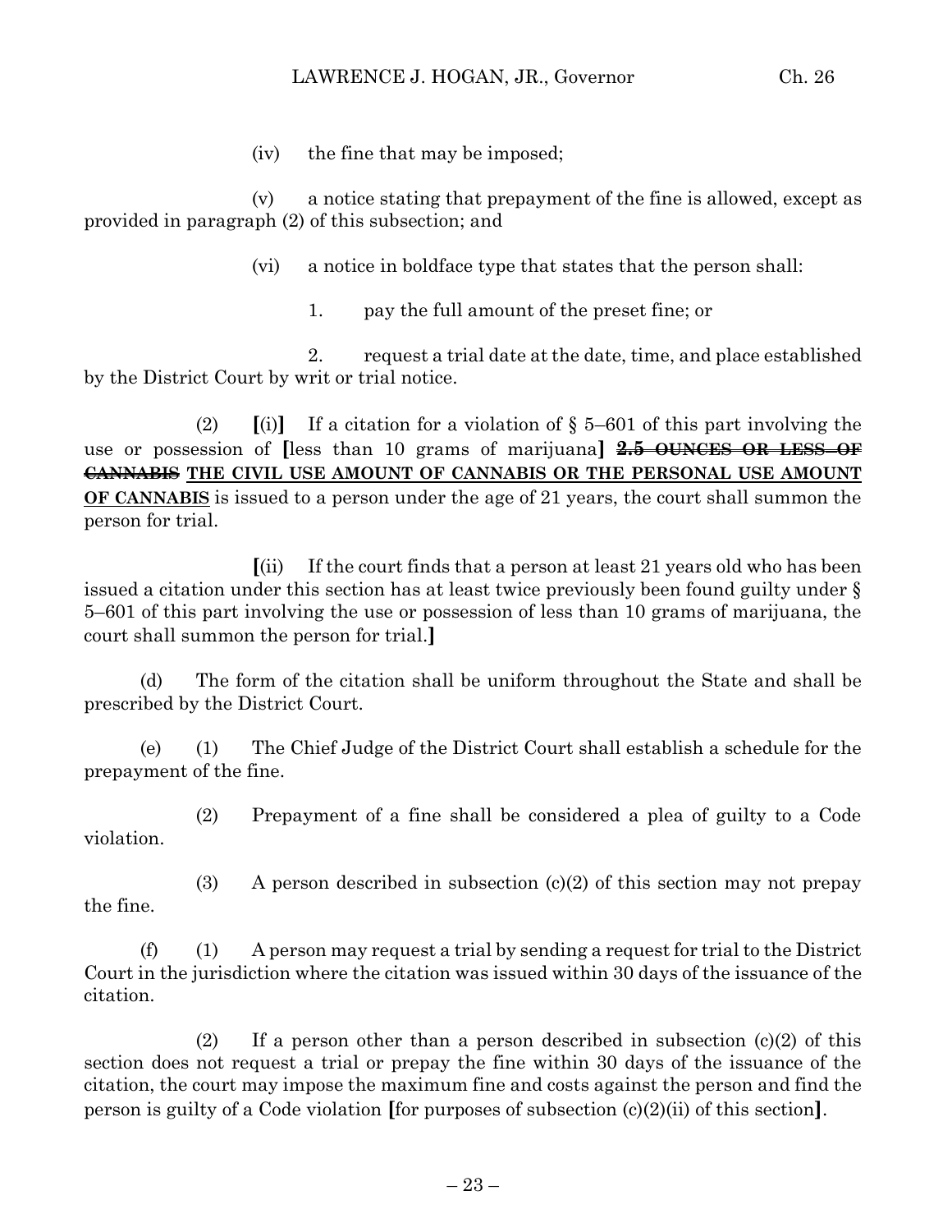(iv) the fine that may be imposed;

(v) a notice stating that prepayment of the fine is allowed, except as provided in paragraph (2) of this subsection; and

(vi) a notice in boldface type that states that the person shall:

1. pay the full amount of the preset fine; or

2. request a trial date at the date, time, and place established by the District Court by writ or trial notice.

(2) **[**(i)**]** If a citation for a violation of § 5–601 of this part involving the use or possession of **[**less than 10 grams of marijuana**]** ~~**2.5 OUNCES OR LESS OF CANNABIS**~~ **THE CIVIL USE AMOUNT OF CANNABIS OR THE PERSONAL USE AMOUNT OF CANNABIS** is issued to a person under the age of 21 years, the court shall summon the person for trial.

**[**(ii) If the court finds that a person at least 21 years old who has been issued a citation under this section has at least twice previously been found guilty under § 5–601 of this part involving the use or possession of less than 10 grams of marijuana, the court shall summon the person for trial.**]**

(d) The form of the citation shall be uniform throughout the State and shall be prescribed by the District Court.

(e) (1) The Chief Judge of the District Court shall establish a schedule for the prepayment of the fine.

(2) Prepayment of a fine shall be considered a plea of guilty to a Code violation.

(3) A person described in subsection (c)(2) of this section may not prepay the fine.

(f) (1) A person may request a trial by sending a request for trial to the District Court in the jurisdiction where the citation was issued within 30 days of the issuance of the citation.

(2) If a person other than a person described in subsection (c)(2) of this section does not request a trial or prepay the fine within 30 days of the issuance of the citation, the court may impose the maximum fine and costs against the person and find the person is guilty of a Code violation **[**for purposes of subsection (c)(2)(ii) of this section**]**.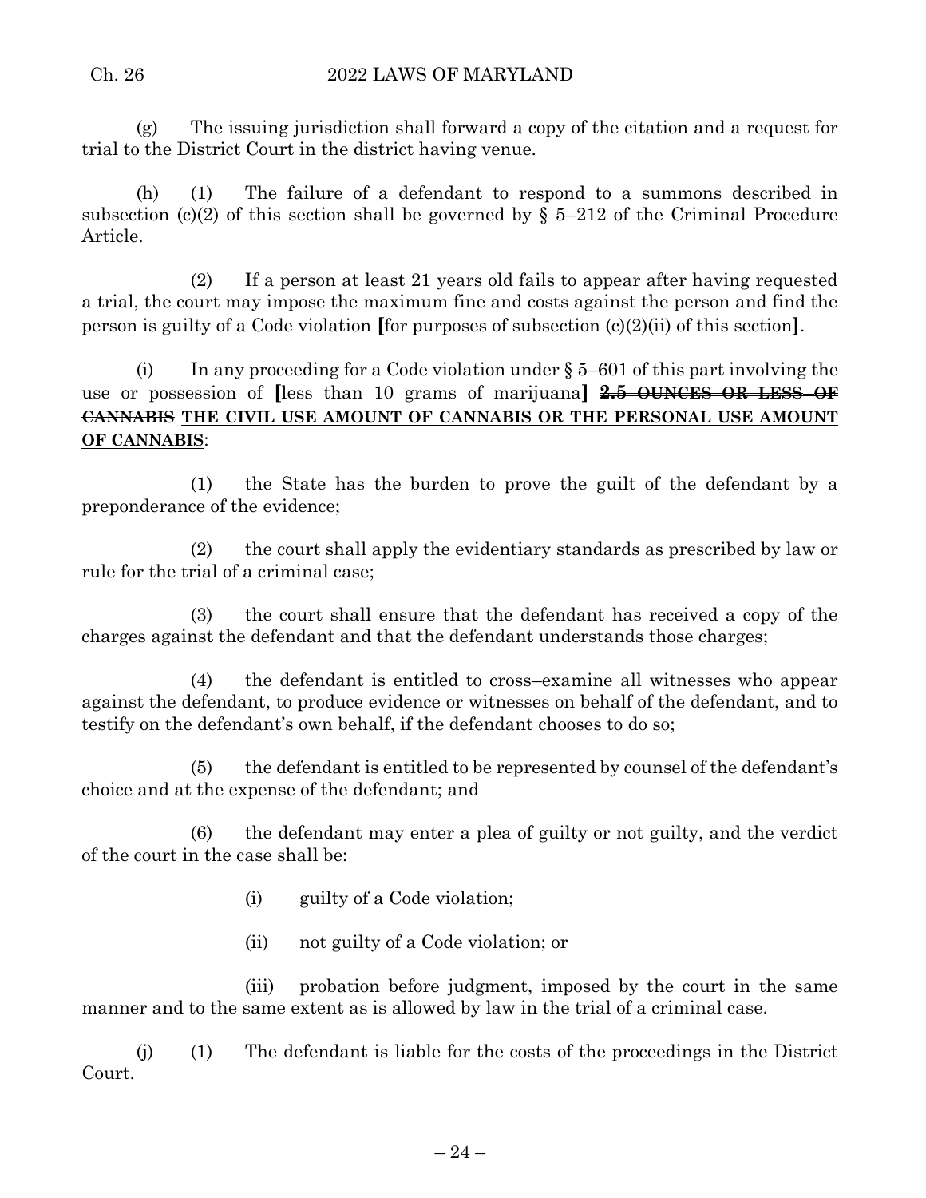(g) The issuing jurisdiction shall forward a copy of the citation and a request for trial to the District Court in the district having venue.

(h) (1) The failure of a defendant to respond to a summons described in subsection (c)(2) of this section shall be governed by § 5–212 of the Criminal Procedure Article.

(2) If a person at least 21 years old fails to appear after having requested a trial, the court may impose the maximum fine and costs against the person and find the person is guilty of a Code violation **[**for purposes of subsection (c)(2)(ii) of this section**]**.

(i) In any proceeding for a Code violation under § 5–601 of this part involving the use or possession of **[**less than 10 grams of marijuana**]** ~~**2.5 OUNCES OR LESS OF CANNABIS**~~ <u>**THE CIVIL USE AMOUNT OF CANNABIS OR THE PERSONAL USE AMOUNT OF CANNABIS**</u>:

(1) the State has the burden to prove the guilt of the defendant by a preponderance of the evidence;

(2) the court shall apply the evidentiary standards as prescribed by law or rule for the trial of a criminal case;

(3) the court shall ensure that the defendant has received a copy of the charges against the defendant and that the defendant understands those charges;

(4) the defendant is entitled to cross–examine all witnesses who appear against the defendant, to produce evidence or witnesses on behalf of the defendant, and to testify on the defendant's own behalf, if the defendant chooses to do so;

(5) the defendant is entitled to be represented by counsel of the defendant's choice and at the expense of the defendant; and

(6) the defendant may enter a plea of guilty or not guilty, and the verdict of the court in the case shall be:

(i) guilty of a Code violation;

(ii) not guilty of a Code violation; or

(iii) probation before judgment, imposed by the court in the same manner and to the same extent as is allowed by law in the trial of a criminal case.

(j) (1) The defendant is liable for the costs of the proceedings in the District Court.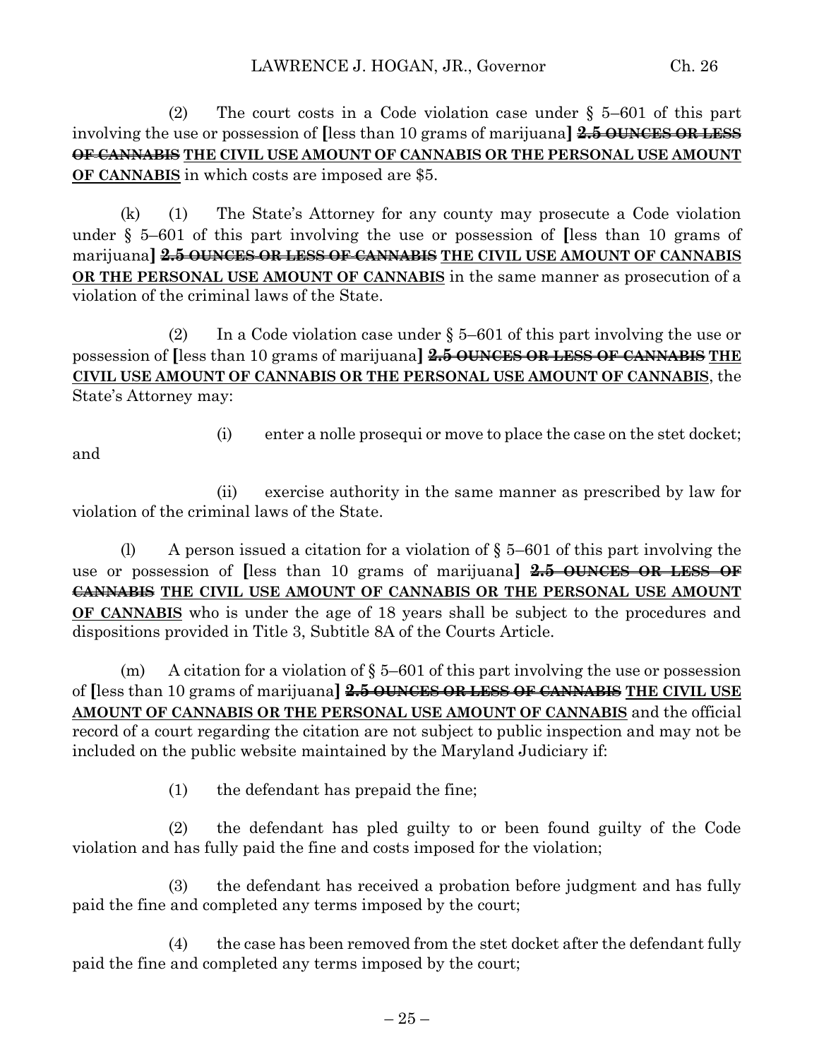(2) The court costs in a Code violation case under § 5–601 of this part involving the use or possession of **[**less than 10 grams of marijuana**]** ~~**2.5 OUNCES OR LESS OF CANNABIS**~~ <u>**THE CIVIL USE AMOUNT OF CANNABIS OR THE PERSONAL USE AMOUNT OF CANNABIS**</u> in which costs are imposed are $5.

(k) (1) The State's Attorney for any county may prosecute a Code violation under § 5–601 of this part involving the use or possession of **[**less than 10 grams of marijuana**]** ~~**2.5 OUNCES OR LESS OF CANNABIS**~~ <u>**THE CIVIL USE AMOUNT OF CANNABIS OR THE PERSONAL USE AMOUNT OF CANNABIS**</u> in the same manner as prosecution of a violation of the criminal laws of the State.

(2) In a Code violation case under § 5–601 of this part involving the use or possession of **[**less than 10 grams of marijuana**]** ~~**2.5 OUNCES OR LESS OF CANNABIS**~~ <u>**THE CIVIL USE AMOUNT OF CANNABIS OR THE PERSONAL USE AMOUNT OF CANNABIS**</u>, the State's Attorney may:

(i) enter a nolle prosequi or move to place the case on the stet docket; and

(ii) exercise authority in the same manner as prescribed by law for violation of the criminal laws of the State.

(l) A person issued a citation for a violation of § 5–601 of this part involving the use or possession of **[**less than 10 grams of marijuana**]** ~~**2.5 OUNCES OR LESS OF CANNABIS**~~ <u>**THE CIVIL USE AMOUNT OF CANNABIS OR THE PERSONAL USE AMOUNT OF CANNABIS**</u> who is under the age of 18 years shall be subject to the procedures and dispositions provided in Title 3, Subtitle 8A of the Courts Article.

(m) A citation for a violation of § 5–601 of this part involving the use or possession of **[**less than 10 grams of marijuana**]** ~~**2.5 OUNCES OR LESS OF CANNABIS**~~ <u>**THE CIVIL USE AMOUNT OF CANNABIS OR THE PERSONAL USE AMOUNT OF CANNABIS**</u> and the official record of a court regarding the citation are not subject to public inspection and may not be included on the public website maintained by the Maryland Judiciary if:

(1) the defendant has prepaid the fine;

(2) the defendant has pled guilty to or been found guilty of the Code violation and has fully paid the fine and costs imposed for the violation;

(3) the defendant has received a probation before judgment and has fully paid the fine and completed any terms imposed by the court;

(4) the case has been removed from the stet docket after the defendant fully paid the fine and completed any terms imposed by the court;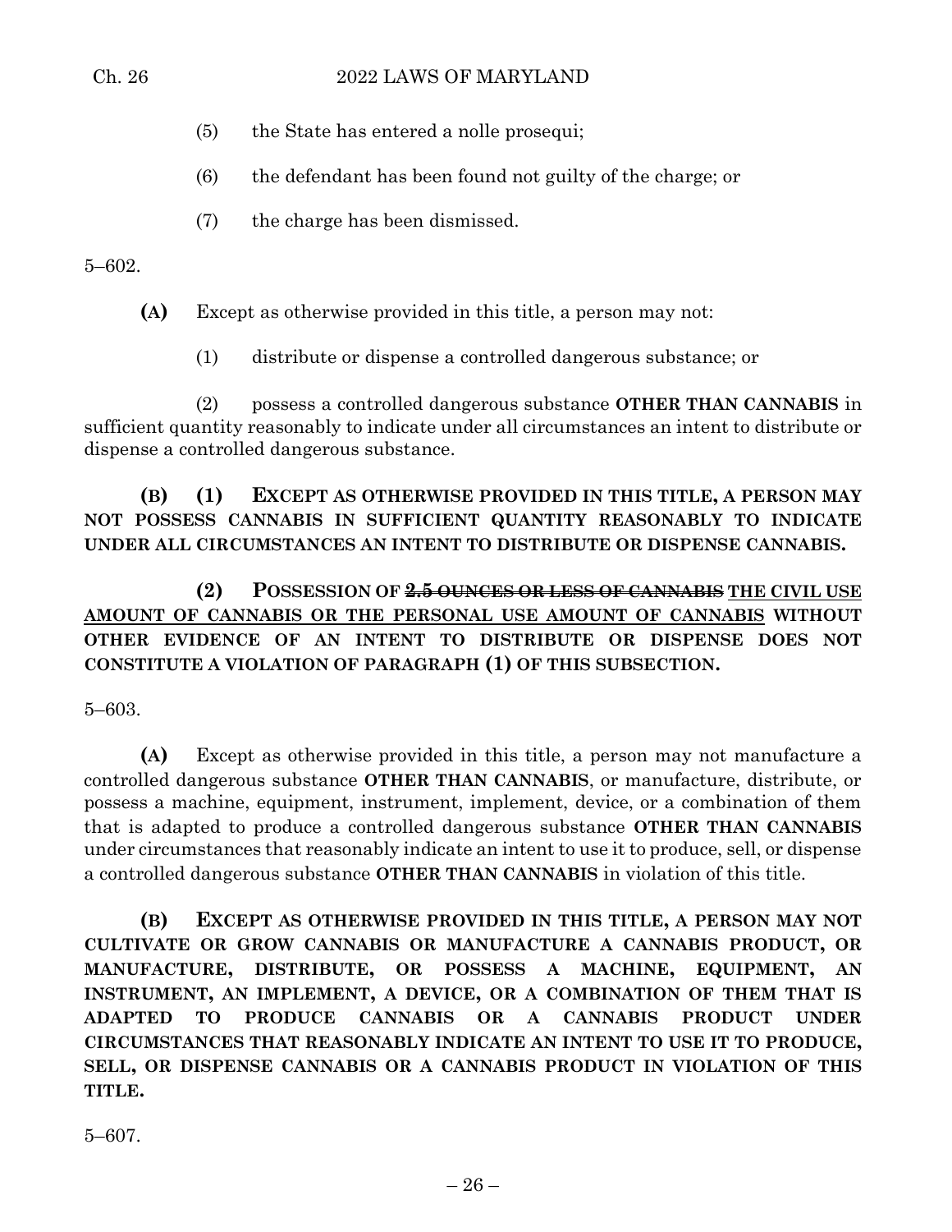(5) the State has entered a nolle prosequi;

(6) the defendant has been found not guilty of the charge; or

(7) the charge has been dismissed.

5–602.

**(A)** Except as otherwise provided in this title, a person may not:

(1) distribute or dispense a controlled dangerous substance; or

(2) possess a controlled dangerous substance **OTHER THAN CANNABIS** in sufficient quantity reasonably to indicate under all circumstances an intent to distribute or dispense a controlled dangerous substance.

**(B) (1) EXCEPT AS OTHERWISE PROVIDED IN THIS TITLE, A PERSON MAY NOT POSSESS CANNABIS IN SUFFICIENT QUANTITY REASONABLY TO INDICATE UNDER ALL CIRCUMSTANCES AN INTENT TO DISTRIBUTE OR DISPENSE CANNABIS.**

**(2) POSSESSION OF ~~2.5 OUNCES OR LESS OF CANNABIS~~ THE CIVIL USE AMOUNT OF CANNABIS OR THE PERSONAL USE AMOUNT OF CANNABIS WITHOUT OTHER EVIDENCE OF AN INTENT TO DISTRIBUTE OR DISPENSE DOES NOT CONSTITUTE A VIOLATION OF PARAGRAPH (1) OF THIS SUBSECTION.**

5–603.

**(A)** Except as otherwise provided in this title, a person may not manufacture a controlled dangerous substance **OTHER THAN CANNABIS**, or manufacture, distribute, or possess a machine, equipment, instrument, implement, device, or a combination of them that is adapted to produce a controlled dangerous substance **OTHER THAN CANNABIS** under circumstances that reasonably indicate an intent to use it to produce, sell, or dispense a controlled dangerous substance **OTHER THAN CANNABIS** in violation of this title.

**(B) EXCEPT AS OTHERWISE PROVIDED IN THIS TITLE, A PERSON MAY NOT CULTIVATE OR GROW CANNABIS OR MANUFACTURE A CANNABIS PRODUCT, OR MANUFACTURE, DISTRIBUTE, OR POSSESS A MACHINE, EQUIPMENT, AN INSTRUMENT, AN IMPLEMENT, A DEVICE, OR A COMBINATION OF THEM THAT IS ADAPTED TO PRODUCE CANNABIS OR A CANNABIS PRODUCT UNDER CIRCUMSTANCES THAT REASONABLY INDICATE AN INTENT TO USE IT TO PRODUCE, SELL, OR DISPENSE CANNABIS OR A CANNABIS PRODUCT IN VIOLATION OF THIS TITLE.**

5–607.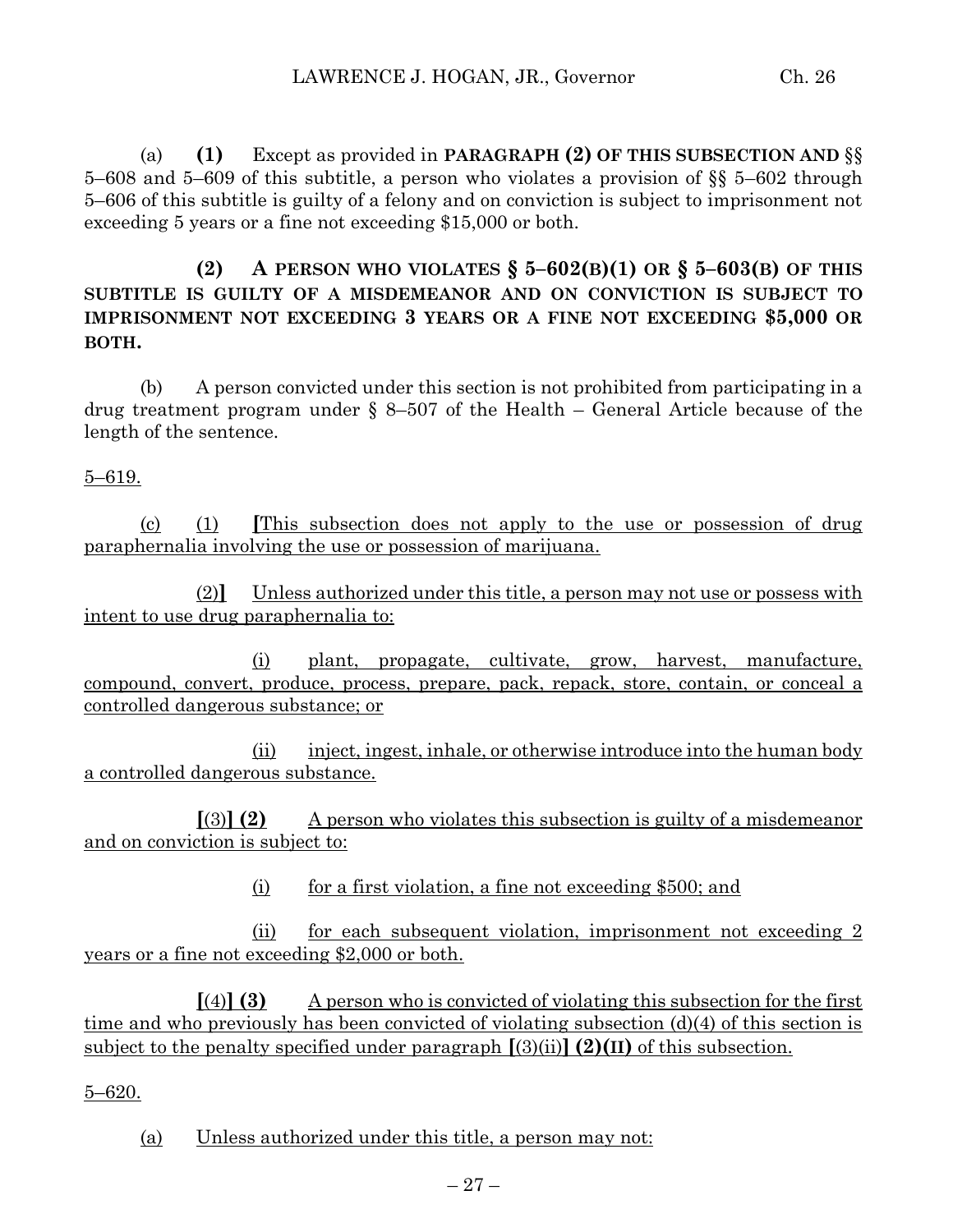(a) **(1)** Except as provided in **PARAGRAPH (2) OF THIS SUBSECTION AND** §§ 5–608 and 5–609 of this subtitle, a person who violates a provision of §§ 5–602 through 5–606 of this subtitle is guilty of a felony and on conviction is subject to imprisonment not exceeding 5 years or a fine not exceeding $15,000 or both.

**(2) A PERSON WHO VIOLATES § 5–602(B)(1) OR § 5–603(B) OF THIS SUBTITLE IS GUILTY OF A MISDEMEANOR AND ON CONVICTION IS SUBJECT TO IMPRISONMENT NOT EXCEEDING 3 YEARS OR A FINE NOT EXCEEDING $5,000 OR BOTH.**

(b) A person convicted under this section is not prohibited from participating in a drug treatment program under § 8–507 of the Health – General Article because of the length of the sentence.

<u>5–619.</u>

<u>(c) (1)</u> **[**<u>This subsection does not apply to the use or possession of drug paraphernalia involving the use or possession of marijuana.</u>

<u>(2)</u>**]** <u>Unless authorized under this title, a person may not use or possess with intent to use drug paraphernalia to:</u>

<u>(i) plant, propagate, cultivate, grow, harvest, manufacture, compound, convert, produce, process, prepare, pack, repack, store, contain, or conceal a controlled dangerous substance; or</u>

<u>(ii) inject, ingest, inhale, or otherwise introduce into the human body a controlled dangerous substance.</u>

**[**<u>(3)</u>**] (2)** <u>A person who violates this subsection is guilty of a misdemeanor and on conviction is subject to:</u>

<u>(i) for a first violation, a fine not exceeding $500; and</u>

<u>(ii) for each subsequent violation, imprisonment not exceeding 2 years or a fine not exceeding $2,000 or both.</u>

**[**<u>(4)</u>**] (3)** <u>A person who is convicted of violating this subsection for the first time and who previously has been convicted of violating subsection (d)(4) of this section is subject to the penalty specified under paragraph</u> **[**<u>(3)(ii)</u>**] (2)(II)** <u>of this subsection.</u>

<u>5–620.</u>

<u>(a) Unless authorized under this title, a person may not:</u>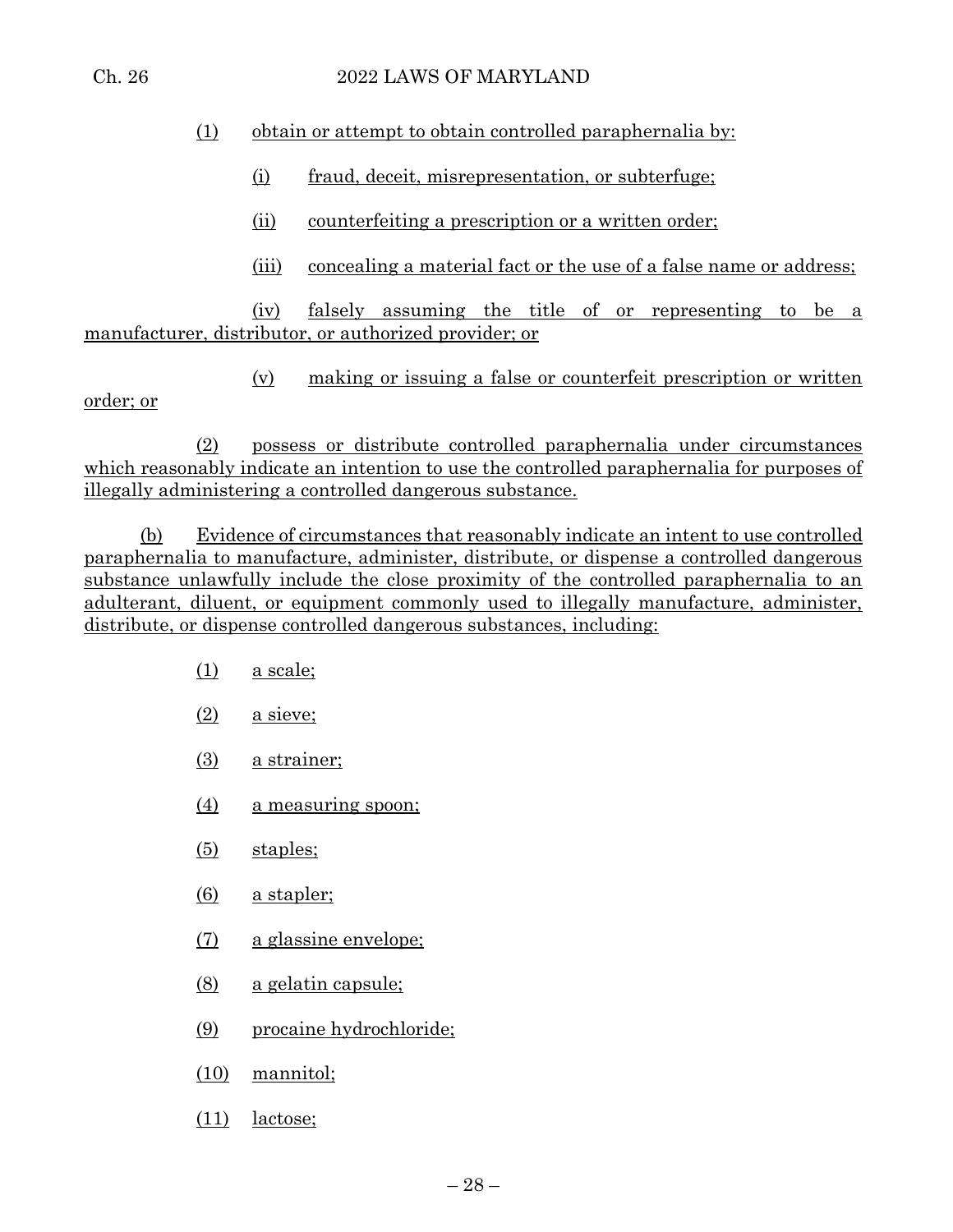(1) obtain or attempt to obtain controlled paraphernalia by:

(i) fraud, deceit, misrepresentation, or subterfuge;

(ii) counterfeiting a prescription or a written order;

(iii) concealing a material fact or the use of a false name or address;

(iv) falsely assuming the title of or representing to be a manufacturer, distributor, or authorized provider; or

(v) making or issuing a false or counterfeit prescription or written order; or

(2) possess or distribute controlled paraphernalia under circumstances which reasonably indicate an intention to use the controlled paraphernalia for purposes of illegally administering a controlled dangerous substance.

(b) Evidence of circumstances that reasonably indicate an intent to use controlled paraphernalia to manufacture, administer, distribute, or dispense a controlled dangerous substance unlawfully include the close proximity of the controlled paraphernalia to an adulterant, diluent, or equipment commonly used to illegally manufacture, administer, distribute, or dispense controlled dangerous substances, including:

(1) a scale;

(2) a sieve;

(3) a strainer;

(4) a measuring spoon;

(5) staples;

(6) a stapler;

(7) a glassine envelope;

(8) a gelatin capsule;

(9) procaine hydrochloride;

(10) mannitol;

(11) lactose;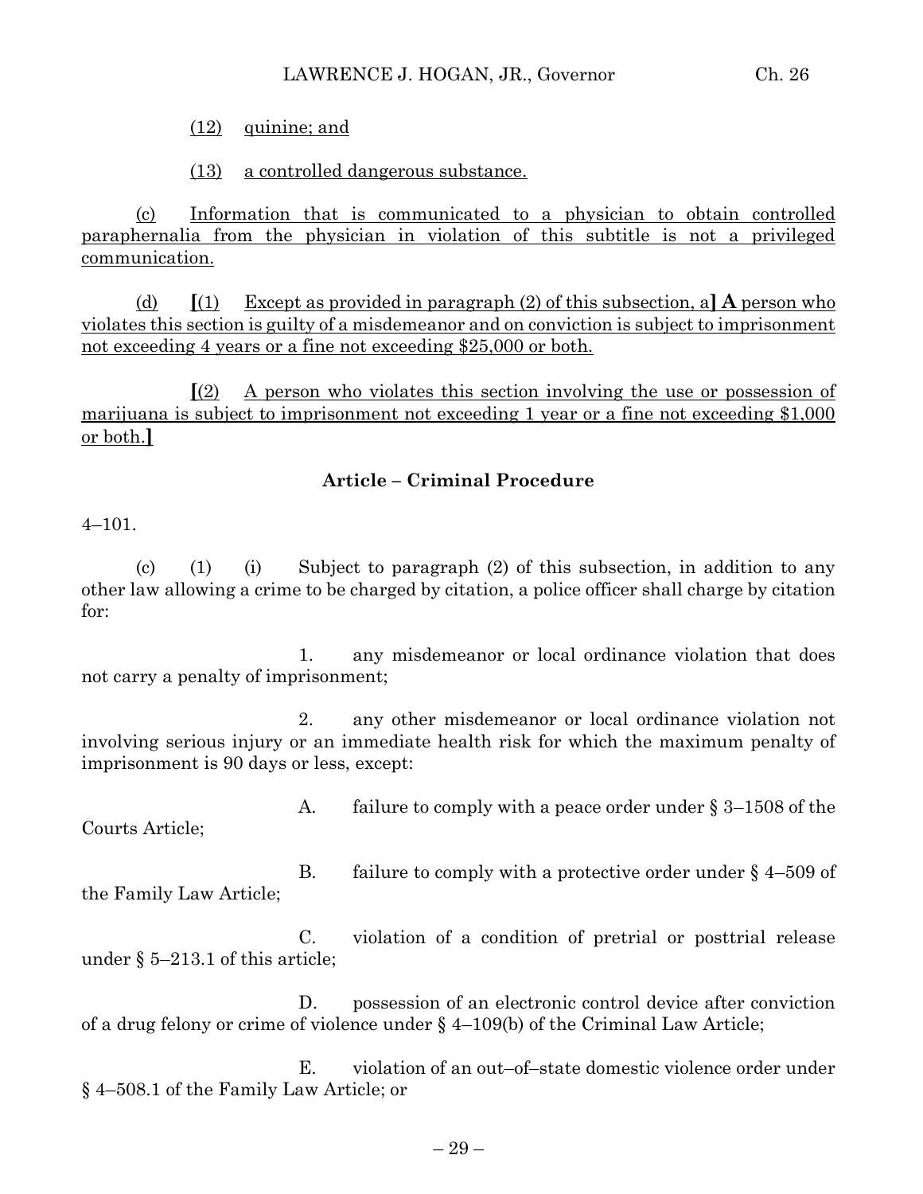(12) quinine; and

(13) a controlled dangerous substance.

(c) Information that is communicated to a physician to obtain controlled paraphernalia from the physician in violation of this subtitle is not a privileged communication.

(d) [(1) Except as provided in paragraph (2) of this subsection, a] **A** person who violates this section is guilty of a misdemeanor and on conviction is subject to imprisonment not exceeding 4 years or a fine not exceeding $25,000 or both.

[(2) A person who violates this section involving the use or possession of marijuana is subject to imprisonment not exceeding 1 year or a fine not exceeding $1,000 or both.]

### Article – Criminal Procedure

4–101.

(c) (1) (i) Subject to paragraph (2) of this subsection, in addition to any other law allowing a crime to be charged by citation, a police officer shall charge by citation for:

1. any misdemeanor or local ordinance violation that does not carry a penalty of imprisonment;

2. any other misdemeanor or local ordinance violation not involving serious injury or an immediate health risk for which the maximum penalty of imprisonment is 90 days or less, except:

A. failure to comply with a peace order under § 3–1508 of the Courts Article;

B. failure to comply with a protective order under § 4–509 of the Family Law Article;

C. violation of a condition of pretrial or posttrial release under § 5–213.1 of this article;

D. possession of an electronic control device after conviction of a drug felony or crime of violence under § 4–109(b) of the Criminal Law Article;

E. violation of an out–of–state domestic violence order under § 4–508.1 of the Family Law Article; or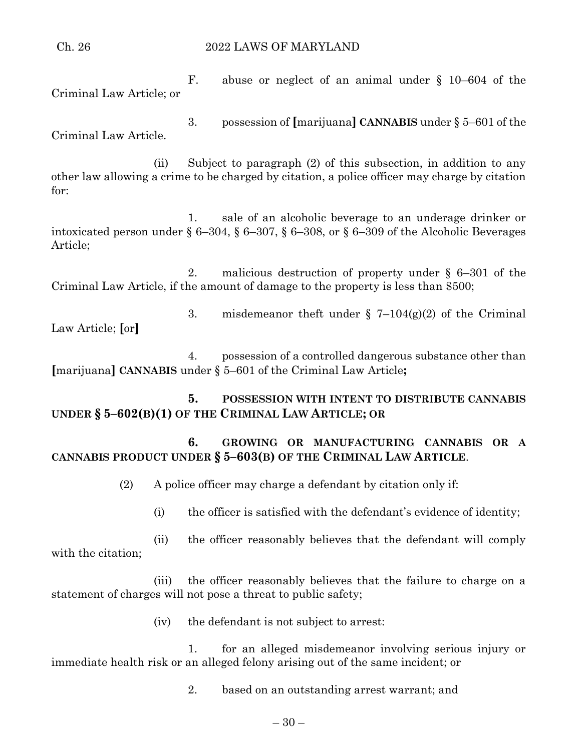F. abuse or neglect of an animal under § 10–604 of the Criminal Law Article; or

3. possession of **[**marijuana**]** **CANNABIS** under § 5–601 of the Criminal Law Article.

(ii) Subject to paragraph (2) of this subsection, in addition to any other law allowing a crime to be charged by citation, a police officer may charge by citation for:

1. sale of an alcoholic beverage to an underage drinker or intoxicated person under § 6–304, § 6–307, § 6–308, or § 6–309 of the Alcoholic Beverages Article;

2. malicious destruction of property under § 6–301 of the Criminal Law Article, if the amount of damage to the property is less than $500;

3. misdemeanor theft under § 7–104(g)(2) of the Criminal Law Article; **[**or**]**

4. possession of a controlled dangerous substance other than **[**marijuana**]** **CANNABIS** under § 5–601 of the Criminal Law Article**;**

**5. POSSESSION WITH INTENT TO DISTRIBUTE CANNABIS UNDER § 5–602(B)(1) OF THE CRIMINAL LAW ARTICLE; OR**

**6. GROWING OR MANUFACTURING CANNABIS OR A CANNABIS PRODUCT UNDER § 5–603(B) OF THE CRIMINAL LAW ARTICLE**.

(2) A police officer may charge a defendant by citation only if:

(i) the officer is satisfied with the defendant's evidence of identity;

(ii) the officer reasonably believes that the defendant will comply with the citation;

(iii) the officer reasonably believes that the failure to charge on a statement of charges will not pose a threat to public safety;

(iv) the defendant is not subject to arrest:

1. for an alleged misdemeanor involving serious injury or immediate health risk or an alleged felony arising out of the same incident; or

2. based on an outstanding arrest warrant; and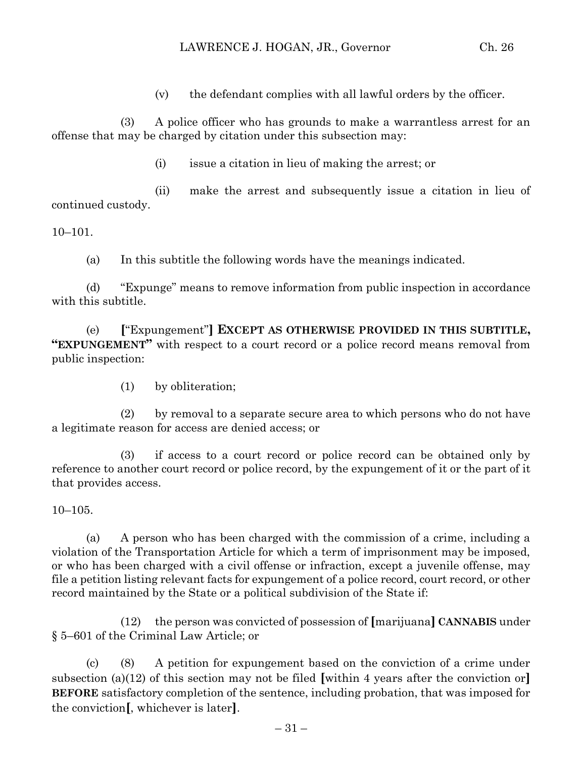(v) the defendant complies with all lawful orders by the officer.

(3) A police officer who has grounds to make a warrantless arrest for an offense that may be charged by citation under this subsection may:

(i) issue a citation in lieu of making the arrest; or

(ii) make the arrest and subsequently issue a citation in lieu of continued custody.

10–101.

(a) In this subtitle the following words have the meanings indicated.

(d) "Expunge" means to remove information from public inspection in accordance with this subtitle.

(e) **[**"Expungement"**]** **EXCEPT AS OTHERWISE PROVIDED IN THIS SUBTITLE, "EXPUNGEMENT"** with respect to a court record or a police record means removal from public inspection:

(1) by obliteration;

(2) by removal to a separate secure area to which persons who do not have a legitimate reason for access are denied access; or

(3) if access to a court record or police record can be obtained only by reference to another court record or police record, by the expungement of it or the part of it that provides access.

10–105.

(a) A person who has been charged with the commission of a crime, including a violation of the Transportation Article for which a term of imprisonment may be imposed, or who has been charged with a civil offense or infraction, except a juvenile offense, may file a petition listing relevant facts for expungement of a police record, court record, or other record maintained by the State or a political subdivision of the State if:

(12) the person was convicted of possession of **[**marijuana**]** **CANNABIS** under § 5–601 of the Criminal Law Article; or

(c) (8) A petition for expungement based on the conviction of a crime under subsection (a)(12) of this section may not be filed **[**within 4 years after the conviction or**]** **BEFORE** satisfactory completion of the sentence, including probation, that was imposed for the conviction**[**, whichever is later**]**.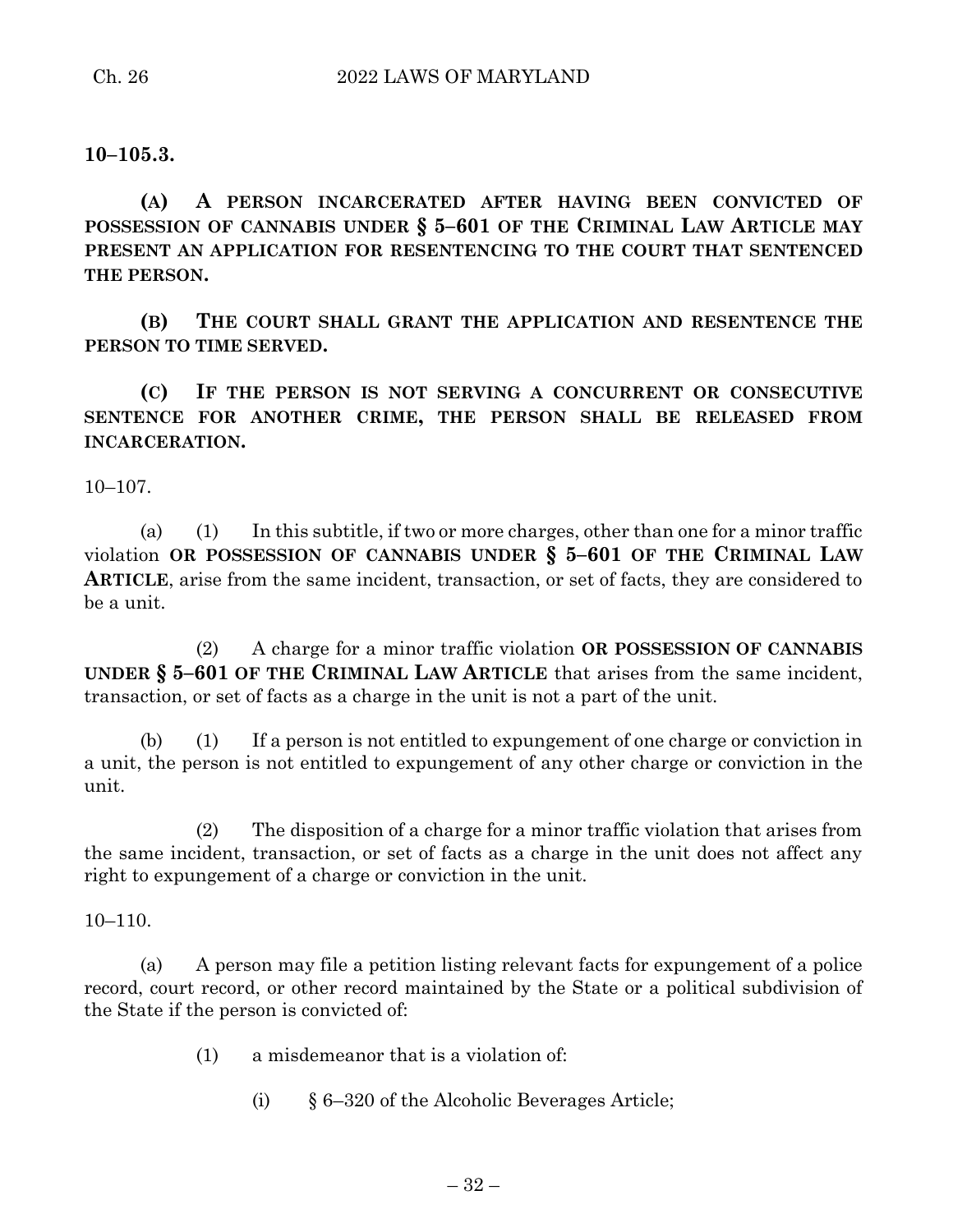**10–105.3.**

**(A) A PERSON INCARCERATED AFTER HAVING BEEN CONVICTED OF POSSESSION OF CANNABIS UNDER § 5–601 OF THE CRIMINAL LAW ARTICLE MAY PRESENT AN APPLICATION FOR RESENTENCING TO THE COURT THAT SENTENCED THE PERSON.**

**(B) THE COURT SHALL GRANT THE APPLICATION AND RESENTENCE THE PERSON TO TIME SERVED.**

**(C) IF THE PERSON IS NOT SERVING A CONCURRENT OR CONSECUTIVE SENTENCE FOR ANOTHER CRIME, THE PERSON SHALL BE RELEASED FROM INCARCERATION.**

10–107.

(a) (1) In this subtitle, if two or more charges, other than one for a minor traffic violation **OR POSSESSION OF CANNABIS UNDER § 5–601 OF THE CRIMINAL LAW ARTICLE**, arise from the same incident, transaction, or set of facts, they are considered to be a unit.

(2) A charge for a minor traffic violation **OR POSSESSION OF CANNABIS UNDER § 5–601 OF THE CRIMINAL LAW ARTICLE** that arises from the same incident, transaction, or set of facts as a charge in the unit is not a part of the unit.

(b) (1) If a person is not entitled to expungement of one charge or conviction in a unit, the person is not entitled to expungement of any other charge or conviction in the unit.

(2) The disposition of a charge for a minor traffic violation that arises from the same incident, transaction, or set of facts as a charge in the unit does not affect any right to expungement of a charge or conviction in the unit.

10–110.

(a) A person may file a petition listing relevant facts for expungement of a police record, court record, or other record maintained by the State or a political subdivision of the State if the person is convicted of:

(1) a misdemeanor that is a violation of:

(i) § 6–320 of the Alcoholic Beverages Article;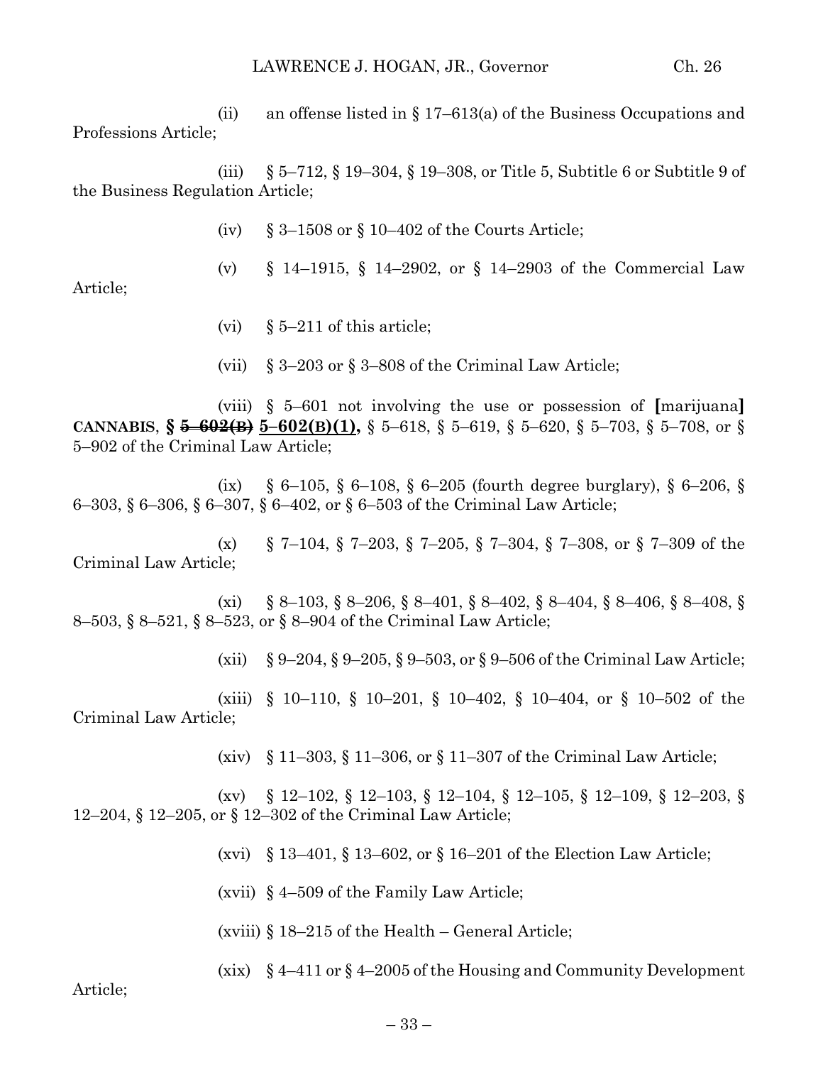(ii) an offense listed in § 17–613(a) of the Business Occupations and Professions Article;

(iii) § 5–712, § 19–304, § 19–308, or Title 5, Subtitle 6 or Subtitle 9 of the Business Regulation Article;

(iv) § 3–1508 or § 10–402 of the Courts Article;

(v) § 14–1915, § 14–2902, or § 14–2903 of the Commercial Law Article;

(vi) § 5–211 of this article;

(vii) § 3–203 or § 3–808 of the Criminal Law Article;

(viii) § 5–601 not involving the use or possession of [marijuana] **CANNABIS**, **§ ~~5–602(B)~~ 5–602(B)(1),** § 5–618, § 5–619, § 5–620, § 5–703, § 5–708, or § 5–902 of the Criminal Law Article;

(ix) § 6–105, § 6–108, § 6–205 (fourth degree burglary), § 6–206, § 6–303, § 6–306, § 6–307, § 6–402, or § 6–503 of the Criminal Law Article;

(x) § 7–104, § 7–203, § 7–205, § 7–304, § 7–308, or § 7–309 of the Criminal Law Article;

(xi) § 8–103, § 8–206, § 8–401, § 8–402, § 8–404, § 8–406, § 8–408, § 8–503, § 8–521, § 8–523, or § 8–904 of the Criminal Law Article;

(xii) § 9–204, § 9–205, § 9–503, or § 9–506 of the Criminal Law Article;

(xiii) § 10–110, § 10–201, § 10–402, § 10–404, or § 10–502 of the Criminal Law Article;

(xiv) § 11–303, § 11–306, or § 11–307 of the Criminal Law Article;

(xv) § 12–102, § 12–103, § 12–104, § 12–105, § 12–109, § 12–203, § 12–204, § 12–205, or § 12–302 of the Criminal Law Article;

(xvi) § 13–401, § 13–602, or § 16–201 of the Election Law Article;

(xvii) § 4–509 of the Family Law Article;

(xviii) § 18–215 of the Health – General Article;

(xix) § 4–411 or § 4–2005 of the Housing and Community Development Article;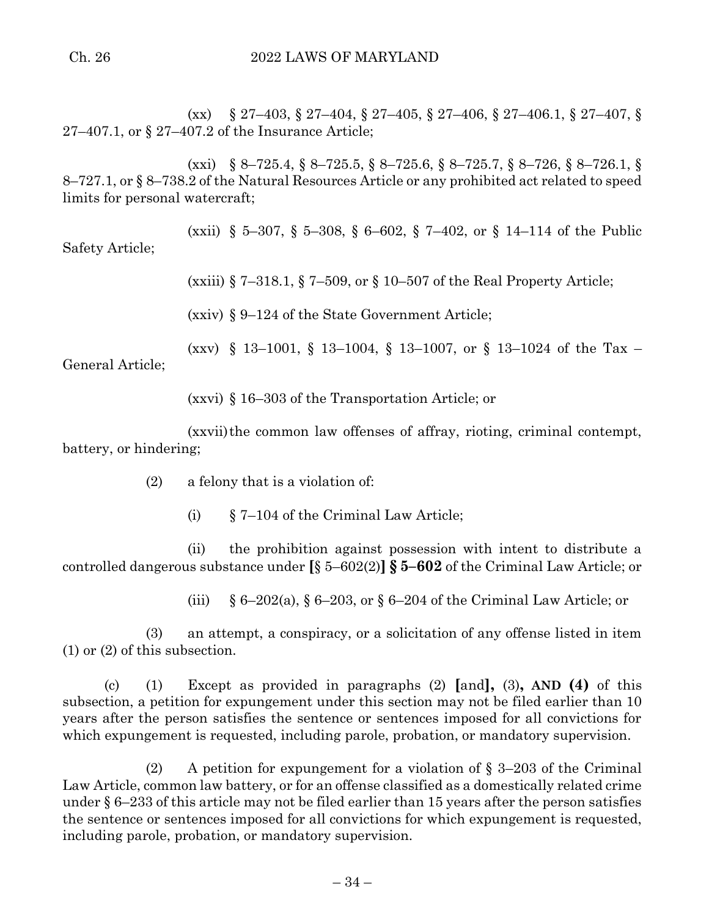(xx) § 27–403, § 27–404, § 27–405, § 27–406, § 27–406.1, § 27–407, § 27–407.1, or § 27–407.2 of the Insurance Article;

(xxi) § 8–725.4, § 8–725.5, § 8–725.6, § 8–725.7, § 8–726, § 8–726.1, § 8–727.1, or § 8–738.2 of the Natural Resources Article or any prohibited act related to speed limits for personal watercraft;

(xxii) § 5–307, § 5–308, § 6–602, § 7–402, or § 14–114 of the Public Safety Article;

(xxiii) § 7–318.1, § 7–509, or § 10–507 of the Real Property Article;

(xxiv) § 9–124 of the State Government Article;

(xxv) § 13–1001, § 13–1004, § 13–1007, or § 13–1024 of the Tax – General Article;

(xxvi) § 16–303 of the Transportation Article; or

(xxvii) the common law offenses of affray, rioting, criminal contempt, battery, or hindering;

(2) a felony that is a violation of:

(i) § 7–104 of the Criminal Law Article;

(ii) the prohibition against possession with intent to distribute a controlled dangerous substance under **[**§ 5–602(2)**] § 5–602** of the Criminal Law Article; or

(iii) § 6–202(a), § 6–203, or § 6–204 of the Criminal Law Article; or

(3) an attempt, a conspiracy, or a solicitation of any offense listed in item (1) or (2) of this subsection.

(c) (1) Except as provided in paragraphs (2) **[**and**],** (3)**, AND (4)** of this subsection, a petition for expungement under this section may not be filed earlier than 10 years after the person satisfies the sentence or sentences imposed for all convictions for which expungement is requested, including parole, probation, or mandatory supervision.

(2) A petition for expungement for a violation of § 3–203 of the Criminal Law Article, common law battery, or for an offense classified as a domestically related crime under § 6–233 of this article may not be filed earlier than 15 years after the person satisfies the sentence or sentences imposed for all convictions for which expungement is requested, including parole, probation, or mandatory supervision.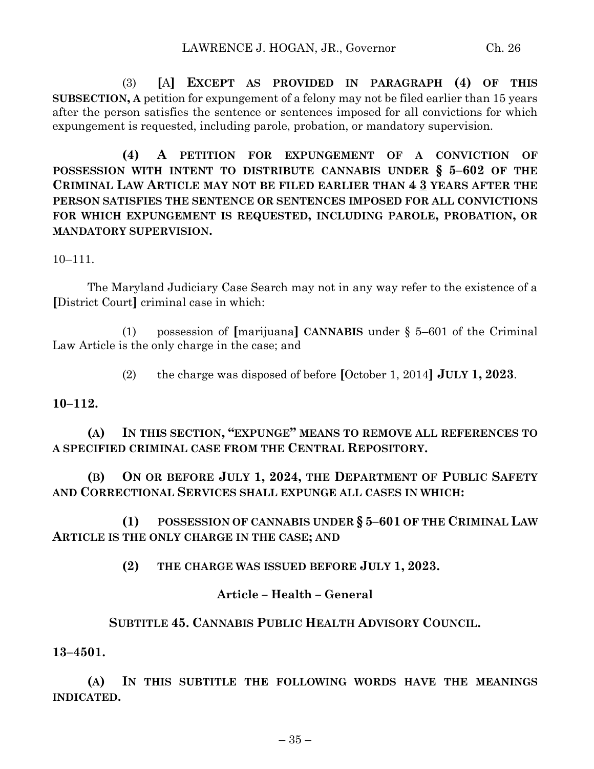(3) **[**A**] EXCEPT AS PROVIDED IN PARAGRAPH (4) OF THIS SUBSECTION, A** petition for expungement of a felony may not be filed earlier than 15 years after the person satisfies the sentence or sentences imposed for all convictions for which expungement is requested, including parole, probation, or mandatory supervision.

**(4) A PETITION FOR EXPUNGEMENT OF A CONVICTION OF POSSESSION WITH INTENT TO DISTRIBUTE CANNABIS UNDER § 5–602 OF THE CRIMINAL LAW ARTICLE MAY NOT BE FILED EARLIER THAN ~~4~~ 3 YEARS AFTER THE PERSON SATISFIES THE SENTENCE OR SENTENCES IMPOSED FOR ALL CONVICTIONS FOR WHICH EXPUNGEMENT IS REQUESTED, INCLUDING PAROLE, PROBATION, OR MANDATORY SUPERVISION.**

10–111.

The Maryland Judiciary Case Search may not in any way refer to the existence of a **[**District Court**]** criminal case in which:

(1) possession of **[**marijuana**] CANNABIS** under § 5–601 of the Criminal Law Article is the only charge in the case; and

(2) the charge was disposed of before **[**October 1, 2014**] JULY 1, 2023**.

**10–112.**

**(A) IN THIS SECTION, "EXPUNGE" MEANS TO REMOVE ALL REFERENCES TO A SPECIFIED CRIMINAL CASE FROM THE CENTRAL REPOSITORY.**

**(B) ON OR BEFORE JULY 1, 2024, THE DEPARTMENT OF PUBLIC SAFETY AND CORRECTIONAL SERVICES SHALL EXPUNGE ALL CASES IN WHICH:**

**(1) POSSESSION OF CANNABIS UNDER § 5–601 OF THE CRIMINAL LAW ARTICLE IS THE ONLY CHARGE IN THE CASE; AND**

**(2) THE CHARGE WAS ISSUED BEFORE JULY 1, 2023.**

**Article – Health – General**

**SUBTITLE 45. CANNABIS PUBLIC HEALTH ADVISORY COUNCIL.**

**13–4501.**

**(A) IN THIS SUBTITLE THE FOLLOWING WORDS HAVE THE MEANINGS INDICATED.**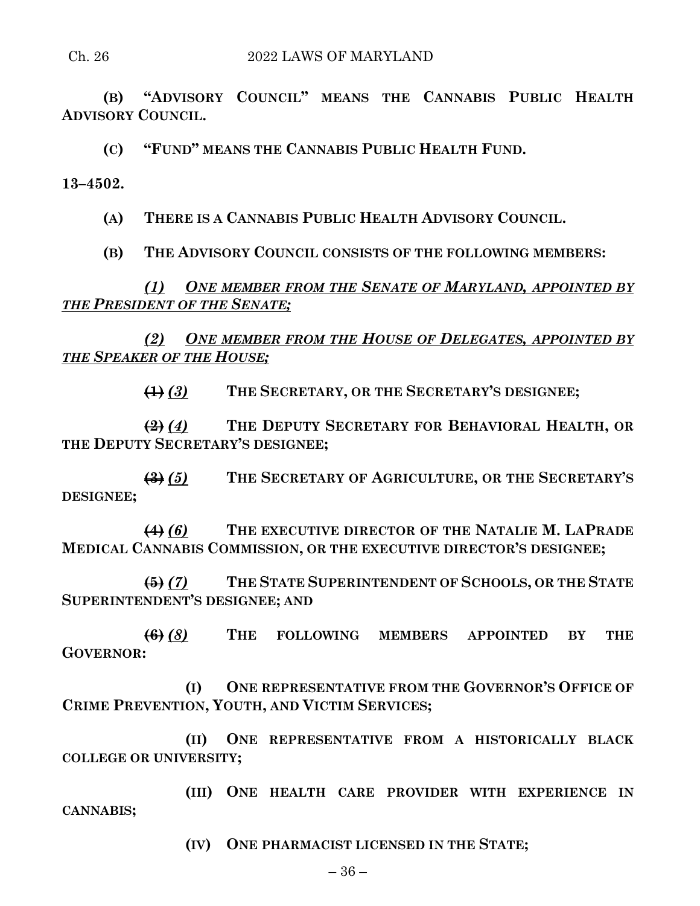**(B) "ADVISORY COUNCIL" MEANS THE CANNABIS PUBLIC HEALTH ADVISORY COUNCIL.**

**(C) "FUND" MEANS THE CANNABIS PUBLIC HEALTH FUND.**

**13–4502.**

**(A) THERE IS A CANNABIS PUBLIC HEALTH ADVISORY COUNCIL.**

**(B) THE ADVISORY COUNCIL CONSISTS OF THE FOLLOWING MEMBERS:**

*(1) ONE MEMBER FROM THE SENATE OF MARYLAND, APPOINTED BY THE PRESIDENT OF THE SENATE;*

*(2) ONE MEMBER FROM THE HOUSE OF DELEGATES, APPOINTED BY THE SPEAKER OF THE HOUSE;*

~~(1)~~ *(3)* **THE SECRETARY, OR THE SECRETARY'S DESIGNEE;**

~~(2)~~ *(4)* **THE DEPUTY SECRETARY FOR BEHAVIORAL HEALTH, OR THE DEPUTY SECRETARY'S DESIGNEE;**

~~(3)~~ *(5)* **THE SECRETARY OF AGRICULTURE, OR THE SECRETARY'S DESIGNEE;**

~~(4)~~ *(6)* **THE EXECUTIVE DIRECTOR OF THE NATALIE M. LAPRADE MEDICAL CANNABIS COMMISSION, OR THE EXECUTIVE DIRECTOR'S DESIGNEE;**

~~(5)~~ *(7)* **THE STATE SUPERINTENDENT OF SCHOOLS, OR THE STATE SUPERINTENDENT'S DESIGNEE; AND**

~~(6)~~ *(8)* **THE FOLLOWING MEMBERS APPOINTED BY THE GOVERNOR:**

**(I) ONE REPRESENTATIVE FROM THE GOVERNOR'S OFFICE OF CRIME PREVENTION, YOUTH, AND VICTIM SERVICES;**

**(II) ONE REPRESENTATIVE FROM A HISTORICALLY BLACK COLLEGE OR UNIVERSITY;**

**(III) ONE HEALTH CARE PROVIDER WITH EXPERIENCE IN CANNABIS;**

**(IV) ONE PHARMACIST LICENSED IN THE STATE;**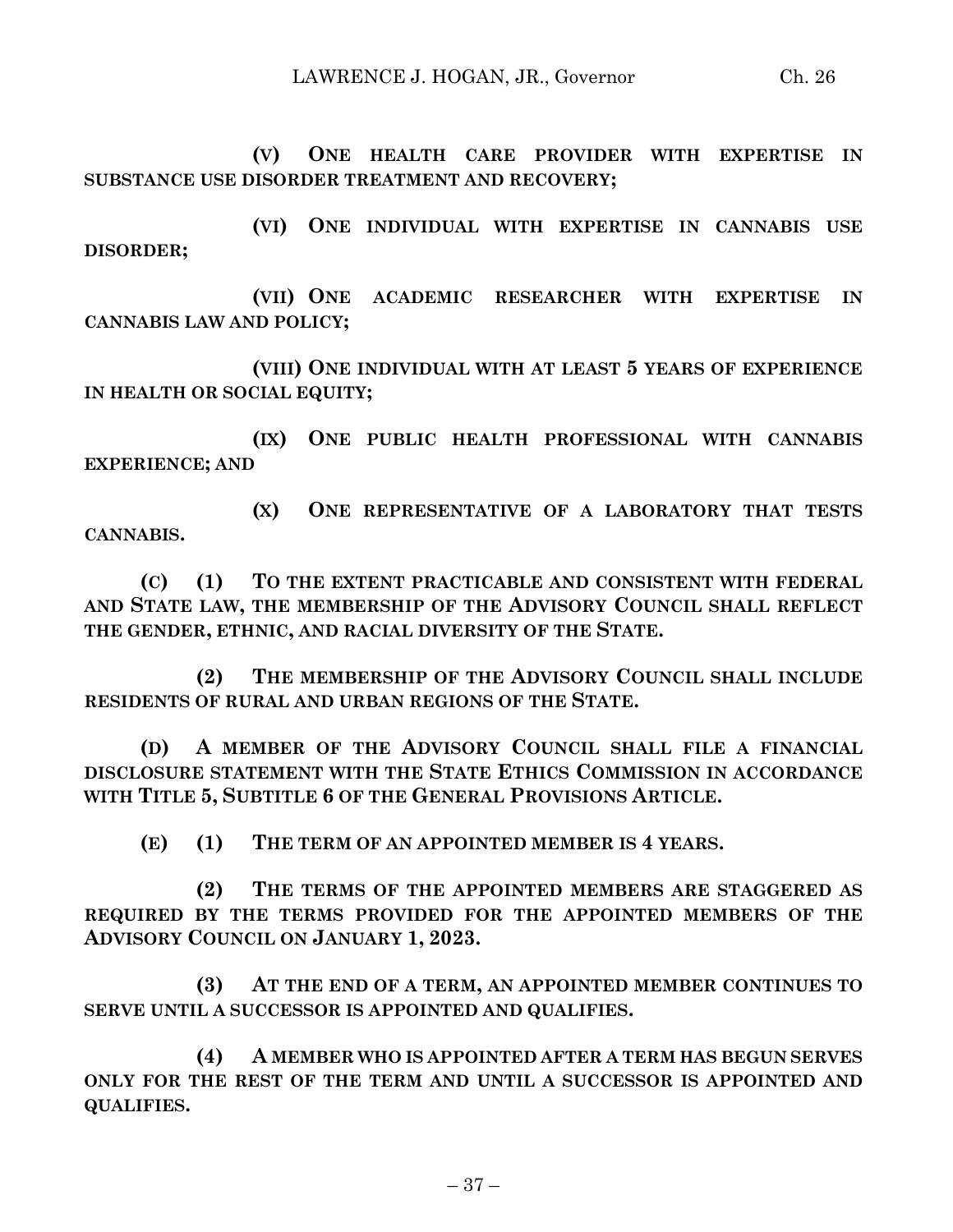**(V) ONE HEALTH CARE PROVIDER WITH EXPERTISE IN SUBSTANCE USE DISORDER TREATMENT AND RECOVERY;**

**(VI) ONE INDIVIDUAL WITH EXPERTISE IN CANNABIS USE DISORDER;**

**(VII) ONE ACADEMIC RESEARCHER WITH EXPERTISE IN CANNABIS LAW AND POLICY;**

**(VIII) ONE INDIVIDUAL WITH AT LEAST 5 YEARS OF EXPERIENCE IN HEALTH OR SOCIAL EQUITY;**

**(IX) ONE PUBLIC HEALTH PROFESSIONAL WITH CANNABIS EXPERIENCE; AND**

**(X) ONE REPRESENTATIVE OF A LABORATORY THAT TESTS CANNABIS.**

**(C) (1) TO THE EXTENT PRACTICABLE AND CONSISTENT WITH FEDERAL AND STATE LAW, THE MEMBERSHIP OF THE ADVISORY COUNCIL SHALL REFLECT THE GENDER, ETHNIC, AND RACIAL DIVERSITY OF THE STATE.**

**(2) THE MEMBERSHIP OF THE ADVISORY COUNCIL SHALL INCLUDE RESIDENTS OF RURAL AND URBAN REGIONS OF THE STATE.**

**(D) A MEMBER OF THE ADVISORY COUNCIL SHALL FILE A FINANCIAL DISCLOSURE STATEMENT WITH THE STATE ETHICS COMMISSION IN ACCORDANCE WITH TITLE 5, SUBTITLE 6 OF THE GENERAL PROVISIONS ARTICLE.**

**(E) (1) THE TERM OF AN APPOINTED MEMBER IS 4 YEARS.**

**(2) THE TERMS OF THE APPOINTED MEMBERS ARE STAGGERED AS REQUIRED BY THE TERMS PROVIDED FOR THE APPOINTED MEMBERS OF THE ADVISORY COUNCIL ON JANUARY 1, 2023.**

**(3) AT THE END OF A TERM, AN APPOINTED MEMBER CONTINUES TO SERVE UNTIL A SUCCESSOR IS APPOINTED AND QUALIFIES.**

**(4) A MEMBER WHO IS APPOINTED AFTER A TERM HAS BEGUN SERVES ONLY FOR THE REST OF THE TERM AND UNTIL A SUCCESSOR IS APPOINTED AND QUALIFIES.**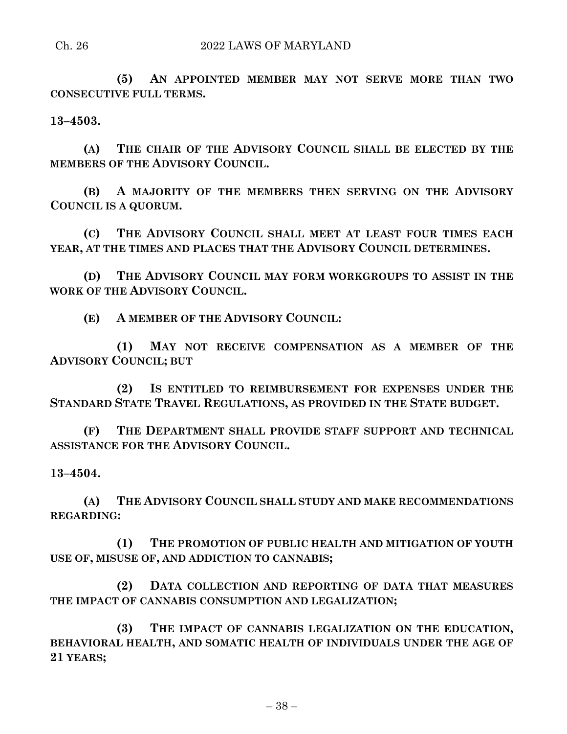**(5) AN APPOINTED MEMBER MAY NOT SERVE MORE THAN TWO CONSECUTIVE FULL TERMS.**

**13–4503.**

**(A) THE CHAIR OF THE ADVISORY COUNCIL SHALL BE ELECTED BY THE MEMBERS OF THE ADVISORY COUNCIL.**

**(B) A MAJORITY OF THE MEMBERS THEN SERVING ON THE ADVISORY COUNCIL IS A QUORUM.**

**(C) THE ADVISORY COUNCIL SHALL MEET AT LEAST FOUR TIMES EACH YEAR, AT THE TIMES AND PLACES THAT THE ADVISORY COUNCIL DETERMINES.**

**(D) THE ADVISORY COUNCIL MAY FORM WORKGROUPS TO ASSIST IN THE WORK OF THE ADVISORY COUNCIL.**

**(E) A MEMBER OF THE ADVISORY COUNCIL:**

**(1) MAY NOT RECEIVE COMPENSATION AS A MEMBER OF THE ADVISORY COUNCIL; BUT**

**(2) IS ENTITLED TO REIMBURSEMENT FOR EXPENSES UNDER THE STANDARD STATE TRAVEL REGULATIONS, AS PROVIDED IN THE STATE BUDGET.**

**(F) THE DEPARTMENT SHALL PROVIDE STAFF SUPPORT AND TECHNICAL ASSISTANCE FOR THE ADVISORY COUNCIL.**

**13–4504.**

**(A) THE ADVISORY COUNCIL SHALL STUDY AND MAKE RECOMMENDATIONS REGARDING:**

**(1) THE PROMOTION OF PUBLIC HEALTH AND MITIGATION OF YOUTH USE OF, MISUSE OF, AND ADDICTION TO CANNABIS;**

**(2) DATA COLLECTION AND REPORTING OF DATA THAT MEASURES THE IMPACT OF CANNABIS CONSUMPTION AND LEGALIZATION;**

**(3) THE IMPACT OF CANNABIS LEGALIZATION ON THE EDUCATION, BEHAVIORAL HEALTH, AND SOMATIC HEALTH OF INDIVIDUALS UNDER THE AGE OF 21 YEARS;**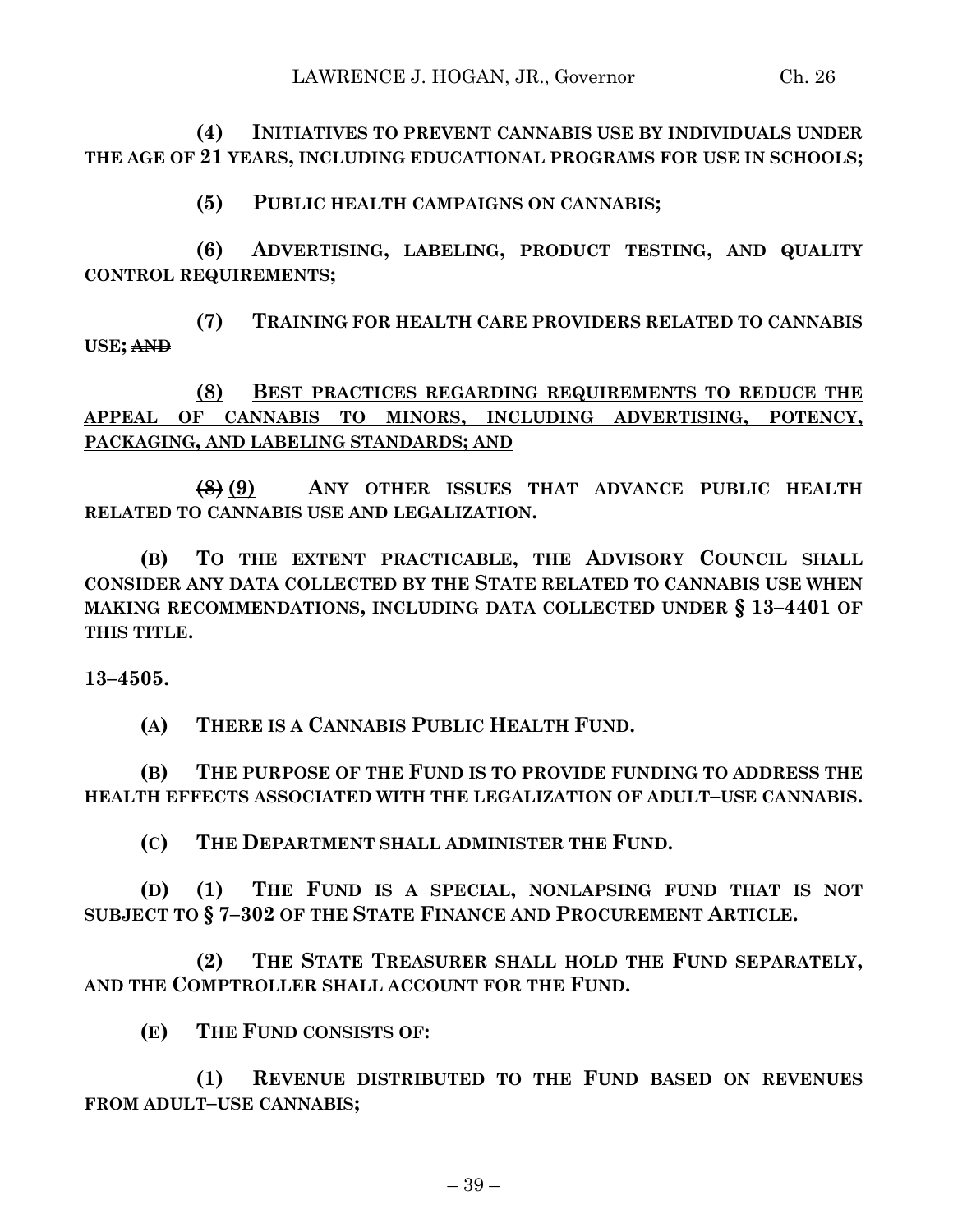**(4) INITIATIVES TO PREVENT CANNABIS USE BY INDIVIDUALS UNDER THE AGE OF 21 YEARS, INCLUDING EDUCATIONAL PROGRAMS FOR USE IN SCHOOLS;**

**(5) PUBLIC HEALTH CAMPAIGNS ON CANNABIS;**

**(6) ADVERTISING, LABELING, PRODUCT TESTING, AND QUALITY CONTROL REQUIREMENTS;**

**(7) TRAINING FOR HEALTH CARE PROVIDERS RELATED TO CANNABIS USE;** ~~**AND**~~

<u>**(8) BEST PRACTICES REGARDING REQUIREMENTS TO REDUCE THE APPEAL OF CANNABIS TO MINORS, INCLUDING ADVERTISING, POTENCY, PACKAGING, AND LABELING STANDARDS; AND**</u>

~~**(8)**~~ <u>**(9)**</u> **ANY OTHER ISSUES THAT ADVANCE PUBLIC HEALTH RELATED TO CANNABIS USE AND LEGALIZATION.**

**(B) TO THE EXTENT PRACTICABLE, THE ADVISORY COUNCIL SHALL CONSIDER ANY DATA COLLECTED BY THE STATE RELATED TO CANNABIS USE WHEN MAKING RECOMMENDATIONS, INCLUDING DATA COLLECTED UNDER § 13–4401 OF THIS TITLE.**

**13–4505.**

**(A) THERE IS A CANNABIS PUBLIC HEALTH FUND.**

**(B) THE PURPOSE OF THE FUND IS TO PROVIDE FUNDING TO ADDRESS THE HEALTH EFFECTS ASSOCIATED WITH THE LEGALIZATION OF ADULT–USE CANNABIS.**

**(C) THE DEPARTMENT SHALL ADMINISTER THE FUND.**

**(D) (1) THE FUND IS A SPECIAL, NONLAPSING FUND THAT IS NOT SUBJECT TO § 7–302 OF THE STATE FINANCE AND PROCUREMENT ARTICLE.**

**(2) THE STATE TREASURER SHALL HOLD THE FUND SEPARATELY, AND THE COMPTROLLER SHALL ACCOUNT FOR THE FUND.**

**(E) THE FUND CONSISTS OF:**

**(1) REVENUE DISTRIBUTED TO THE FUND BASED ON REVENUES FROM ADULT–USE CANNABIS;**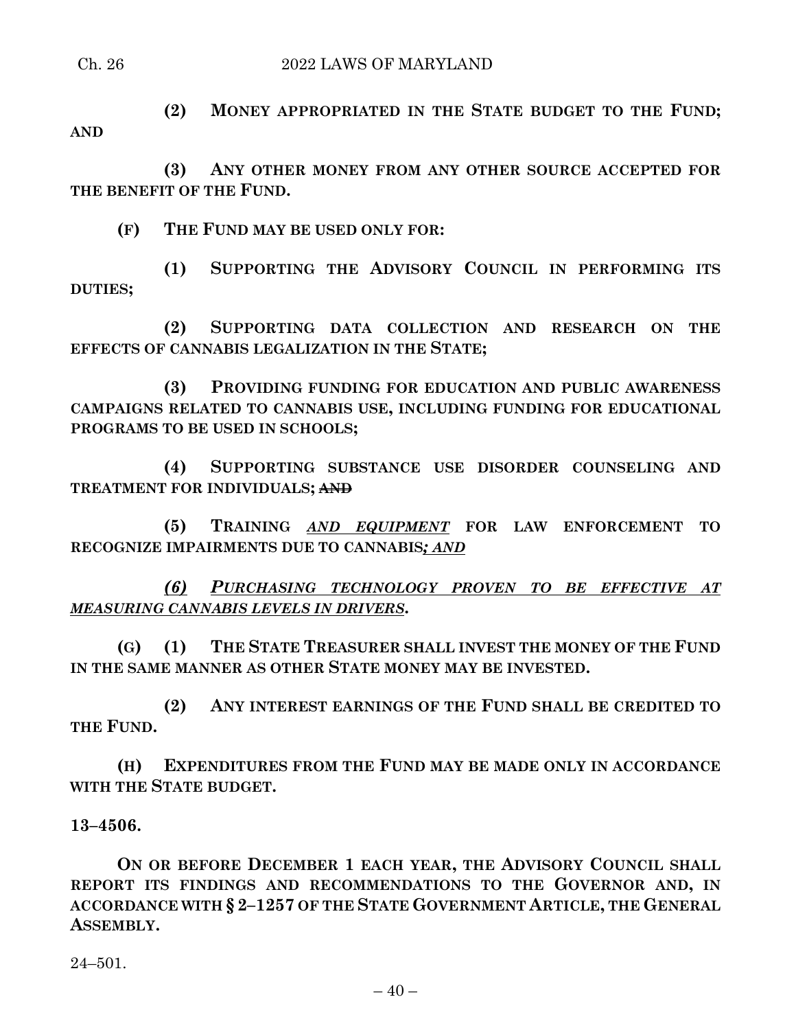**(2) MONEY APPROPRIATED IN THE STATE BUDGET TO THE FUND; AND**

**(3) ANY OTHER MONEY FROM ANY OTHER SOURCE ACCEPTED FOR THE BENEFIT OF THE FUND.**

**(F) THE FUND MAY BE USED ONLY FOR:**

**(1) SUPPORTING THE ADVISORY COUNCIL IN PERFORMING ITS DUTIES;**

**(2) SUPPORTING DATA COLLECTION AND RESEARCH ON THE EFFECTS OF CANNABIS LEGALIZATION IN THE STATE;**

**(3) PROVIDING FUNDING FOR EDUCATION AND PUBLIC AWARENESS CAMPAIGNS RELATED TO CANNABIS USE, INCLUDING FUNDING FOR EDUCATIONAL PROGRAMS TO BE USED IN SCHOOLS;**

**(4) SUPPORTING SUBSTANCE USE DISORDER COUNSELING AND TREATMENT FOR INDIVIDUALS;** ~~**AND**~~

**(5) TRAINING** ***AND EQUIPMENT*** **FOR LAW ENFORCEMENT TO RECOGNIZE IMPAIRMENTS DUE TO CANNABIS*; AND***

***(6) PURCHASING TECHNOLOGY PROVEN TO BE EFFECTIVE AT MEASURING CANNABIS LEVELS IN DRIVERS*.**

**(G) (1) THE STATE TREASURER SHALL INVEST THE MONEY OF THE FUND IN THE SAME MANNER AS OTHER STATE MONEY MAY BE INVESTED.**

**(2) ANY INTEREST EARNINGS OF THE FUND SHALL BE CREDITED TO THE FUND.**

**(H) EXPENDITURES FROM THE FUND MAY BE MADE ONLY IN ACCORDANCE WITH THE STATE BUDGET.**

**13–4506.**

**ON OR BEFORE DECEMBER 1 EACH YEAR, THE ADVISORY COUNCIL SHALL REPORT ITS FINDINGS AND RECOMMENDATIONS TO THE GOVERNOR AND, IN ACCORDANCE WITH § 2–1257 OF THE STATE GOVERNMENT ARTICLE, THE GENERAL ASSEMBLY.**

24–501.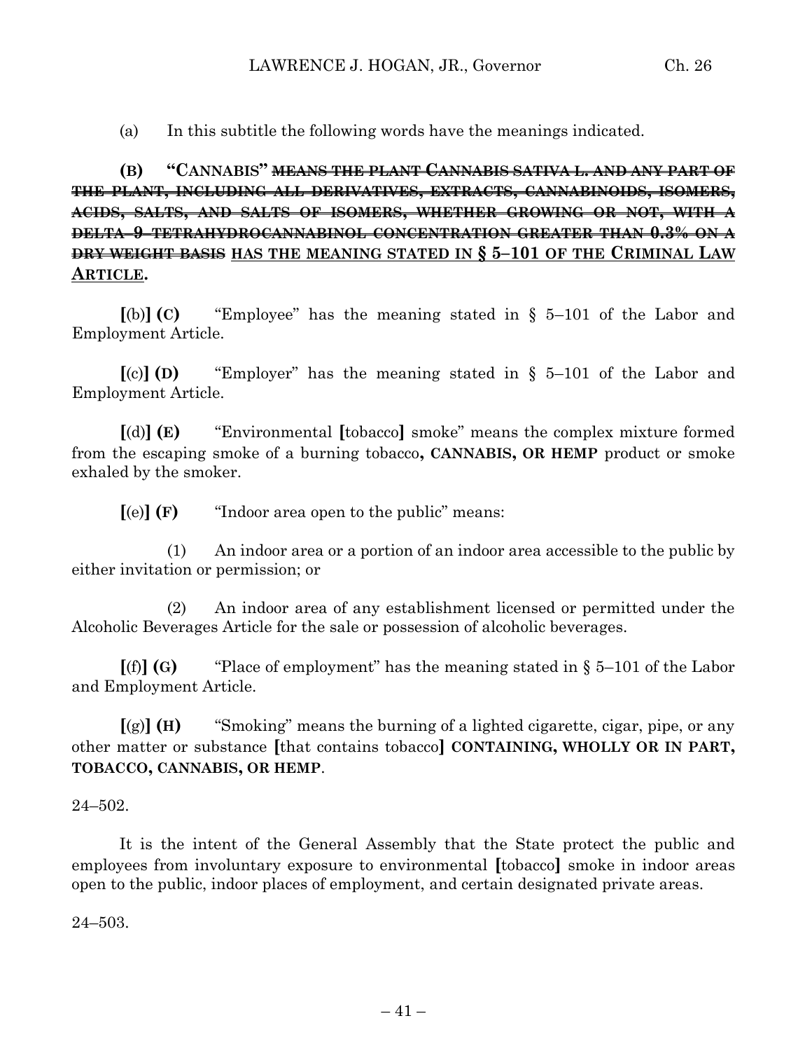(a) In this subtitle the following words have the meanings indicated.

**(B) "CANNABIS"** ~~**MEANS THE PLANT CANNABIS SATIVA L. AND ANY PART OF THE PLANT, INCLUDING ALL DERIVATIVES, EXTRACTS, CANNABINOIDS, ISOMERS, ACIDS, SALTS, AND SALTS OF ISOMERS, WHETHER GROWING OR NOT, WITH A DELTA–9–TETRAHYDROCANNABINOL CONCENTRATION GREATER THAN 0.3% ON A DRY WEIGHT BASIS**~~ <u>**HAS THE MEANING STATED IN § 5–101 OF THE CRIMINAL LAW ARTICLE**</u>**.**

**[**(b)**] (C)** "Employee" has the meaning stated in § 5–101 of the Labor and Employment Article.

**[**(c)**] (D)** "Employer" has the meaning stated in § 5–101 of the Labor and Employment Article.

**[**(d)**] (E)** "Environmental **[**tobacco**]** smoke" means the complex mixture formed from the escaping smoke of a burning tobacco**, CANNABIS, OR HEMP** product or smoke exhaled by the smoker.

**[**(e)**] (F)** "Indoor area open to the public" means:

(1) An indoor area or a portion of an indoor area accessible to the public by either invitation or permission; or

(2) An indoor area of any establishment licensed or permitted under the Alcoholic Beverages Article for the sale or possession of alcoholic beverages.

**[**(f)**] (G)** "Place of employment" has the meaning stated in § 5–101 of the Labor and Employment Article.

**[**(g)**] (H)** "Smoking" means the burning of a lighted cigarette, cigar, pipe, or any other matter or substance **[**that contains tobacco**] CONTAINING, WHOLLY OR IN PART, TOBACCO, CANNABIS, OR HEMP**.

24–502.

It is the intent of the General Assembly that the State protect the public and employees from involuntary exposure to environmental **[**tobacco**]** smoke in indoor areas open to the public, indoor places of employment, and certain designated private areas.

24–503.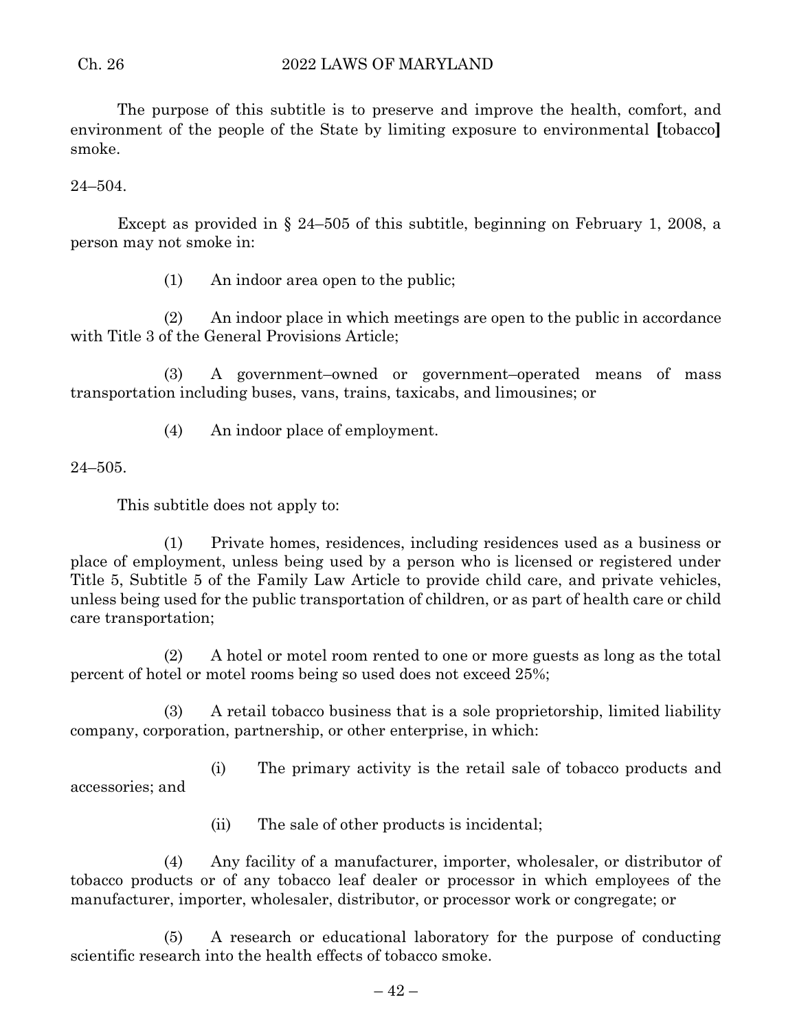The purpose of this subtitle is to preserve and improve the health, comfort, and environment of the people of the State by limiting exposure to environmental **[**tobacco**]** smoke.

24–504.

Except as provided in § 24–505 of this subtitle, beginning on February 1, 2008, a person may not smoke in:

(1) An indoor area open to the public;

(2) An indoor place in which meetings are open to the public in accordance with Title 3 of the General Provisions Article;

(3) A government–owned or government–operated means of mass transportation including buses, vans, trains, taxicabs, and limousines; or

(4) An indoor place of employment.

24–505.

This subtitle does not apply to:

(1) Private homes, residences, including residences used as a business or place of employment, unless being used by a person who is licensed or registered under Title 5, Subtitle 5 of the Family Law Article to provide child care, and private vehicles, unless being used for the public transportation of children, or as part of health care or child care transportation;

(2) A hotel or motel room rented to one or more guests as long as the total percent of hotel or motel rooms being so used does not exceed 25%;

(3) A retail tobacco business that is a sole proprietorship, limited liability company, corporation, partnership, or other enterprise, in which:

(i) The primary activity is the retail sale of tobacco products and accessories; and

(ii) The sale of other products is incidental;

(4) Any facility of a manufacturer, importer, wholesaler, or distributor of tobacco products or of any tobacco leaf dealer or processor in which employees of the manufacturer, importer, wholesaler, distributor, or processor work or congregate; or

(5) A research or educational laboratory for the purpose of conducting scientific research into the health effects of tobacco smoke.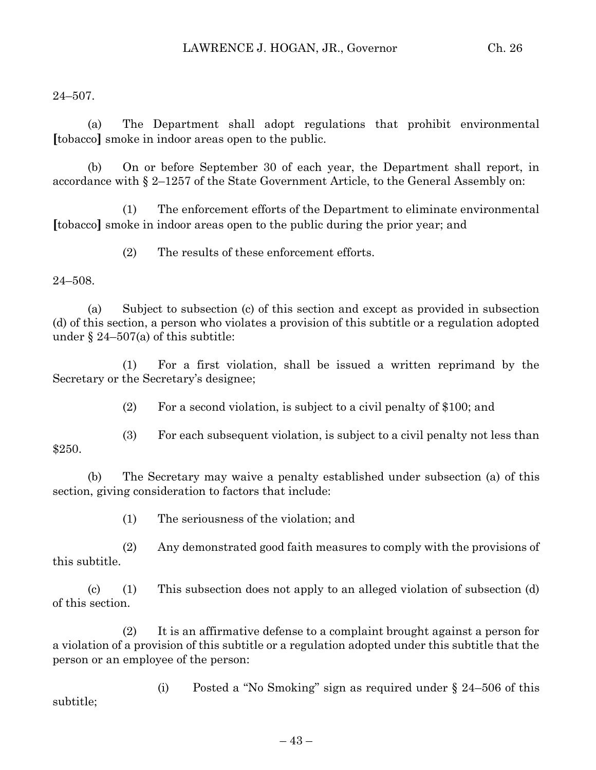24–507.

(a) The Department shall adopt regulations that prohibit environmental [tobacco] smoke in indoor areas open to the public.

(b) On or before September 30 of each year, the Department shall report, in accordance with § 2–1257 of the State Government Article, to the General Assembly on:

(1) The enforcement efforts of the Department to eliminate environmental [tobacco] smoke in indoor areas open to the public during the prior year; and

(2) The results of these enforcement efforts.

24–508.

(a) Subject to subsection (c) of this section and except as provided in subsection (d) of this section, a person who violates a provision of this subtitle or a regulation adopted under § 24–507(a) of this subtitle:

(1) For a first violation, shall be issued a written reprimand by the Secretary or the Secretary's designee;

(2) For a second violation, is subject to a civil penalty of $100; and

(3) For each subsequent violation, is subject to a civil penalty not less than $250.

(b) The Secretary may waive a penalty established under subsection (a) of this section, giving consideration to factors that include:

(1) The seriousness of the violation; and

(2) Any demonstrated good faith measures to comply with the provisions of this subtitle.

(c) (1) This subsection does not apply to an alleged violation of subsection (d) of this section.

(2) It is an affirmative defense to a complaint brought against a person for a violation of a provision of this subtitle or a regulation adopted under this subtitle that the person or an employee of the person:

(i) Posted a "No Smoking" sign as required under § 24–506 of this subtitle;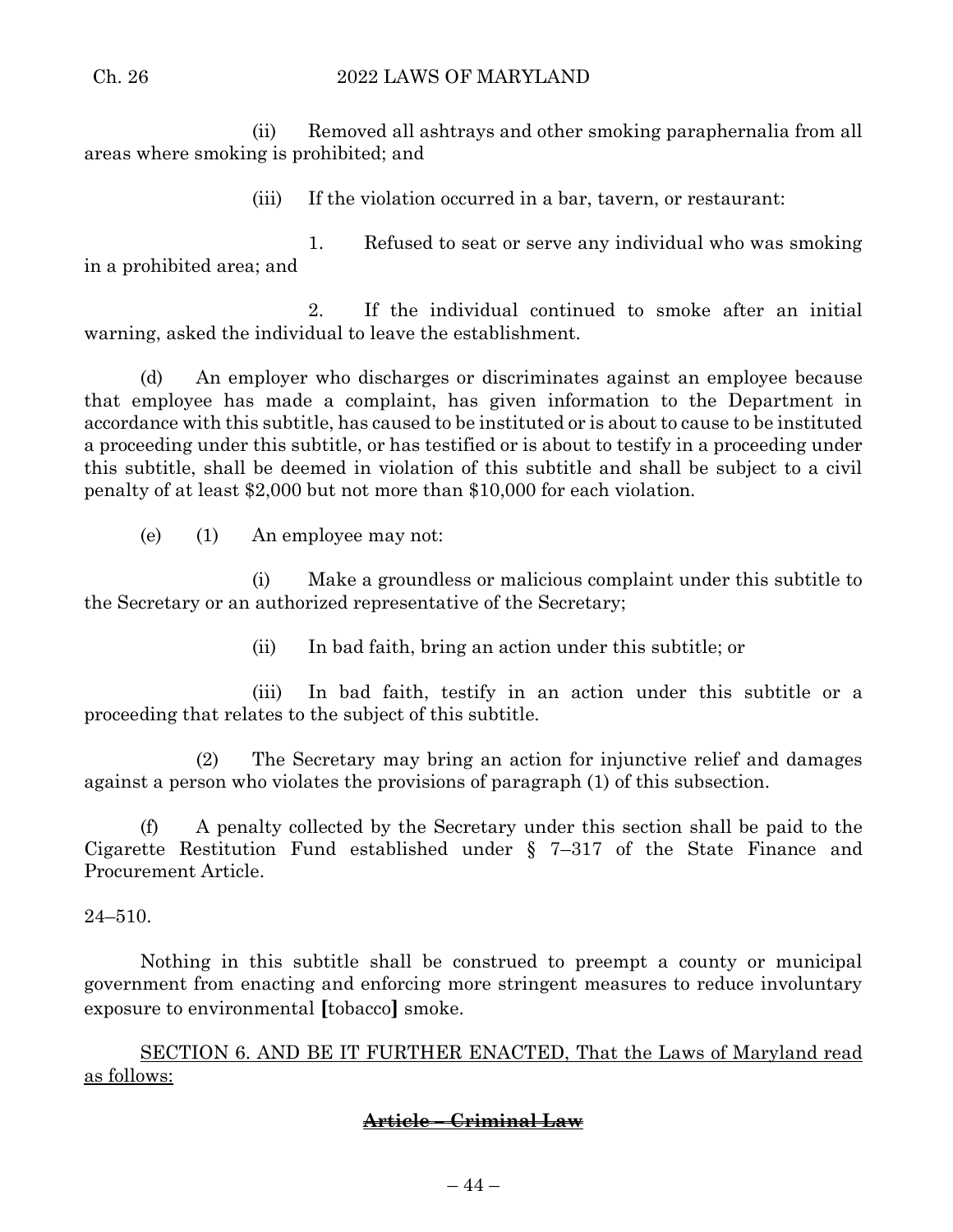(ii) Removed all ashtrays and other smoking paraphernalia from all areas where smoking is prohibited; and

(iii) If the violation occurred in a bar, tavern, or restaurant:

1. Refused to seat or serve any individual who was smoking in a prohibited area; and

2. If the individual continued to smoke after an initial warning, asked the individual to leave the establishment.

(d) An employer who discharges or discriminates against an employee because that employee has made a complaint, has given information to the Department in accordance with this subtitle, has caused to be instituted or is about to cause to be instituted a proceeding under this subtitle, or has testified or is about to testify in a proceeding under this subtitle, shall be deemed in violation of this subtitle and shall be subject to a civil penalty of at least $2,000 but not more than $10,000 for each violation.

(e) (1) An employee may not:

(i) Make a groundless or malicious complaint under this subtitle to the Secretary or an authorized representative of the Secretary;

(ii) In bad faith, bring an action under this subtitle; or

(iii) In bad faith, testify in an action under this subtitle or a proceeding that relates to the subject of this subtitle.

(2) The Secretary may bring an action for injunctive relief and damages against a person who violates the provisions of paragraph (1) of this subsection.

(f) A penalty collected by the Secretary under this section shall be paid to the Cigarette Restitution Fund established under § 7–317 of the State Finance and Procurement Article.

24–510.

Nothing in this subtitle shall be construed to preempt a county or municipal government from enacting and enforcing more stringent measures to reduce involuntary exposure to environmental [tobacco] smoke.

<u>SECTION 6. AND BE IT FURTHER ENACTED, That the Laws of Maryland read as follows:</u>

**~~<u>Article – Criminal Law</u>~~**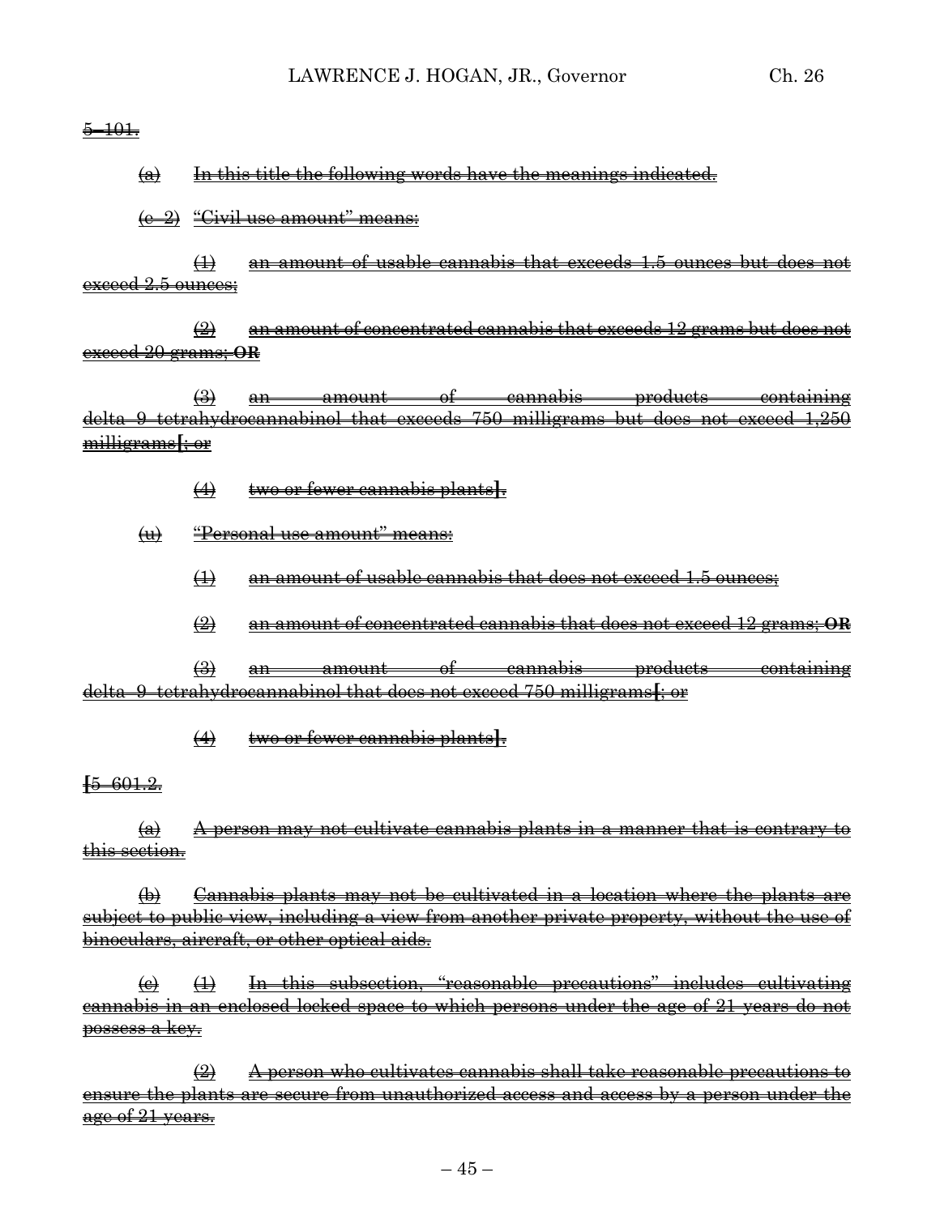~~5–101.~~

~~(a) In this title the following words have the meanings indicated.~~

~~(c–2) "Civil use amount" means:~~

~~(1) an amount of usable cannabis that exceeds 1.5 ounces but does not exceed 2.5 ounces;~~

~~(2) an amount of concentrated cannabis that exceeds 12 grams but does not exceed 20 grams; **OR**~~

~~(3) an amount of cannabis products containing delta–9–tetrahydrocannabinol that exceeds 750 milligrams but does not exceed 1,250 milligrams[; or~~

~~(4) two or fewer cannabis plants].~~

~~(u) "Personal use amount" means:~~

~~(1) an amount of usable cannabis that does not exceed 1.5 ounces;~~

~~(2) an amount of concentrated cannabis that does not exceed 12 grams; **OR**~~

~~(3) an amount of cannabis products containing delta–9–tetrahydrocannabinol that does not exceed 750 milligrams[; or~~

~~(4) two or fewer cannabis plants].~~

~~[5–601.2.~~

~~(a) A person may not cultivate cannabis plants in a manner that is contrary to this section.~~

~~(b) Cannabis plants may not be cultivated in a location where the plants are subject to public view, including a view from another private property, without the use of binoculars, aircraft, or other optical aids.~~

~~(c) (1) In this subsection, "reasonable precautions" includes cultivating cannabis in an enclosed locked space to which persons under the age of 21 years do not possess a key.~~

~~(2) A person who cultivates cannabis shall take reasonable precautions to ensure the plants are secure from unauthorized access and access by a person under the age of 21 years.~~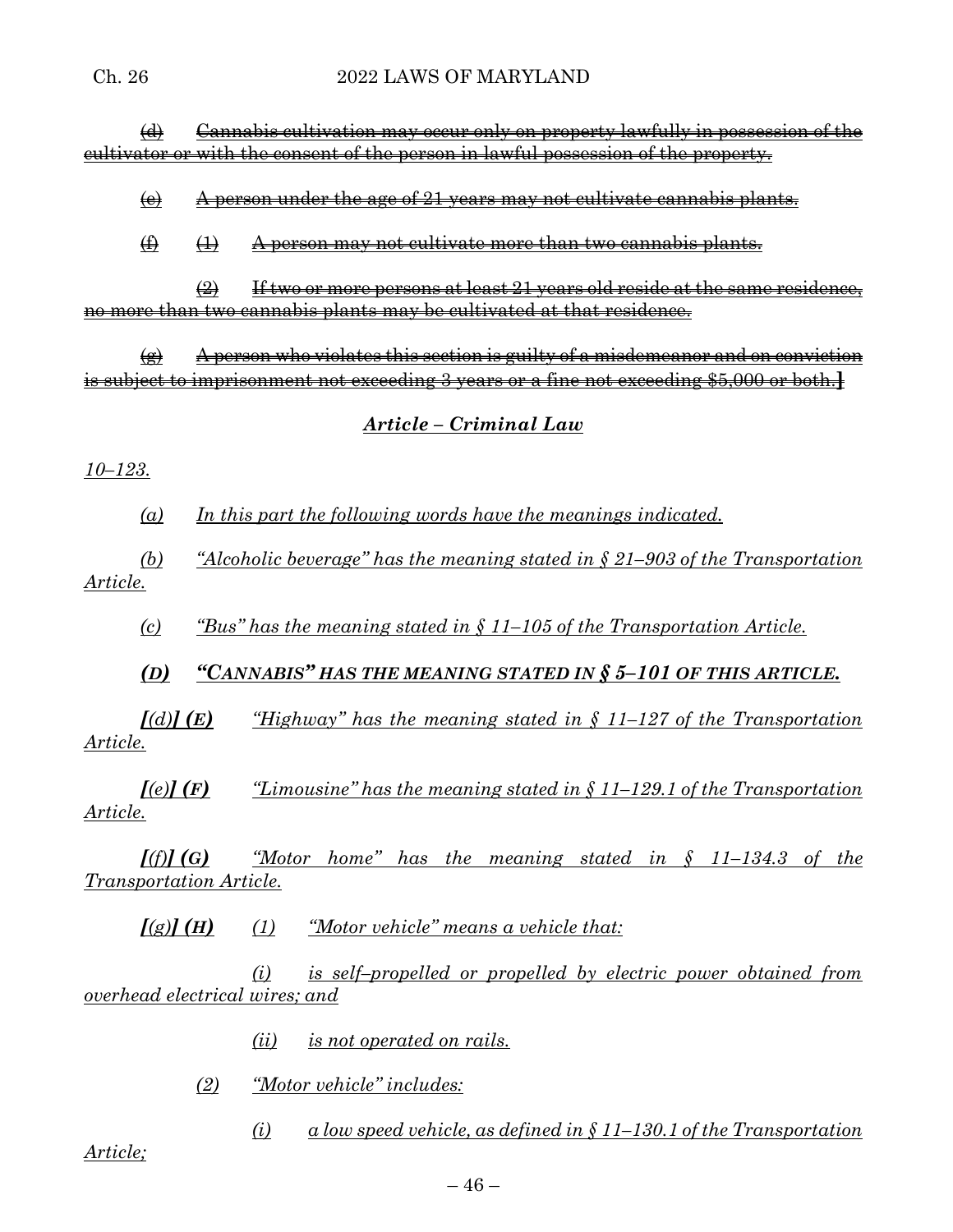~~(d) Cannabis cultivation may occur only on property lawfully in possession of the cultivator or with the consent of the person in lawful possession of the property.~~

~~(e) A person under the age of 21 years may not cultivate cannabis plants.~~

~~(f) (1) A person may not cultivate more than two cannabis plants.~~

~~(2) If two or more persons at least 21 years old reside at the same residence, no more than two cannabis plants may be cultivated at that residence.~~

~~(g) A person who violates this section is guilty of a misdemeanor and on conviction is subject to imprisonment not exceeding 3 years or a fine not exceeding $5,000 or both.~~]

## *Article – Criminal Law*

*10–123.*

*(a) In this part the following words have the meanings indicated.*

*(b) "Alcoholic beverage" has the meaning stated in § 21–903 of the Transportation Article.*

*(c) "Bus" has the meaning stated in § 11–105 of the Transportation Article.*

***(D) "CANNABIS" HAS THE MEANING STATED IN § 5–101 OF THIS ARTICLE.***

***[(d)] (E)*** *"Highway" has the meaning stated in § 11–127 of the Transportation Article.*

***[(e)] (F)*** *"Limousine" has the meaning stated in § 11–129.1 of the Transportation Article.*

***[(f)] (G)*** *"Motor home" has the meaning stated in § 11–134.3 of the Transportation Article.*

***[(g)] (H)*** *(1) "Motor vehicle" means a vehicle that:*

*(i) is self–propelled or propelled by electric power obtained from overhead electrical wires; and*

*(ii) is not operated on rails.*

*(2) "Motor vehicle" includes:*

*(i) a low speed vehicle, as defined in § 11–130.1 of the Transportation Article;*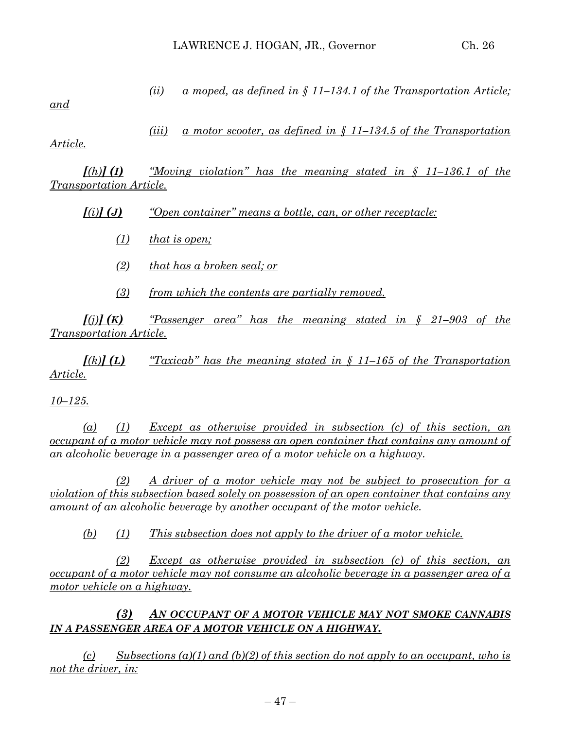(ii) a moped, as defined in § 11–134.1 of the Transportation Article; and

(iii) a motor scooter, as defined in § 11–134.5 of the Transportation Article.

**[**(h)**] (I)** "Moving violation" has the meaning stated in § 11–136.1 of the Transportation Article.

**[**(i)**] (J)** "Open container" means a bottle, can, or other receptacle:

(1) that is open;

(2) that has a broken seal; or

(3) from which the contents are partially removed.

**[**(j)**] (K)** "Passenger area" has the meaning stated in § 21–903 of the Transportation Article.

**[**(k)**] (L)** "Taxicab" has the meaning stated in § 11–165 of the Transportation Article.

10–125.

(a) (1) Except as otherwise provided in subsection (c) of this section, an occupant of a motor vehicle may not possess an open container that contains any amount of an alcoholic beverage in a passenger area of a motor vehicle on a highway.

(2) A driver of a motor vehicle may not be subject to prosecution for a violation of this subsection based solely on possession of an open container that contains any amount of an alcoholic beverage by another occupant of the motor vehicle.

(b) (1) This subsection does not apply to the driver of a motor vehicle.

(2) Except as otherwise provided in subsection (c) of this section, an occupant of a motor vehicle may not consume an alcoholic beverage in a passenger area of a motor vehicle on a highway.

***(3) AN OCCUPANT OF A MOTOR VEHICLE MAY NOT SMOKE CANNABIS IN A PASSENGER AREA OF A MOTOR VEHICLE ON A HIGHWAY.***

(c) Subsections (a)(1) and (b)(2) of this section do not apply to an occupant, who is not the driver, in: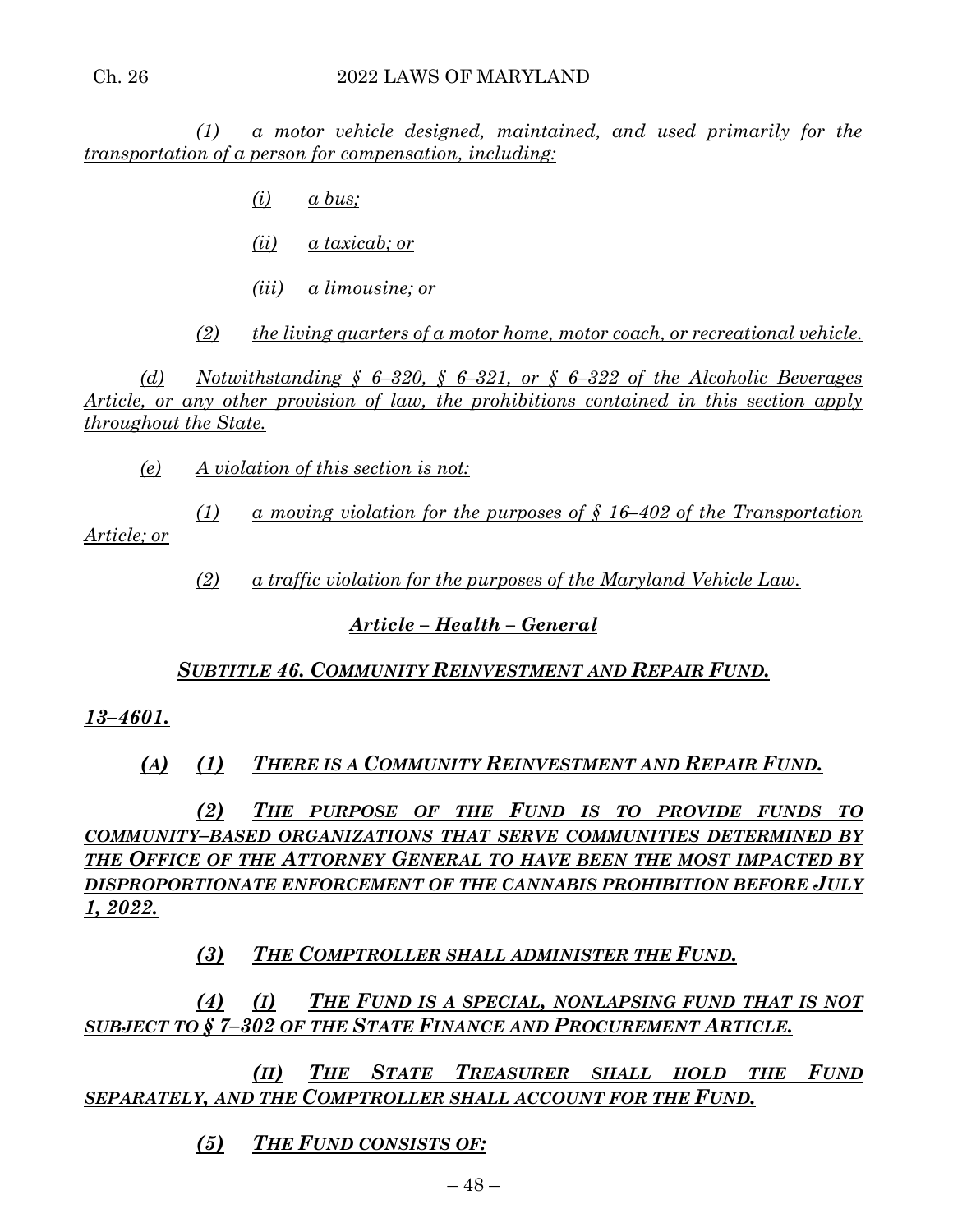(1) a motor vehicle designed, maintained, and used primarily for the transportation of a person for compensation, including:

(i) a bus;

(ii) a taxicab; or

(iii) a limousine; or

(2) the living quarters of a motor home, motor coach, or recreational vehicle.

(d) Notwithstanding § 6–320, § 6–321, or § 6–322 of the Alcoholic Beverages Article, or any other provision of law, the prohibitions contained in this section apply throughout the State.

(e) A violation of this section is not:

(1) a moving violation for the purposes of § 16–402 of the Transportation Article; or

(2) a traffic violation for the purposes of the Maryland Vehicle Law.

**Article – Health – General**

**SUBTITLE 46. COMMUNITY REINVESTMENT AND REPAIR FUND.**

**13–4601.**

**(A) (1) THERE IS A COMMUNITY REINVESTMENT AND REPAIR FUND.**

**(2) THE PURPOSE OF THE FUND IS TO PROVIDE FUNDS TO COMMUNITY–BASED ORGANIZATIONS THAT SERVE COMMUNITIES DETERMINED BY THE OFFICE OF THE ATTORNEY GENERAL TO HAVE BEEN THE MOST IMPACTED BY DISPROPORTIONATE ENFORCEMENT OF THE CANNABIS PROHIBITION BEFORE JULY 1, 2022.**

**(3) THE COMPTROLLER SHALL ADMINISTER THE FUND.**

**(4) (I) THE FUND IS A SPECIAL, NONLAPSING FUND THAT IS NOT SUBJECT TO § 7–302 OF THE STATE FINANCE AND PROCUREMENT ARTICLE.**

**(II) THE STATE TREASURER SHALL HOLD THE FUND SEPARATELY, AND THE COMPTROLLER SHALL ACCOUNT FOR THE FUND.**

**(5) THE FUND CONSISTS OF:**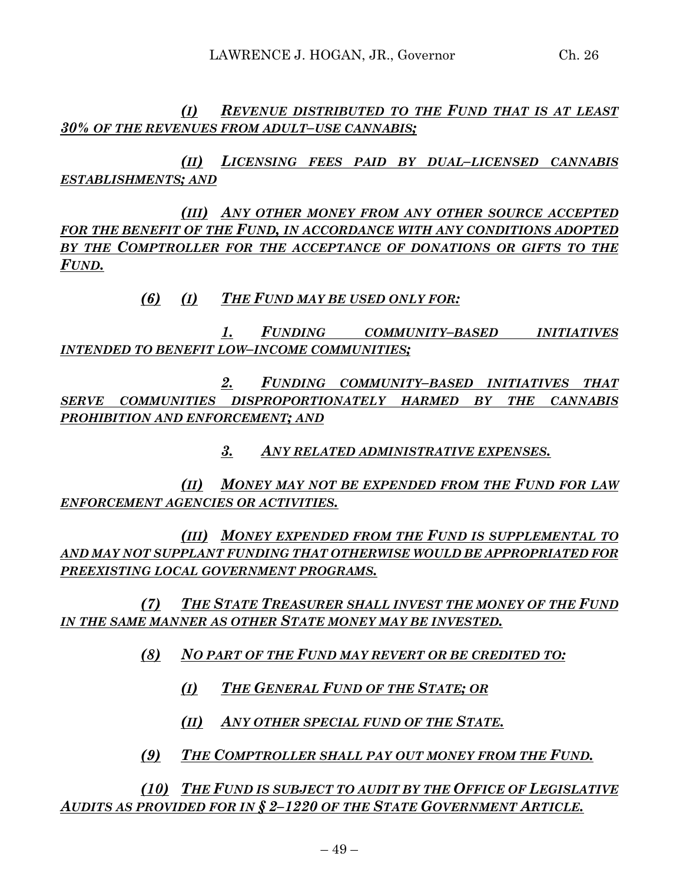*(I) REVENUE DISTRIBUTED TO THE FUND THAT IS AT LEAST 30% OF THE REVENUES FROM ADULT–USE CANNABIS;*

*(II) LICENSING FEES PAID BY DUAL–LICENSED CANNABIS ESTABLISHMENTS; AND*

*(III) ANY OTHER MONEY FROM ANY OTHER SOURCE ACCEPTED FOR THE BENEFIT OF THE FUND, IN ACCORDANCE WITH ANY CONDITIONS ADOPTED BY THE COMPTROLLER FOR THE ACCEPTANCE OF DONATIONS OR GIFTS TO THE FUND.*

*(6) (I) THE FUND MAY BE USED ONLY FOR:*

*1. FUNDING COMMUNITY–BASED INITIATIVES INTENDED TO BENEFIT LOW–INCOME COMMUNITIES;*

*2. FUNDING COMMUNITY–BASED INITIATIVES THAT SERVE COMMUNITIES DISPROPORTIONATELY HARMED BY THE CANNABIS PROHIBITION AND ENFORCEMENT; AND*

*3. ANY RELATED ADMINISTRATIVE EXPENSES.*

*(II) MONEY MAY NOT BE EXPENDED FROM THE FUND FOR LAW ENFORCEMENT AGENCIES OR ACTIVITIES.*

*(III) MONEY EXPENDED FROM THE FUND IS SUPPLEMENTAL TO AND MAY NOT SUPPLANT FUNDING THAT OTHERWISE WOULD BE APPROPRIATED FOR PREEXISTING LOCAL GOVERNMENT PROGRAMS.*

*(7) THE STATE TREASURER SHALL INVEST THE MONEY OF THE FUND IN THE SAME MANNER AS OTHER STATE MONEY MAY BE INVESTED.*

*(8) NO PART OF THE FUND MAY REVERT OR BE CREDITED TO:*

*(I) THE GENERAL FUND OF THE STATE; OR*

*(II) ANY OTHER SPECIAL FUND OF THE STATE.*

*(9) THE COMPTROLLER SHALL PAY OUT MONEY FROM THE FUND.*

*(10) THE FUND IS SUBJECT TO AUDIT BY THE OFFICE OF LEGISLATIVE AUDITS AS PROVIDED FOR IN § 2–1220 OF THE STATE GOVERNMENT ARTICLE.*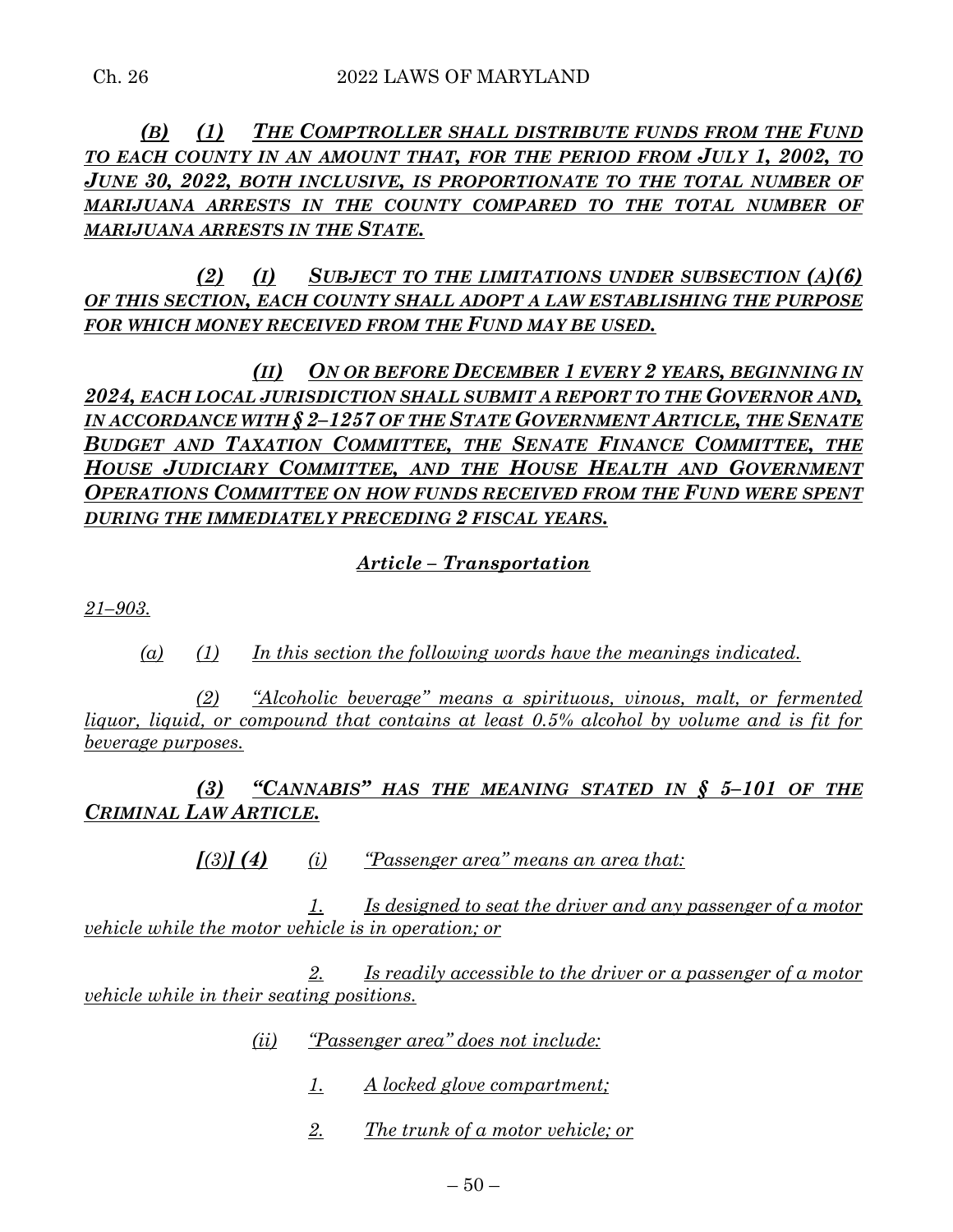*(B)* *(1)* *THE COMPTROLLER SHALL DISTRIBUTE FUNDS FROM THE FUND TO EACH COUNTY IN AN AMOUNT THAT, FOR THE PERIOD FROM JULY 1, 2002, TO JUNE 30, 2022, BOTH INCLUSIVE, IS PROPORTIONATE TO THE TOTAL NUMBER OF MARIJUANA ARRESTS IN THE COUNTY COMPARED TO THE TOTAL NUMBER OF MARIJUANA ARRESTS IN THE STATE.*

*(2)* *(I)* *SUBJECT TO THE LIMITATIONS UNDER SUBSECTION (A)(6) OF THIS SECTION, EACH COUNTY SHALL ADOPT A LAW ESTABLISHING THE PURPOSE FOR WHICH MONEY RECEIVED FROM THE FUND MAY BE USED.*

*(II)* *ON OR BEFORE DECEMBER 1 EVERY 2 YEARS, BEGINNING IN 2024, EACH LOCAL JURISDICTION SHALL SUBMIT A REPORT TO THE GOVERNOR AND, IN ACCORDANCE WITH § 2–1257 OF THE STATE GOVERNMENT ARTICLE, THE SENATE BUDGET AND TAXATION COMMITTEE, THE SENATE FINANCE COMMITTEE, THE HOUSE JUDICIARY COMMITTEE, AND THE HOUSE HEALTH AND GOVERNMENT OPERATIONS COMMITTEE ON HOW FUNDS RECEIVED FROM THE FUND WERE SPENT DURING THE IMMEDIATELY PRECEDING 2 FISCAL YEARS.*

## *Article – Transportation*

*21–903.*

*(a)* *(1)* *In this section the following words have the meanings indicated.*

*(2)* *"Alcoholic beverage" means a spirituous, vinous, malt, or fermented liquor, liquid, or compound that contains at least 0.5% alcohol by volume and is fit for beverage purposes.*

*(3)* *"CANNABIS" HAS THE MEANING STATED IN § 5–101 OF THE CRIMINAL LAW ARTICLE.*

*[(3)] (4)* *(i)* *"Passenger area" means an area that:*

*1.* *Is designed to seat the driver and any passenger of a motor vehicle while the motor vehicle is in operation; or*

*2.* *Is readily accessible to the driver or a passenger of a motor vehicle while in their seating positions.*

*(ii)* *"Passenger area" does not include:*

*1.* *A locked glove compartment;*

*2.* *The trunk of a motor vehicle; or*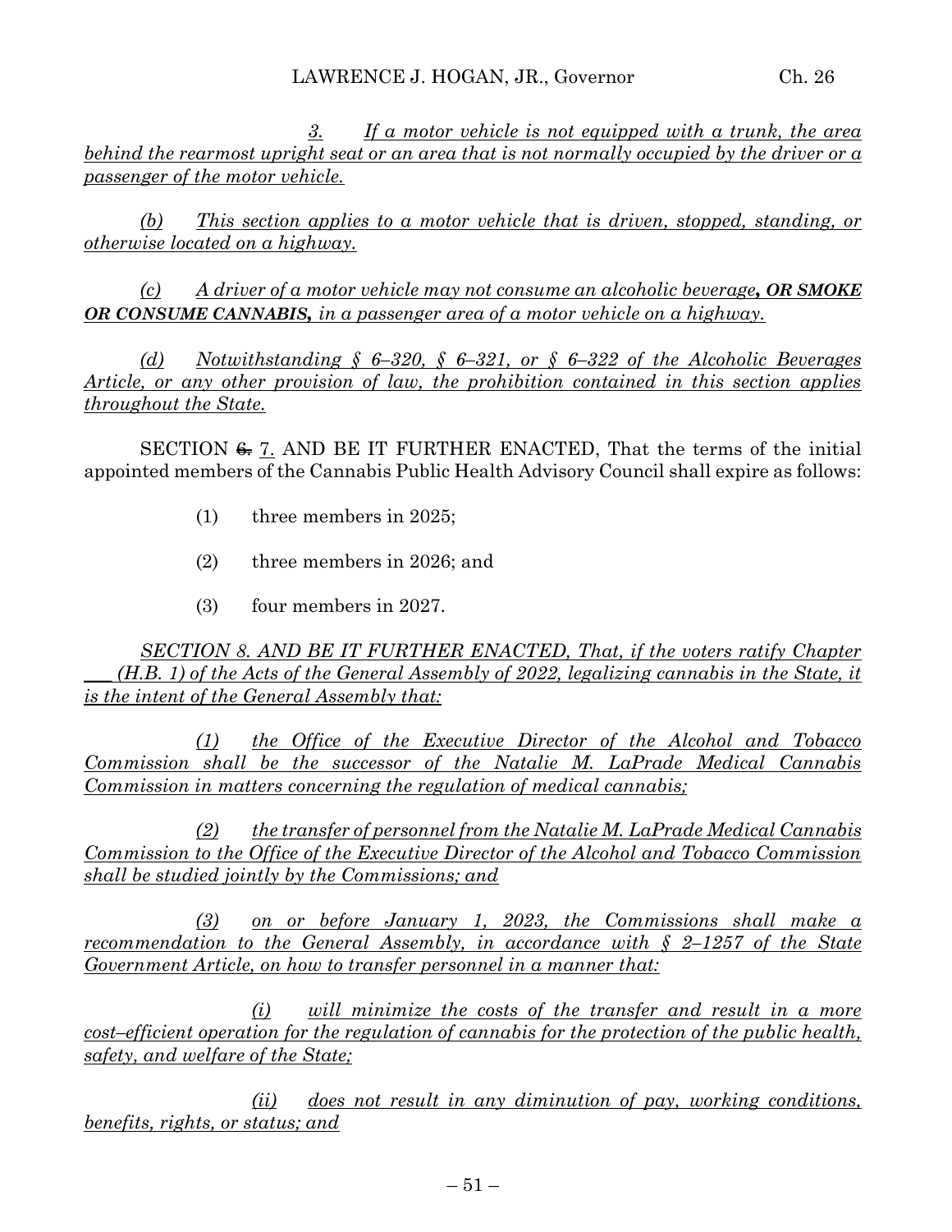3. *If a motor vehicle is not equipped with a trunk, the area behind the rearmost upright seat or an area that is not normally occupied by the driver or a passenger of the motor vehicle.*

*(b) This section applies to a motor vehicle that is driven, stopped, standing, or otherwise located on a highway.*

*(c) A driver of a motor vehicle may not consume an alcoholic beverage**, OR SMOKE OR CONSUME CANNABIS,** in a passenger area of a motor vehicle on a highway.*

*(d) Notwithstanding § 6–320, § 6–321, or § 6–322 of the Alcoholic Beverages Article, or any other provision of law, the prohibition contained in this section applies throughout the State.*

SECTION ~~6.~~ 7. AND BE IT FURTHER ENACTED, That the terms of the initial appointed members of the Cannabis Public Health Advisory Council shall expire as follows:

(1) three members in 2025;

(2) three members in 2026; and

(3) four members in 2027.

*SECTION 8. AND BE IT FURTHER ENACTED, That, if the voters ratify Chapter \_\_\_ (H.B. 1) of the Acts of the General Assembly of 2022, legalizing cannabis in the State, it is the intent of the General Assembly that:*

*(1) the Office of the Executive Director of the Alcohol and Tobacco Commission shall be the successor of the Natalie M. LaPrade Medical Cannabis Commission in matters concerning the regulation of medical cannabis;*

*(2) the transfer of personnel from the Natalie M. LaPrade Medical Cannabis Commission to the Office of the Executive Director of the Alcohol and Tobacco Commission shall be studied jointly by the Commissions; and*

*(3) on or before January 1, 2023, the Commissions shall make a recommendation to the General Assembly, in accordance with § 2–1257 of the State Government Article, on how to transfer personnel in a manner that:*

*(i) will minimize the costs of the transfer and result in a more cost–efficient operation for the regulation of cannabis for the protection of the public health, safety, and welfare of the State;*

*(ii) does not result in any diminution of pay, working conditions, benefits, rights, or status; and*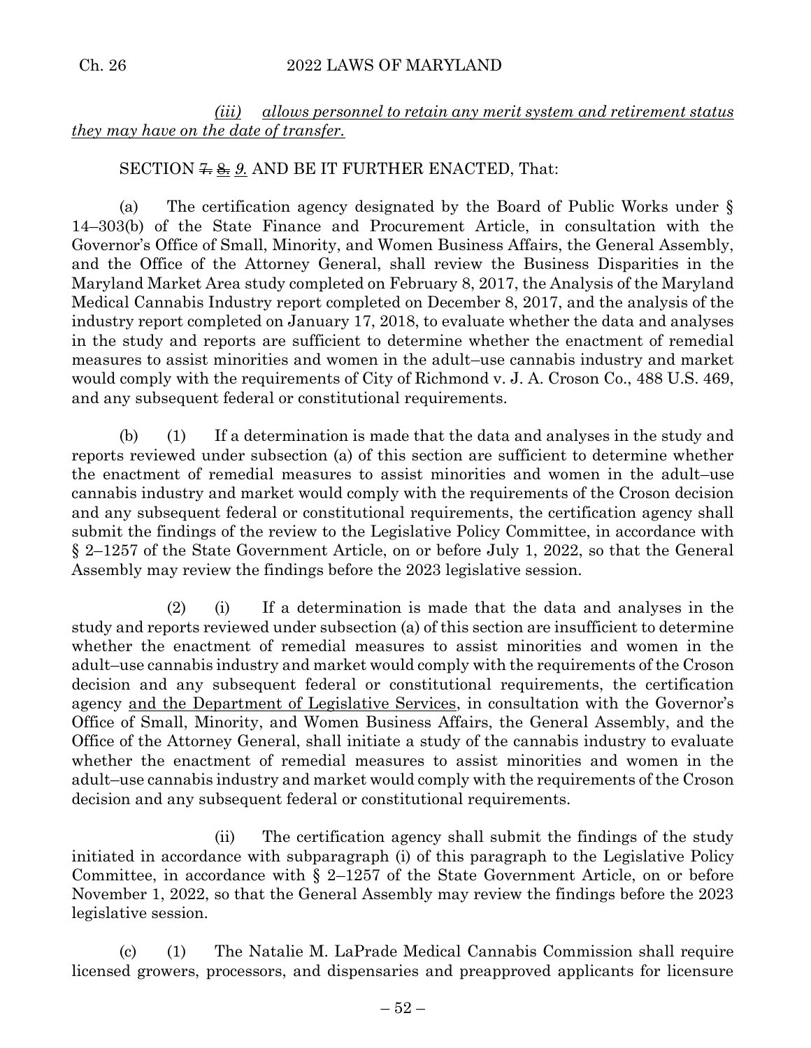*(iii) allows personnel to retain any merit system and retirement status they may have on the date of transfer.*

SECTION ~~7.~~ ~~8.~~ *9.* AND BE IT FURTHER ENACTED, That:

(a) The certification agency designated by the Board of Public Works under § 14–303(b) of the State Finance and Procurement Article, in consultation with the Governor's Office of Small, Minority, and Women Business Affairs, the General Assembly, and the Office of the Attorney General, shall review the Business Disparities in the Maryland Market Area study completed on February 8, 2017, the Analysis of the Maryland Medical Cannabis Industry report completed on December 8, 2017, and the analysis of the industry report completed on January 17, 2018, to evaluate whether the data and analyses in the study and reports are sufficient to determine whether the enactment of remedial measures to assist minorities and women in the adult–use cannabis industry and market would comply with the requirements of City of Richmond v. J. A. Croson Co., 488 U.S. 469, and any subsequent federal or constitutional requirements.

(b) (1) If a determination is made that the data and analyses in the study and reports reviewed under subsection (a) of this section are sufficient to determine whether the enactment of remedial measures to assist minorities and women in the adult–use cannabis industry and market would comply with the requirements of the Croson decision and any subsequent federal or constitutional requirements, the certification agency shall submit the findings of the review to the Legislative Policy Committee, in accordance with § 2–1257 of the State Government Article, on or before July 1, 2022, so that the General Assembly may review the findings before the 2023 legislative session.

(2) (i) If a determination is made that the data and analyses in the study and reports reviewed under subsection (a) of this section are insufficient to determine whether the enactment of remedial measures to assist minorities and women in the adult–use cannabis industry and market would comply with the requirements of the Croson decision and any subsequent federal or constitutional requirements, the certification agency and the Department of Legislative Services, in consultation with the Governor's Office of Small, Minority, and Women Business Affairs, the General Assembly, and the Office of the Attorney General, shall initiate a study of the cannabis industry to evaluate whether the enactment of remedial measures to assist minorities and women in the adult–use cannabis industry and market would comply with the requirements of the Croson decision and any subsequent federal or constitutional requirements.

(ii) The certification agency shall submit the findings of the study initiated in accordance with subparagraph (i) of this paragraph to the Legislative Policy Committee, in accordance with § 2–1257 of the State Government Article, on or before November 1, 2022, so that the General Assembly may review the findings before the 2023 legislative session.

(c) (1) The Natalie M. LaPrade Medical Cannabis Commission shall require licensed growers, processors, and dispensaries and preapproved applicants for licensure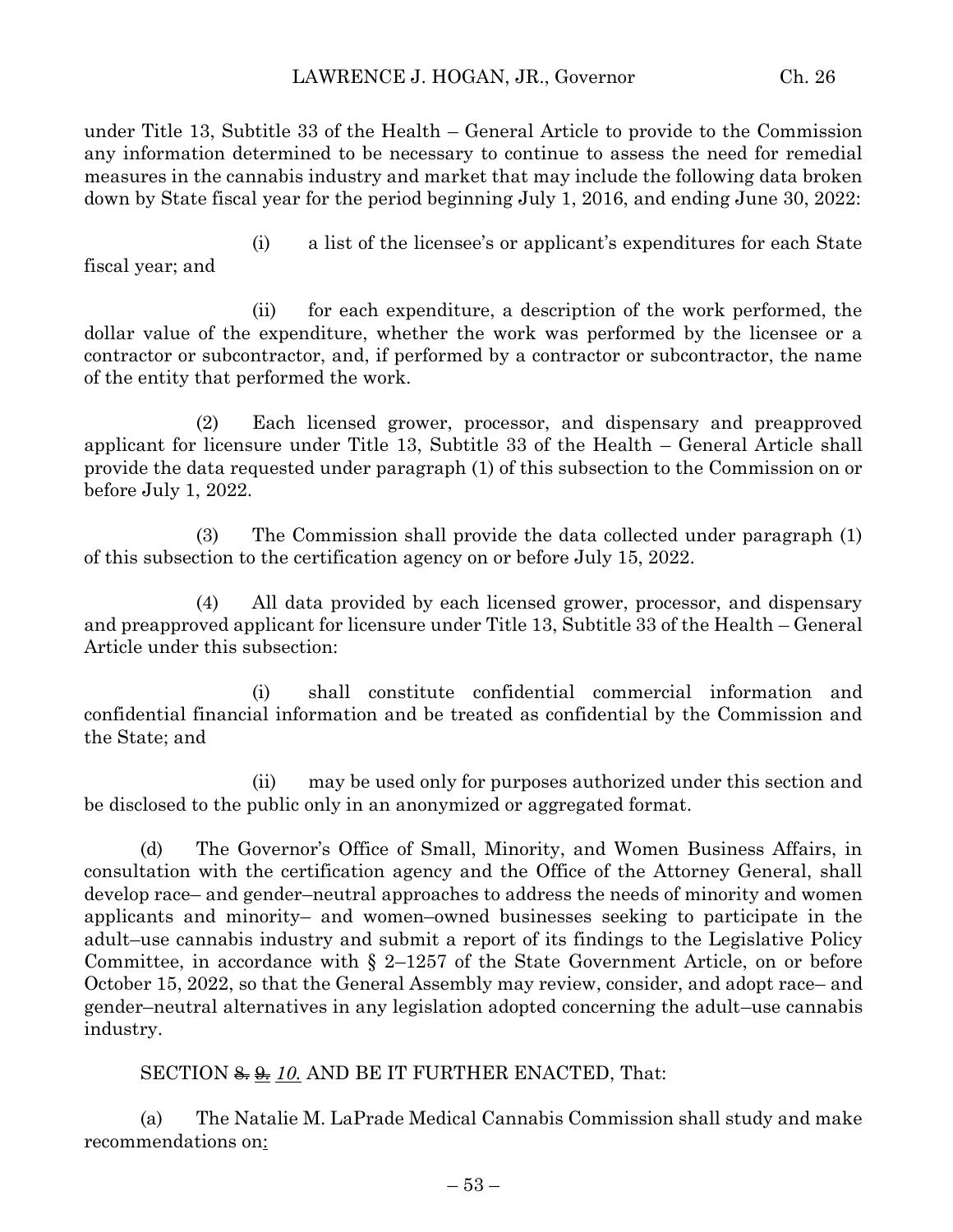under Title 13, Subtitle 33 of the Health – General Article to provide to the Commission any information determined to be necessary to continue to assess the need for remedial measures in the cannabis industry and market that may include the following data broken down by State fiscal year for the period beginning July 1, 2016, and ending June 30, 2022:

(i) a list of the licensee's or applicant's expenditures for each State fiscal year; and

(ii) for each expenditure, a description of the work performed, the dollar value of the expenditure, whether the work was performed by the licensee or a contractor or subcontractor, and, if performed by a contractor or subcontractor, the name of the entity that performed the work.

(2) Each licensed grower, processor, and dispensary and preapproved applicant for licensure under Title 13, Subtitle 33 of the Health – General Article shall provide the data requested under paragraph (1) of this subsection to the Commission on or before July 1, 2022.

(3) The Commission shall provide the data collected under paragraph (1) of this subsection to the certification agency on or before July 15, 2022.

(4) All data provided by each licensed grower, processor, and dispensary and preapproved applicant for licensure under Title 13, Subtitle 33 of the Health – General Article under this subsection:

(i) shall constitute confidential commercial information and confidential financial information and be treated as confidential by the Commission and the State; and

(ii) may be used only for purposes authorized under this section and be disclosed to the public only in an anonymized or aggregated format.

(d) The Governor's Office of Small, Minority, and Women Business Affairs, in consultation with the certification agency and the Office of the Attorney General, shall develop race– and gender–neutral approaches to address the needs of minority and women applicants and minority– and women–owned businesses seeking to participate in the adult–use cannabis industry and submit a report of its findings to the Legislative Policy Committee, in accordance with § 2–1257 of the State Government Article, on or before October 15, 2022, so that the General Assembly may review, consider, and adopt race– and gender–neutral alternatives in any legislation adopted concerning the adult–use cannabis industry.

SECTION ~~8.~~ ~~9.~~ *10.* AND BE IT FURTHER ENACTED, That:

(a) The Natalie M. LaPrade Medical Cannabis Commission shall study and make recommendations on<u>:</u>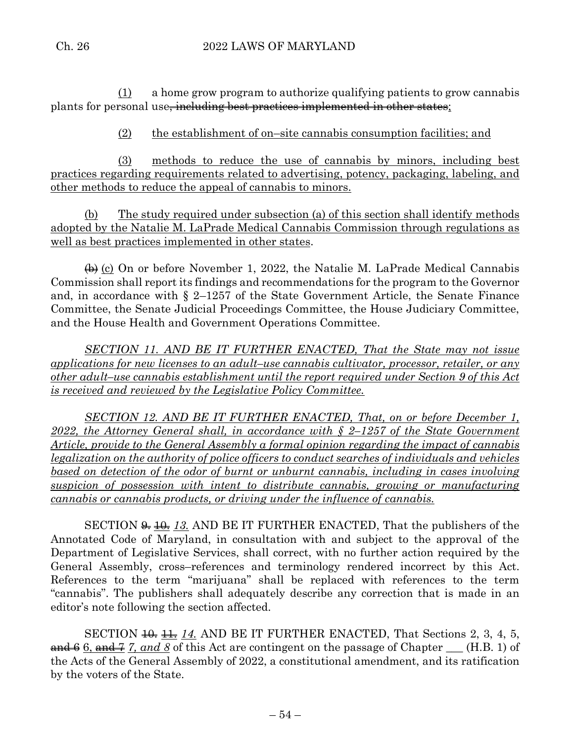(1) a home grow program to authorize qualifying patients to grow cannabis plants for personal use~~, including best practices implemented in other states~~;

(2) the establishment of on–site cannabis consumption facilities; and

(3) methods to reduce the use of cannabis by minors, including best practices regarding requirements related to advertising, potency, packaging, labeling, and other methods to reduce the appeal of cannabis to minors.

(b) The study required under subsection (a) of this section shall identify methods adopted by the Natalie M. LaPrade Medical Cannabis Commission through regulations as well as best practices implemented in other states.

~~(b)~~ (c) On or before November 1, 2022, the Natalie M. LaPrade Medical Cannabis Commission shall report its findings and recommendations for the program to the Governor and, in accordance with § 2–1257 of the State Government Article, the Senate Finance Committee, the Senate Judicial Proceedings Committee, the House Judiciary Committee, and the House Health and Government Operations Committee.

*SECTION 11. AND BE IT FURTHER ENACTED, That the State may not issue applications for new licenses to an adult–use cannabis cultivator, processor, retailer, or any other adult–use cannabis establishment until the report required under Section 9 of this Act is received and reviewed by the Legislative Policy Committee.*

*SECTION 12. AND BE IT FURTHER ENACTED, That, on or before December 1, 2022, the Attorney General shall, in accordance with § 2–1257 of the State Government Article, provide to the General Assembly a formal opinion regarding the impact of cannabis legalization on the authority of police officers to conduct searches of individuals and vehicles based on detection of the odor of burnt or unburnt cannabis, including in cases involving suspicion of possession with intent to distribute cannabis, growing or manufacturing cannabis or cannabis products, or driving under the influence of cannabis.*

SECTION ~~9.~~ ~~10.~~ *13.* AND BE IT FURTHER ENACTED, That the publishers of the Annotated Code of Maryland, in consultation with and subject to the approval of the Department of Legislative Services, shall correct, with no further action required by the General Assembly, cross–references and terminology rendered incorrect by this Act. References to the term "marijuana" shall be replaced with references to the term "cannabis". The publishers shall adequately describe any correction that is made in an editor's note following the section affected.

SECTION ~~10.~~ ~~11.~~ *14.* AND BE IT FURTHER ENACTED, That Sections 2, 3, 4, 5, ~~and 6~~ 6, ~~and 7~~ *7, and 8* of this Act are contingent on the passage of Chapter ___ (H.B. 1) of the Acts of the General Assembly of 2022, a constitutional amendment, and its ratification by the voters of the State.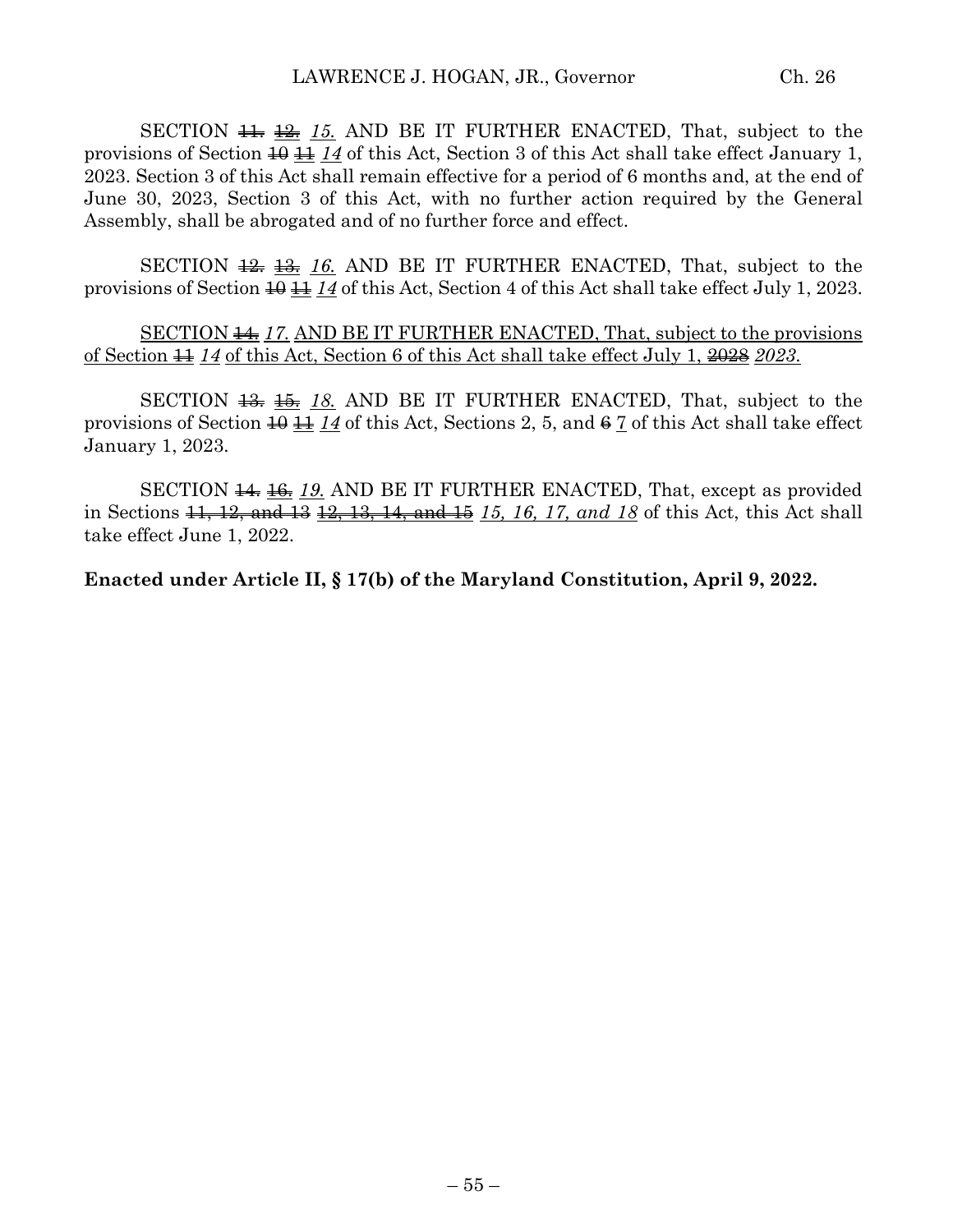SECTION ~~11.~~ ~~12.~~ *15.* AND BE IT FURTHER ENACTED, That, subject to the provisions of Section ~~10~~ ~~11~~ *14* of this Act, Section 3 of this Act shall take effect January 1, 2023. Section 3 of this Act shall remain effective for a period of 6 months and, at the end of June 30, 2023, Section 3 of this Act, with no further action required by the General Assembly, shall be abrogated and of no further force and effect.

SECTION ~~12.~~ ~~13.~~ *16.* AND BE IT FURTHER ENACTED, That, subject to the provisions of Section ~~10~~ ~~11~~ *14* of this Act, Section 4 of this Act shall take effect July 1, 2023.

<u>SECTION ~~14.~~ *17.* AND BE IT FURTHER ENACTED, That, subject to the provisions of Section ~~11~~ *14* of this Act, Section 6 of this Act shall take effect July 1, ~~2028~~ *2023.*</u>

SECTION ~~13.~~ ~~15.~~ *18.* AND BE IT FURTHER ENACTED, That, subject to the provisions of Section ~~10~~ ~~11~~ *14* of this Act, Sections 2, 5, and ~~6~~ <u>7</u> of this Act shall take effect January 1, 2023.

SECTION ~~14.~~ ~~16.~~ *19.* AND BE IT FURTHER ENACTED, That, except as provided in Sections ~~11, 12, and 13~~ ~~12, 13, 14, and 15~~ *15, 16, 17, and 18* of this Act, this Act shall take effect June 1, 2022.

**Enacted under Article II, § 17(b) of the Maryland Constitution, April 9, 2022.**